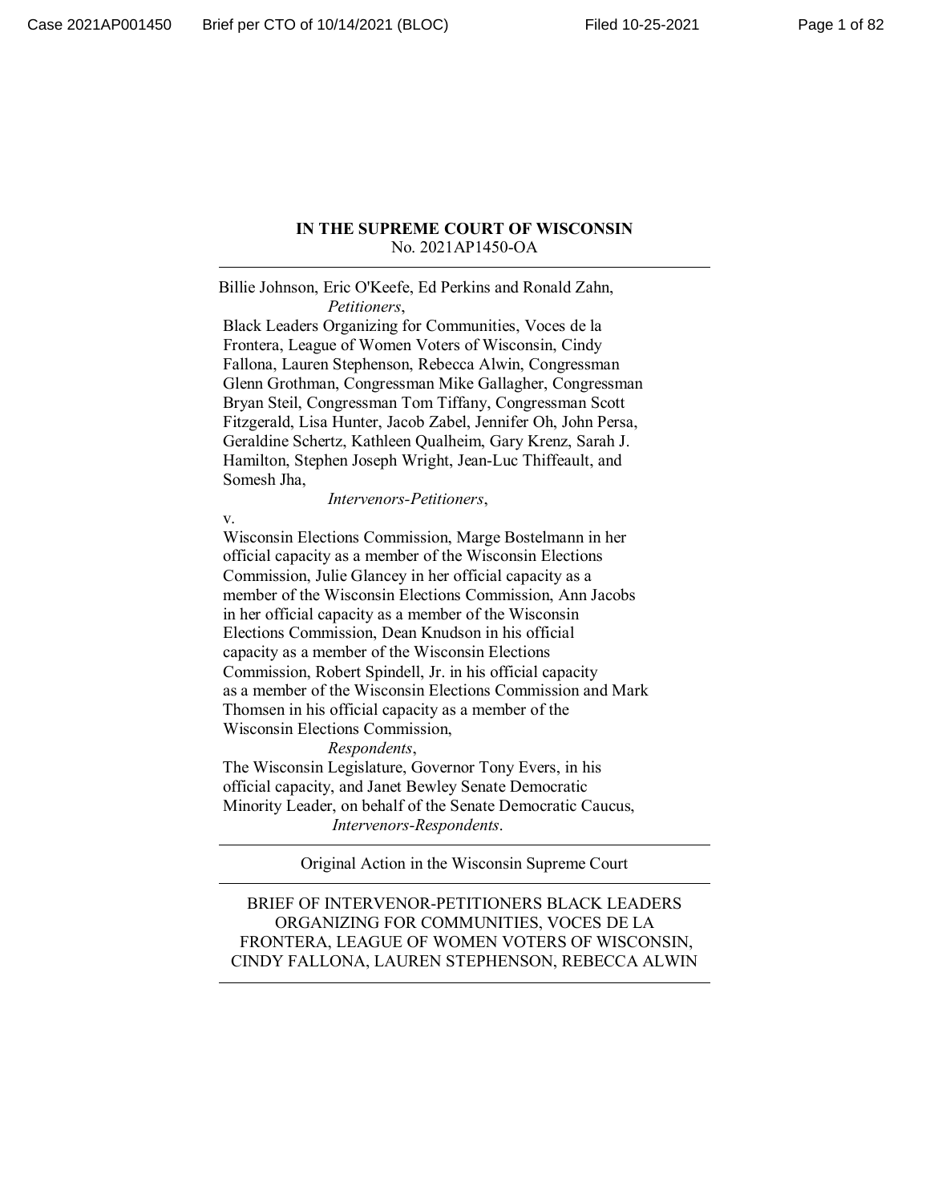**IN THE SUPREME COURT OF WISCONSIN**
No. 2021AP1450-OA

---

Billie Johnson, Eric O'Keefe, Ed Perkins and Ronald Zahn,
*Petitioners*,

Black Leaders Organizing for Communities, Voces de la Frontera, League of Women Voters of Wisconsin, Cindy Fallona, Lauren Stephenson, Rebecca Alwin, Congressman Glenn Grothman, Congressman Mike Gallagher, Congressman Bryan Steil, Congressman Tom Tiffany, Congressman Scott Fitzgerald, Lisa Hunter, Jacob Zabel, Jennifer Oh, John Persa, Geraldine Schertz, Kathleen Qualheim, Gary Krenz, Sarah J. Hamilton, Stephen Joseph Wright, Jean-Luc Thiffeault, and Somesh Jha,
*Intervenors-Petitioners*,

v.

Wisconsin Elections Commission, Marge Bostelmann in her official capacity as a member of the Wisconsin Elections Commission, Julie Glancey in her official capacity as a member of the Wisconsin Elections Commission, Ann Jacobs in her official capacity as a member of the Wisconsin Elections Commission, Dean Knudson in his official capacity as a member of the Wisconsin Elections Commission, Robert Spindell, Jr. in his official capacity as a member of the Wisconsin Elections Commission and Mark Thomsen in his official capacity as a member of the Wisconsin Elections Commission,
*Respondents*,

The Wisconsin Legislature, Governor Tony Evers, in his official capacity, and Janet Bewley Senate Democratic Minority Leader, on behalf of the Senate Democratic Caucus,
*Intervenors-Respondents*.

---

Original Action in the Wisconsin Supreme Court

---

BRIEF OF INTERVENOR-PETITIONERS BLACK LEADERS ORGANIZING FOR COMMUNITIES, VOCES DE LA FRONTERA, LEAGUE OF WOMEN VOTERS OF WISCONSIN, CINDY FALLONA, LAUREN STEPHENSON, REBECCA ALWIN

---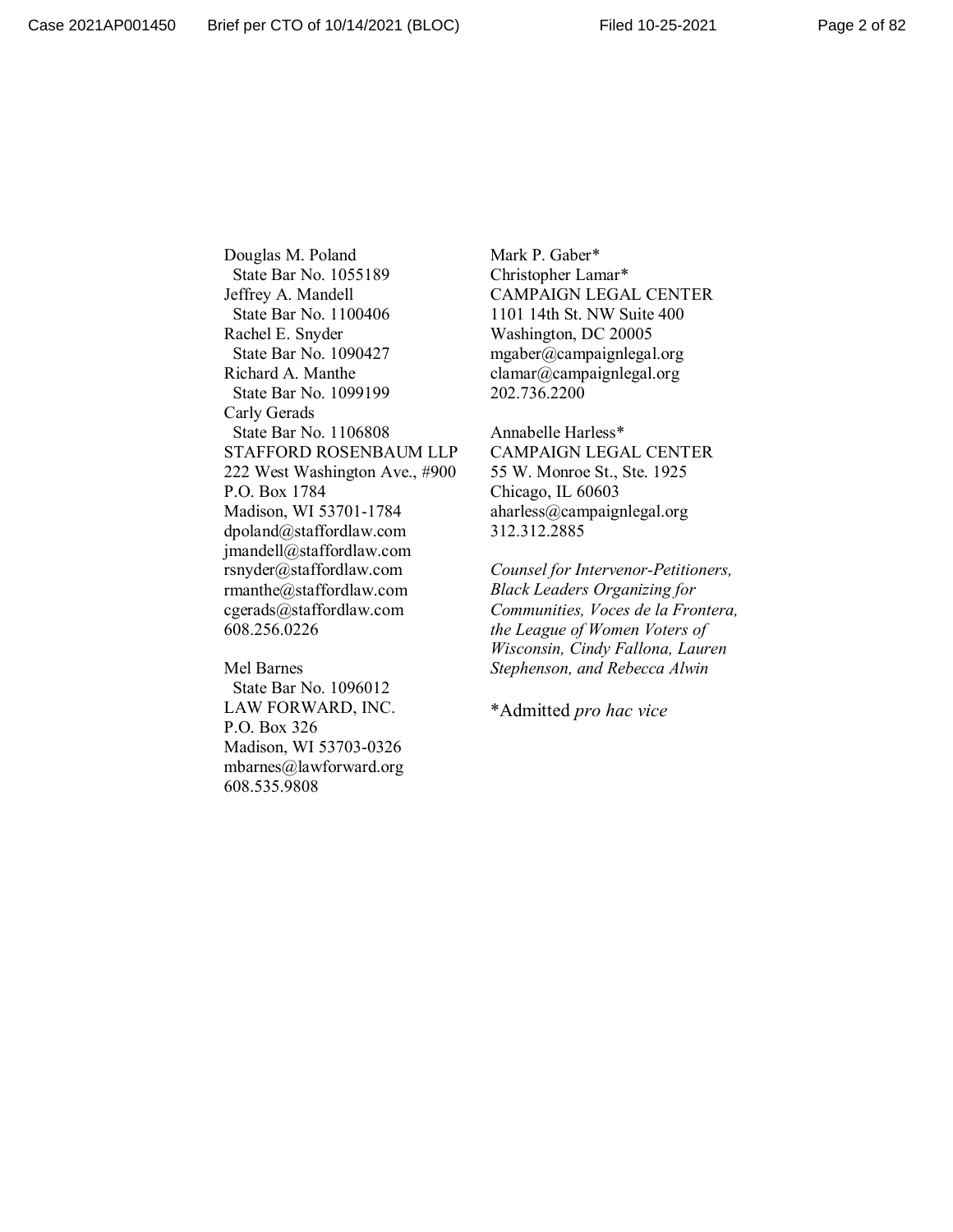Douglas M. Poland
State Bar No. 1055189
Jeffrey A. Mandell
State Bar No. 1100406
Rachel E. Snyder
State Bar No. 1090427
Richard A. Manthe
State Bar No. 1099199
Carly Gerads
State Bar No. 1106808
STAFFORD ROSENBAUM LLP
222 West Washington Ave., #900
P.O. Box 1784
Madison, WI 53701-1784
dpoland@staffordlaw.com
jmandell@staffordlaw.com
rsnyder@staffordlaw.com
rmanthe@staffordlaw.com
cgerads@staffordlaw.com
608.256.0226

Mel Barnes
State Bar No. 1096012
LAW FORWARD, INC.
P.O. Box 326
Madison, WI 53703-0326
mbarnes@lawforward.org
608.535.9808

Mark P. Gaber*
Christopher Lamar*
CAMPAIGN LEGAL CENTER
1101 14th St. NW Suite 400
Washington, DC 20005
mgaber@campaignlegal.org
clamar@campaignlegal.org
202.736.2200

Annabelle Harless*
CAMPAIGN LEGAL CENTER
55 W. Monroe St., Ste. 1925
Chicago, IL 60603
aharless@campaignlegal.org
312.312.2885

*Counsel for Intervenor-Petitioners, Black Leaders Organizing for Communities, Voces de la Frontera, the League of Women Voters of Wisconsin, Cindy Fallona, Lauren Stephenson, and Rebecca Alwin*

*Admitted *pro hac vice*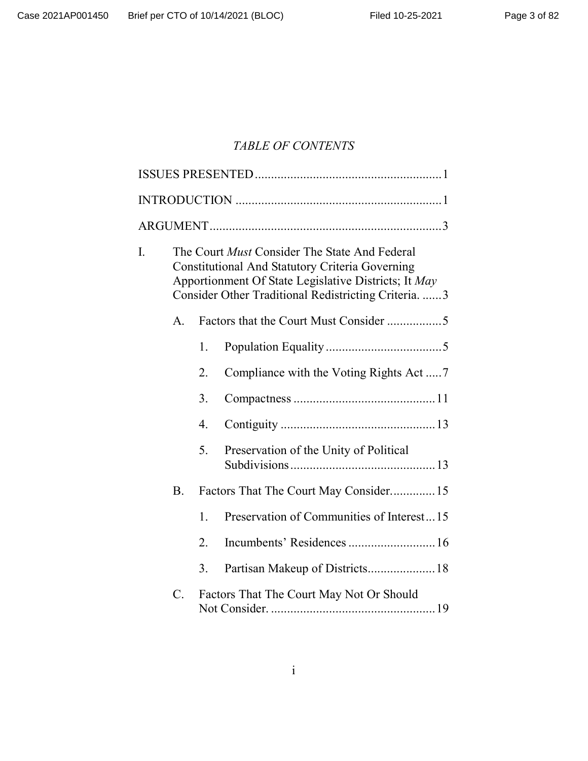## *TABLE OF CONTENTS*

ISSUES PRESENTED .......................................................... 1

INTRODUCTION ............................................................... 1

ARGUMENT ........................................................................ 3

I. The Court *Must* Consider The State And Federal Constitutional And Statutory Criteria Governing Apportionment Of State Legislative Districts; It *May* Consider Other Traditional Redistricting Criteria. ...... 3

   A. Factors that the Court Must Consider ................. 5

      1. Population Equality .................................... 5

      2. Compliance with the Voting Rights Act ..... 7

      3. Compactness ............................................ 11

      4. Contiguity ................................................ 13

      5. Preservation of the Unity of Political Subdivisions ............................................. 13

   B. Factors That The Court May Consider. ............. 15

      1. Preservation of Communities of Interest ... 15

      2. Incumbents' Residences ........................... 16

      3. Partisan Makeup of Districts..................... 18

   C. Factors That The Court May Not Or Should Not Consider. .................................................. 19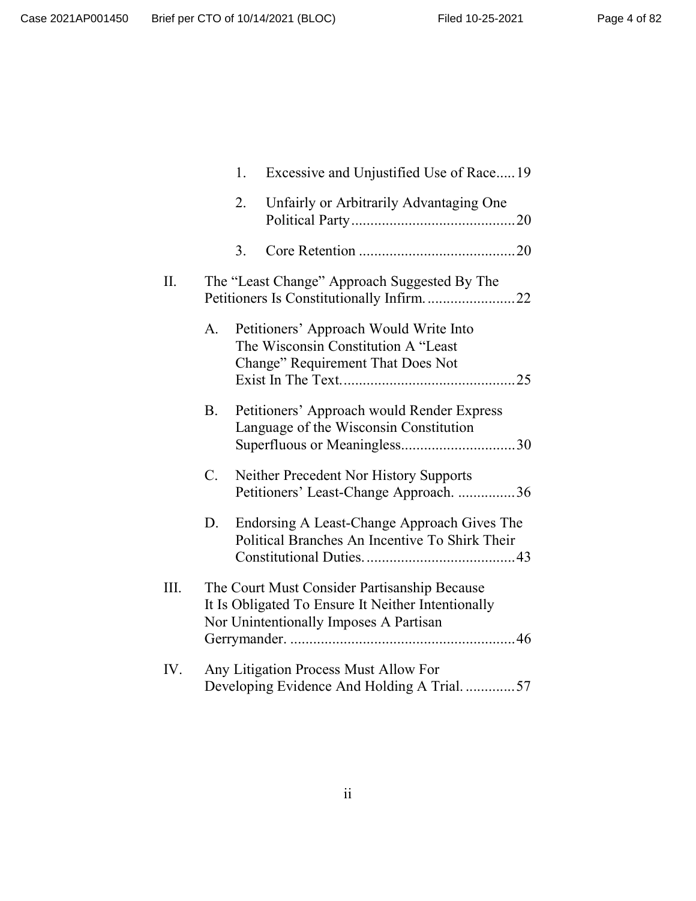1. Excessive and Unjustified Use of Race.....19

2. Unfairly or Arbitrarily Advantaging One Political Party...........................................20

3. Core Retention .........................................20

II. The "Least Change" Approach Suggested By The Petitioners Is Constitutionally Infirm. ......................22

A. Petitioners' Approach Would Write Into The Wisconsin Constitution A "Least Change" Requirement That Does Not Exist In The Text.............................................25

B. Petitioners' Approach would Render Express Language of the Wisconsin Constitution Superfluous or Meaningless..............................30

C. Neither Precedent Nor History Supports Petitioners' Least-Change Approach. ...............36

D. Endorsing A Least-Change Approach Gives The Political Branches An Incentive To Shirk Their Constitutional Duties. ......................................43

III. The Court Must Consider Partisanship Because It Is Obligated To Ensure It Neither Intentionally Nor Unintentionally Imposes A Partisan Gerrymander. ..........................................................46

IV. Any Litigation Process Must Allow For Developing Evidence And Holding A Trial. .............57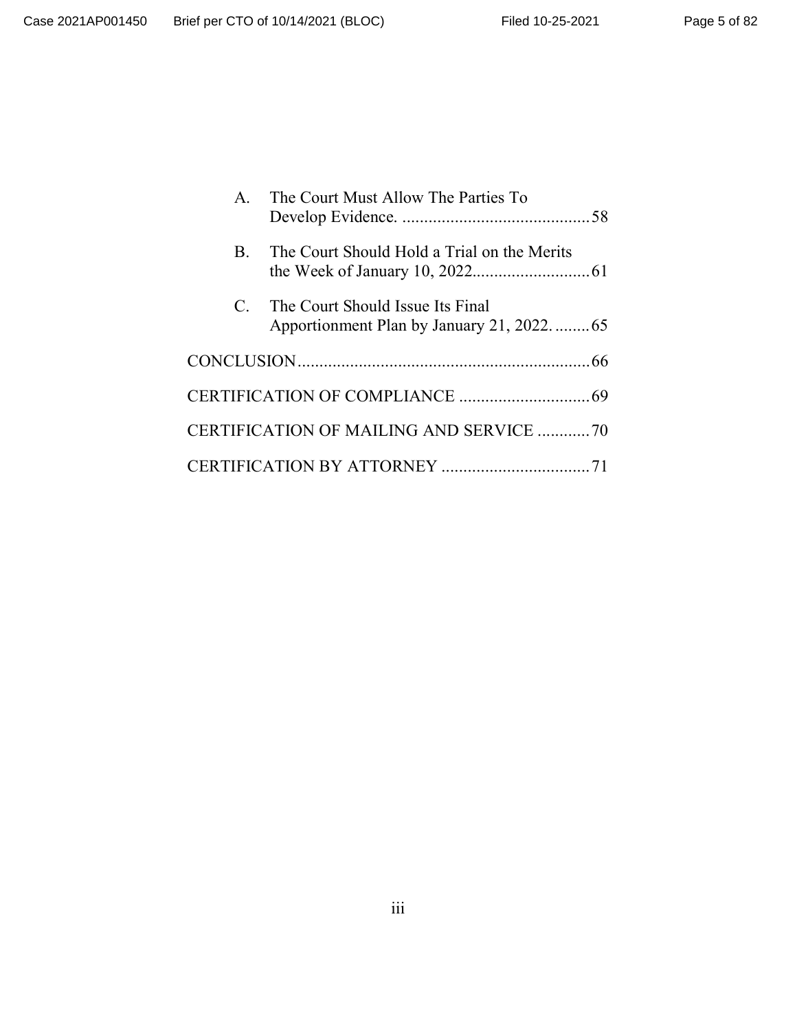A. The Court Must Allow The Parties To Develop Evidence. ........................................... 58

B. The Court Should Hold a Trial on the Merits the Week of January 10, 2022........................... 61

C. The Court Should Issue Its Final Apportionment Plan by January 21, 2022. ........ 65

CONCLUSION................................................................... 66

CERTIFICATION OF COMPLIANCE .............................. 69

CERTIFICATION OF MAILING AND SERVICE ............ 70

CERTIFICATION BY ATTORNEY .................................. 71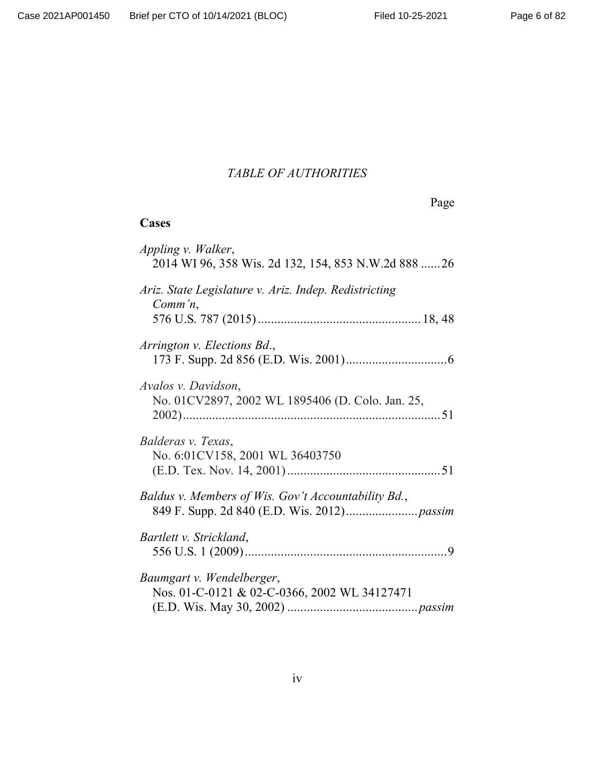*TABLE OF AUTHORITIES*

Page

**Cases**

*Appling v. Walker*,
2014 WI 96, 358 Wis. 2d 132, 154, 853 N.W.2d 888 ......26

*Ariz. State Legislature v. Ariz. Indep. Redistricting Comm'n*,
576 U.S. 787 (2015) ................................................. 18, 48

*Arrington v. Elections Bd.*,
173 F. Supp. 2d 856 (E.D. Wis. 2001) ...............................6

*Avalos v. Davidson*,
No. 01CV2897, 2002 WL 1895406 (D. Colo. Jan. 25, 2002) ............................................................................... 51

*Balderas v. Texas*,
No. 6:01CV158, 2001 WL 36403750 (E.D. Tex. Nov. 14, 2001) ............................................... 51

*Baldus v. Members of Wis. Gov't Accountability Bd.*,
849 F. Supp. 2d 840 (E.D. Wis. 2012) ...................... *passim*

*Bartlett v. Strickland*,
556 U.S. 1 (2009) ..............................................................9

*Baumgart v. Wendelberger*,
Nos. 01-C-0121 & 02-C-0366, 2002 WL 34127471 (E.D. Wis. May 30, 2002) ........................................ *passim*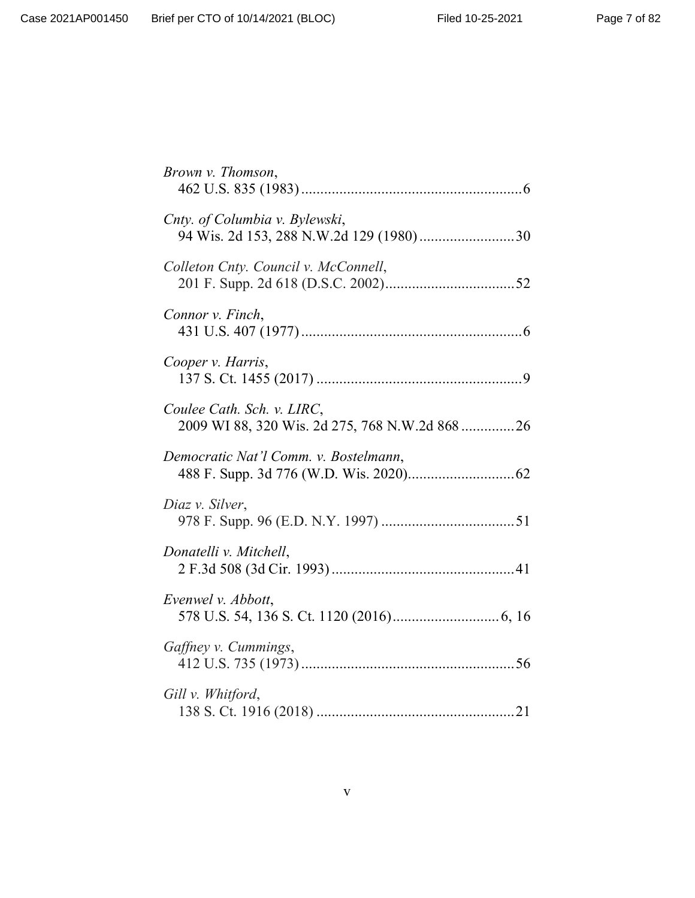*Brown v. Thomson*,
462 U.S. 835 (1983) .......................................................... 6

*Cnty. of Columbia v. Bylewski*,
94 Wis. 2d 153, 288 N.W.2d 129 (1980) ......................... 30

*Colleton Cnty. Council v. McConnell*,
201 F. Supp. 2d 618 (D.S.C. 2002) .................................. 52

*Connor v. Finch*,
431 U.S. 407 (1977) .......................................................... 6

*Cooper v. Harris*,
137 S. Ct. 1455 (2017) ...................................................... 9

*Coulee Cath. Sch. v. LIRC*,
2009 WI 88, 320 Wis. 2d 275, 768 N.W.2d 868 ............. 26

*Democratic Nat'l Comm. v. Bostelmann*,
488 F. Supp. 3d 776 (W.D. Wis. 2020) ............................ 62

*Diaz v. Silver*,
978 F. Supp. 96 (E.D. N.Y. 1997) ................................... 51

*Donatelli v. Mitchell*,
2 F.3d 508 (3d Cir. 1993) ................................................ 41

*Evenwel v. Abbott*,
578 U.S. 54, 136 S. Ct. 1120 (2016) ............................ 6, 16

*Gaffney v. Cummings*,
412 U.S. 735 (1973) ........................................................ 56

*Gill v. Whitford*,
138 S. Ct. 1916 (2018) .................................................... 21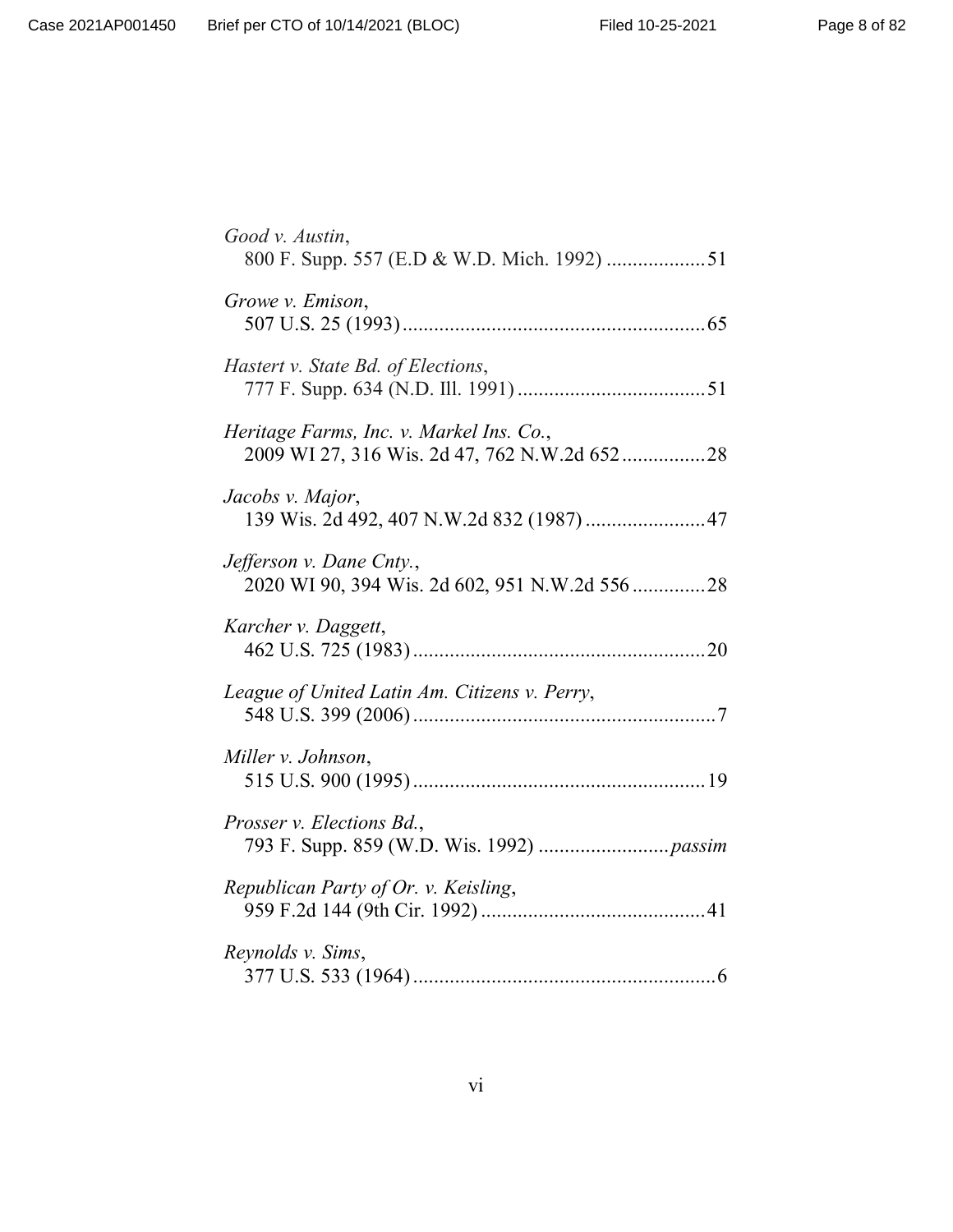*Good v. Austin*,
800 F. Supp. 557 (E.D & W.D. Mich. 1992) ...................51

*Growe v. Emison*,
507 U.S. 25 (1993)..........................................................65

*Hastert v. State Bd. of Elections*,
777 F. Supp. 634 (N.D. Ill. 1991)....................................51

*Heritage Farms, Inc. v. Markel Ins. Co.*,
2009 WI 27, 316 Wis. 2d 47, 762 N.W.2d 652................28

*Jacobs v. Major*,
139 Wis. 2d 492, 407 N.W.2d 832 (1987).......................47

*Jefferson v. Dane Cnty.*,
2020 WI 90, 394 Wis. 2d 602, 951 N.W.2d 556..............28

*Karcher v. Daggett*,
462 U.S. 725 (1983)........................................................20

*League of United Latin Am. Citizens v. Perry*,
548 U.S. 399 (2006)..........................................................7

*Miller v. Johnson*,
515 U.S. 900 (1995)........................................................19

*Prosser v. Elections Bd.*,
793 F. Supp. 859 (W.D. Wis. 1992) .........................*passim*

*Republican Party of Or. v. Keisling*,
959 F.2d 144 (9th Cir. 1992)...........................................41

*Reynolds v. Sims*,
377 U.S. 533 (1964)..........................................................6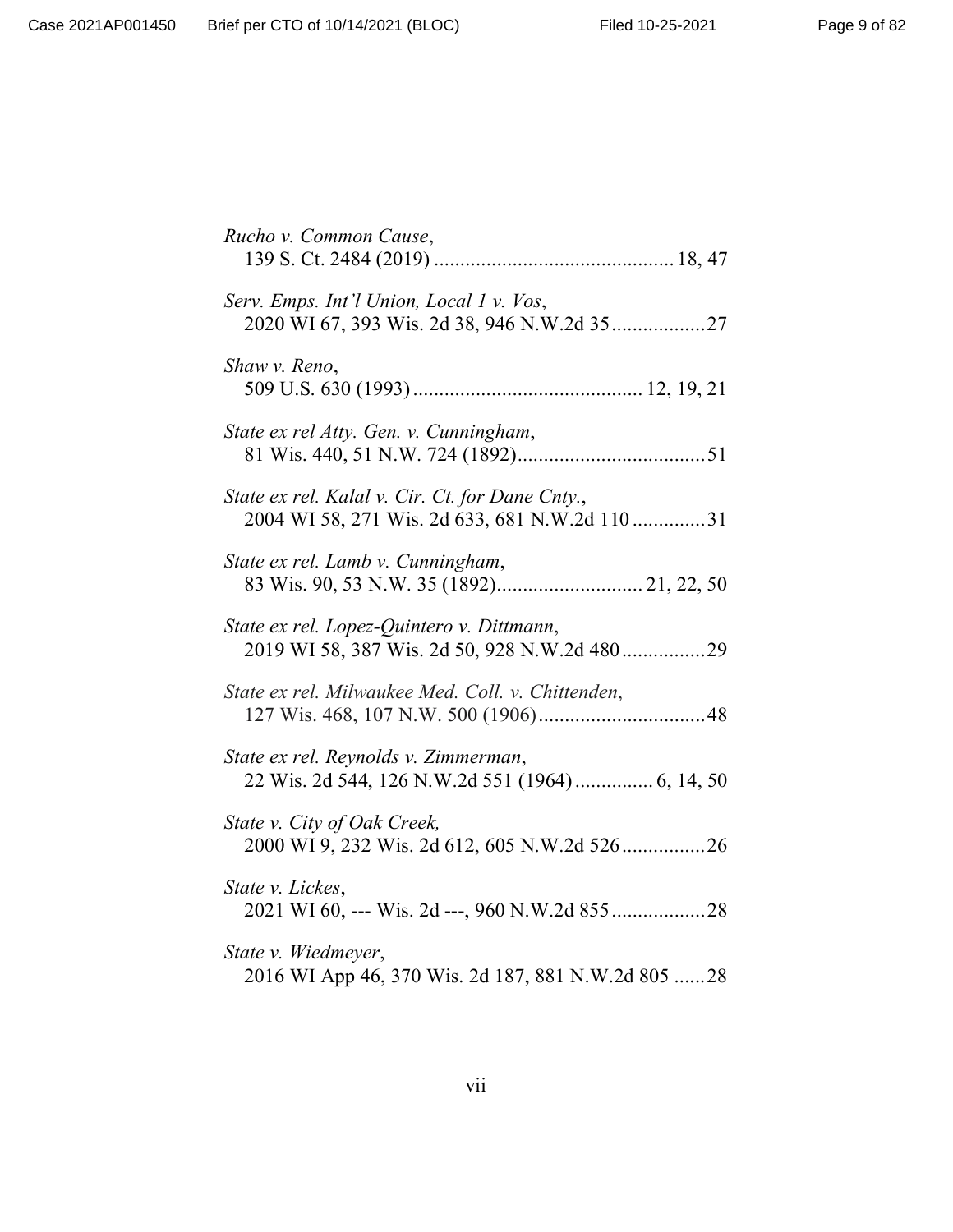*Rucho v. Common Cause*,
139 S. Ct. 2484 (2019) .............................................. 18, 47

*Serv. Emps. Int'l Union, Local 1 v. Vos*,
2020 WI 67, 393 Wis. 2d 38, 946 N.W.2d 35 .................. 27

*Shaw v. Reno*,
509 U.S. 630 (1993) ............................................ 12, 19, 21

*State ex rel Atty. Gen. v. Cunningham*,
81 Wis. 440, 51 N.W. 724 (1892) .................................... 51

*State ex rel. Kalal v. Cir. Ct. for Dane Cnty.*,
2004 WI 58, 271 Wis. 2d 633, 681 N.W.2d 110 .............. 31

*State ex rel. Lamb v. Cunningham*,
83 Wis. 90, 53 N.W. 35 (1892) ............................ 21, 22, 50

*State ex rel. Lopez-Quintero v. Dittmann*,
2019 WI 58, 387 Wis. 2d 50, 928 N.W.2d 480 ................ 29

*State ex rel. Milwaukee Med. Coll. v. Chittenden*,
127 Wis. 468, 107 N.W. 500 (1906) ................................ 48

*State ex rel. Reynolds v. Zimmerman*,
22 Wis. 2d 544, 126 N.W.2d 551 (1964) ............... 6, 14, 50

*State v. City of Oak Creek*,
2000 WI 9, 232 Wis. 2d 612, 605 N.W.2d 526 ................ 26

*State v. Lickes*,
2021 WI 60, --- Wis. 2d ---, 960 N.W.2d 855 .................. 28

*State v. Wiedmeyer*,
2016 WI App 46, 370 Wis. 2d 187, 881 N.W.2d 805 ...... 28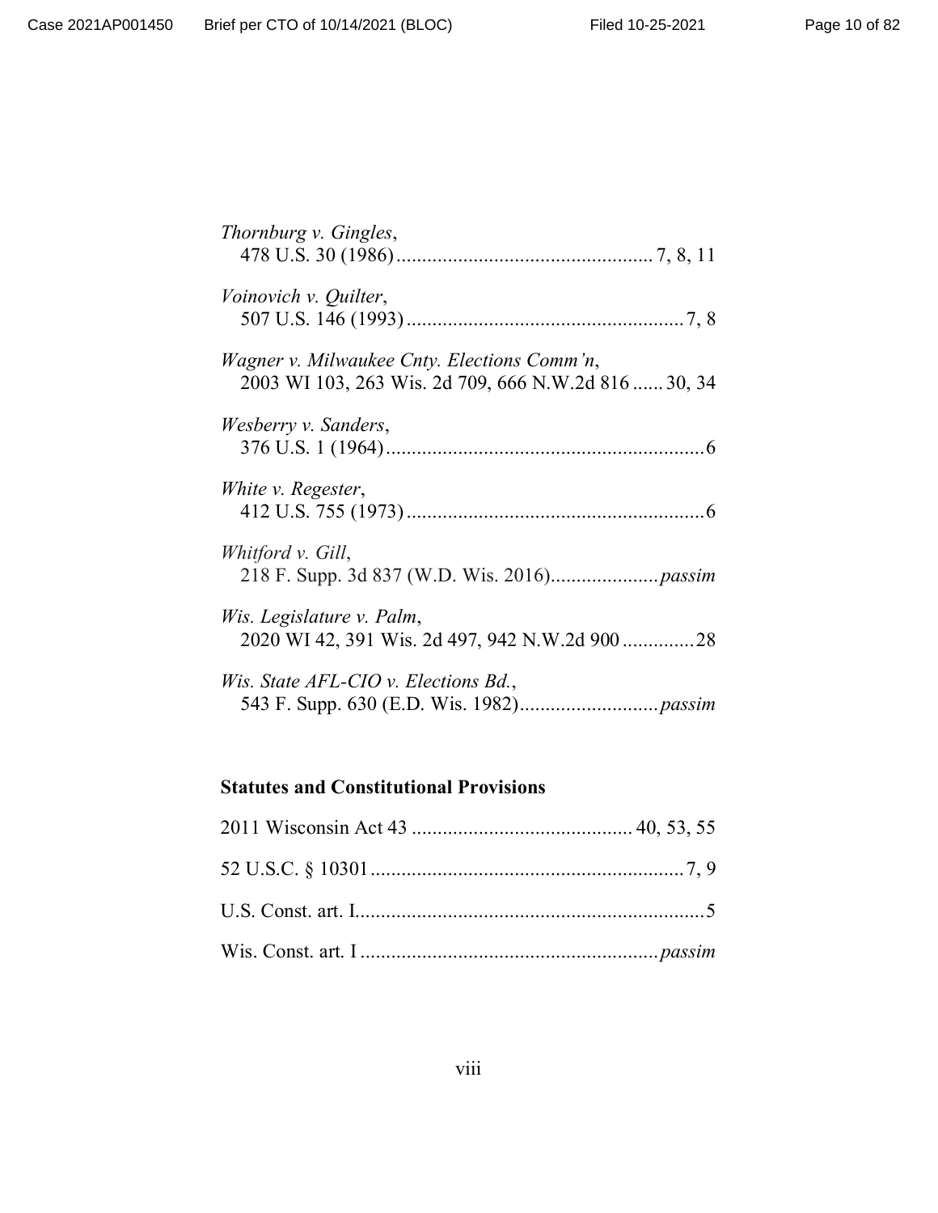*Thornburg v. Gingles*,
478 U.S. 30 (1986) .................................................. 7, 8, 11

*Voinovich v. Quilter*,
507 U.S. 146 (1993) ...................................................... 7, 8

*Wagner v. Milwaukee Cnty. Elections Comm'n*,
2003 WI 103, 263 Wis. 2d 709, 666 N.W.2d 816 ...... 30, 34

*Wesberry v. Sanders*,
376 U.S. 1 (1964) .............................................................. 6

*White v. Regester*,
412 U.S. 755 (1973) .......................................................... 6

*Whitford v. Gill*,
218 F. Supp. 3d 837 (W.D. Wis. 2016) ..................... *passim*

*Wis. Legislature v. Palm*,
2020 WI 42, 391 Wis. 2d 497, 942 N.W.2d 900 .............. 28

*Wis. State AFL-CIO v. Elections Bd.*,
543 F. Supp. 630 (E.D. Wis. 1982) ........................... *passim*

**Statutes and Constitutional Provisions**

2011 Wisconsin Act 43 ........................................... 40, 53, 55

52 U.S.C. § 10301 ............................................................ 7, 9

U.S. Const. art. I.................................................................... 5

Wis. Const. art. I .......................................................... *passim*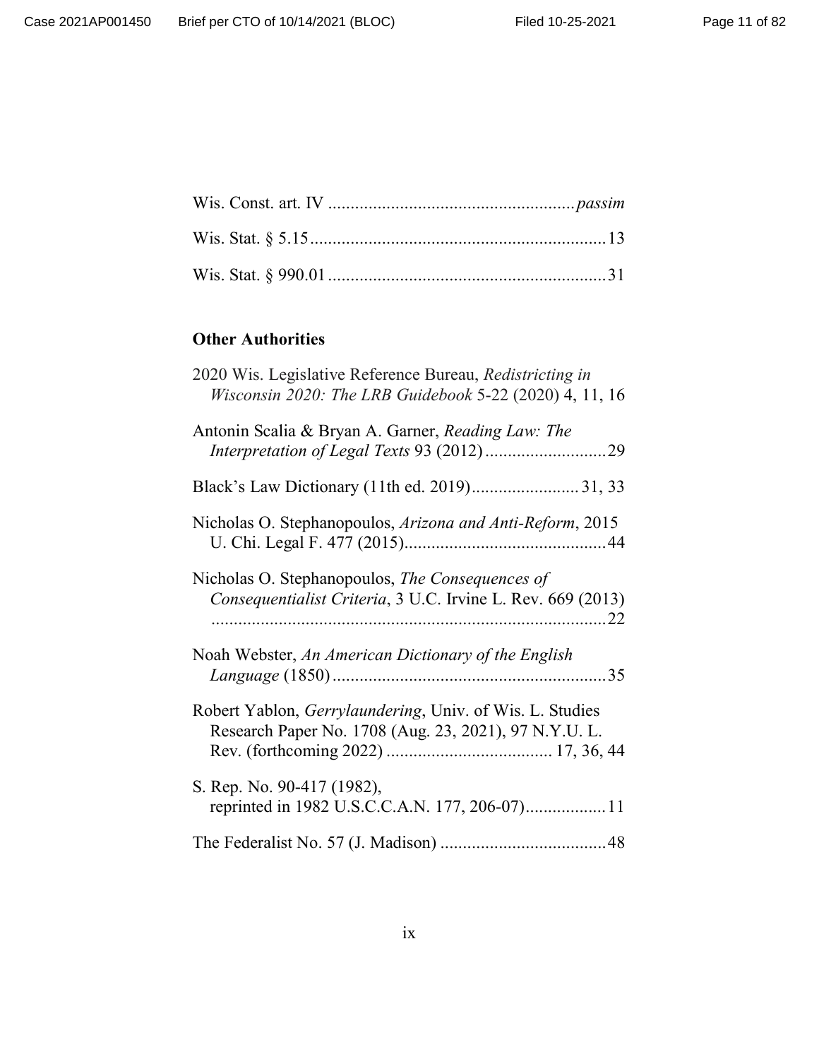Wis. Const. art. IV ....................................................... *passim*

Wis. Stat. § 5.15.................................................................13

Wis. Stat. § 990.01.............................................................31

**Other Authorities**

2020 Wis. Legislative Reference Bureau, *Redistricting in Wisconsin 2020: The LRB Guidebook* 5-22 (2020) 4, 11, 16

Antonin Scalia & Bryan A. Garner, *Reading Law: The Interpretation of Legal Texts* 93 (2012)...........................29

Black's Law Dictionary (11th ed. 2019)........................31, 33

Nicholas O. Stephanopoulos, *Arizona and Anti-Reform*, 2015 U. Chi. Legal F. 477 (2015)............................................44

Nicholas O. Stephanopoulos, *The Consequences of Consequentialist Criteria*, 3 U.C. Irvine L. Rev. 669 (2013) .........................................................................................22

Noah Webster, *An American Dictionary of the English Language* (1850)............................................................35

Robert Yablon, *Gerrylaundering*, Univ. of Wis. L. Studies Research Paper No. 1708 (Aug. 23, 2021), 97 N.Y.U. L. Rev. (forthcoming 2022) .................................... 17, 36, 44

S. Rep. No. 90-417 (1982), reprinted in 1982 U.S.C.C.A.N. 177, 206-07)..................11

The Federalist No. 57 (J. Madison) .....................................48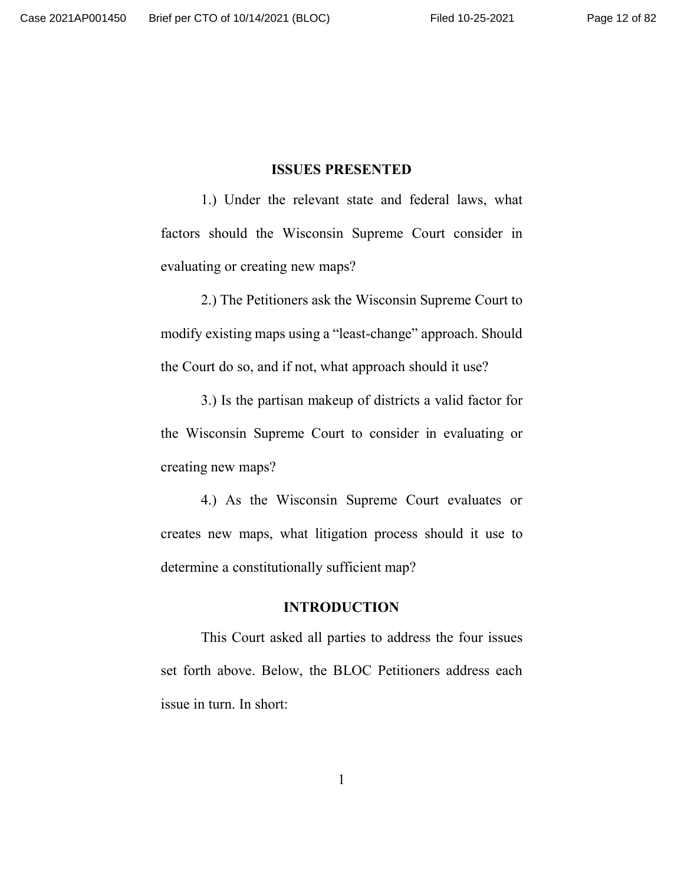## ISSUES PRESENTED

1.) Under the relevant state and federal laws, what factors should the Wisconsin Supreme Court consider in evaluating or creating new maps?

2.) The Petitioners ask the Wisconsin Supreme Court to modify existing maps using a "least-change" approach. Should the Court do so, and if not, what approach should it use?

3.) Is the partisan makeup of districts a valid factor for the Wisconsin Supreme Court to consider in evaluating or creating new maps?

4.) As the Wisconsin Supreme Court evaluates or creates new maps, what litigation process should it use to determine a constitutionally sufficient map?

## INTRODUCTION

This Court asked all parties to address the four issues set forth above. Below, the BLOC Petitioners address each issue in turn. In short: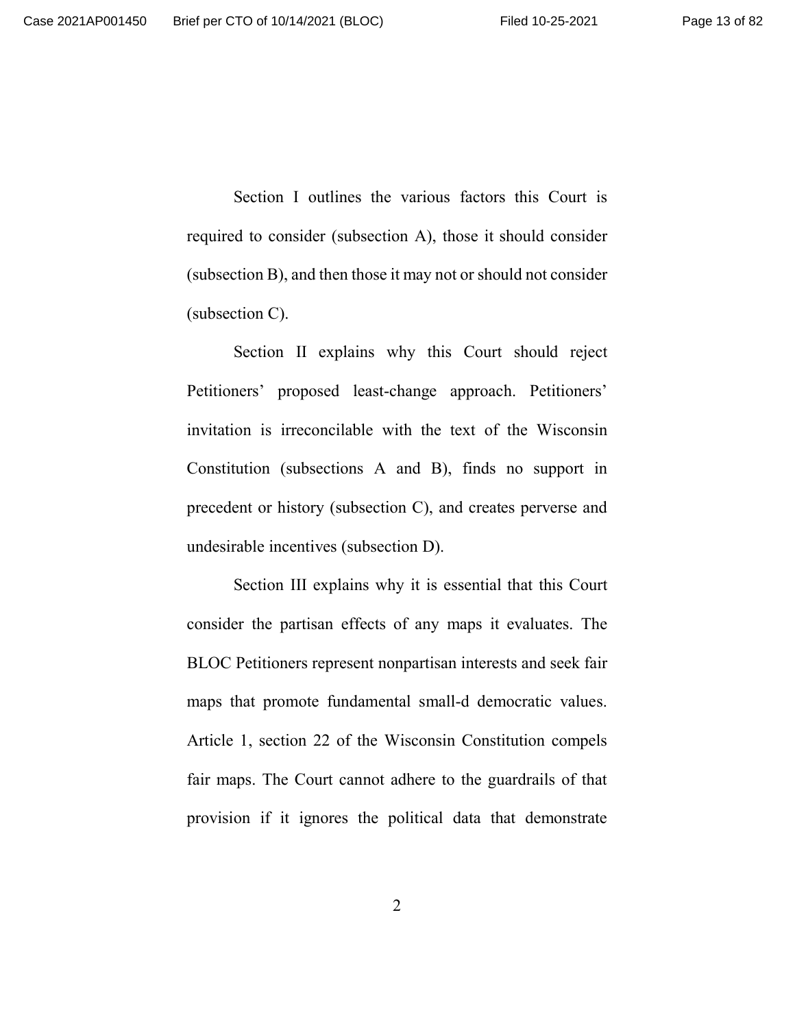Section I outlines the various factors this Court is required to consider (subsection A), those it should consider (subsection B), and then those it may not or should not consider (subsection C).

Section II explains why this Court should reject Petitioners' proposed least-change approach. Petitioners' invitation is irreconcilable with the text of the Wisconsin Constitution (subsections A and B), finds no support in precedent or history (subsection C), and creates perverse and undesirable incentives (subsection D).

Section III explains why it is essential that this Court consider the partisan effects of any maps it evaluates. The BLOC Petitioners represent nonpartisan interests and seek fair maps that promote fundamental small-d democratic values. Article 1, section 22 of the Wisconsin Constitution compels fair maps. The Court cannot adhere to the guardrails of that provision if it ignores the political data that demonstrate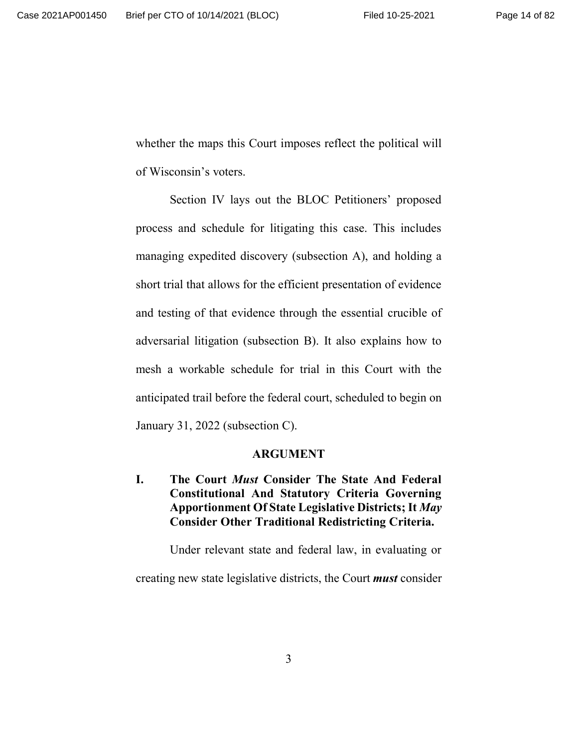whether the maps this Court imposes reflect the political will of Wisconsin's voters.

Section IV lays out the BLOC Petitioners' proposed process and schedule for litigating this case. This includes managing expedited discovery (subsection A), and holding a short trial that allows for the efficient presentation of evidence and testing of that evidence through the essential crucible of adversarial litigation (subsection B). It also explains how to mesh a workable schedule for trial in this Court with the anticipated trail before the federal court, scheduled to begin on January 31, 2022 (subsection C).

## ARGUMENT

### I. The Court *Must* Consider The State And Federal Constitutional And Statutory Criteria Governing Apportionment Of State Legislative Districts; It *May* Consider Other Traditional Redistricting Criteria.

Under relevant state and federal law, in evaluating or creating new state legislative districts, the Court ***must*** consider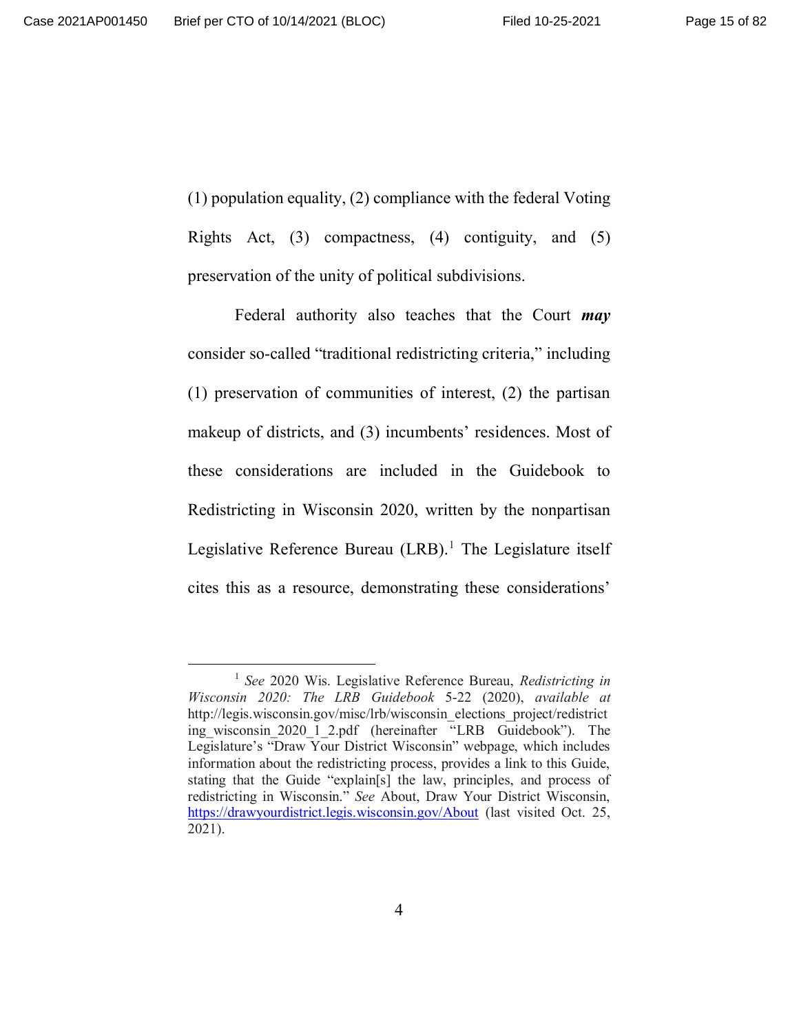(1) population equality, (2) compliance with the federal Voting Rights Act, (3) compactness, (4) contiguity, and (5) preservation of the unity of political subdivisions.

Federal authority also teaches that the Court ***may*** consider so-called "traditional redistricting criteria," including (1) preservation of communities of interest, (2) the partisan makeup of districts, and (3) incumbents' residences. Most of these considerations are included in the Guidebook to Redistricting in Wisconsin 2020, written by the nonpartisan Legislative Reference Bureau (LRB).[1] The Legislature itself cites this as a resource, demonstrating these considerations'

---

[1] *See* 2020 Wis. Legislative Reference Bureau, *Redistricting in Wisconsin 2020: The LRB Guidebook* 5-22 (2020), *available at* http://legis.wisconsin.gov/misc/lrb/wisconsin_elections_project/redistricting_wisconsin_2020_1_2.pdf (hereinafter "LRB Guidebook"). The Legislature's "Draw Your District Wisconsin" webpage, which includes information about the redistricting process, provides a link to this Guide, stating that the Guide "explain[s] the law, principles, and process of redistricting in Wisconsin." *See* About, Draw Your District Wisconsin, https://drawyourdistrict.legis.wisconsin.gov/About (last visited Oct. 25, 2021).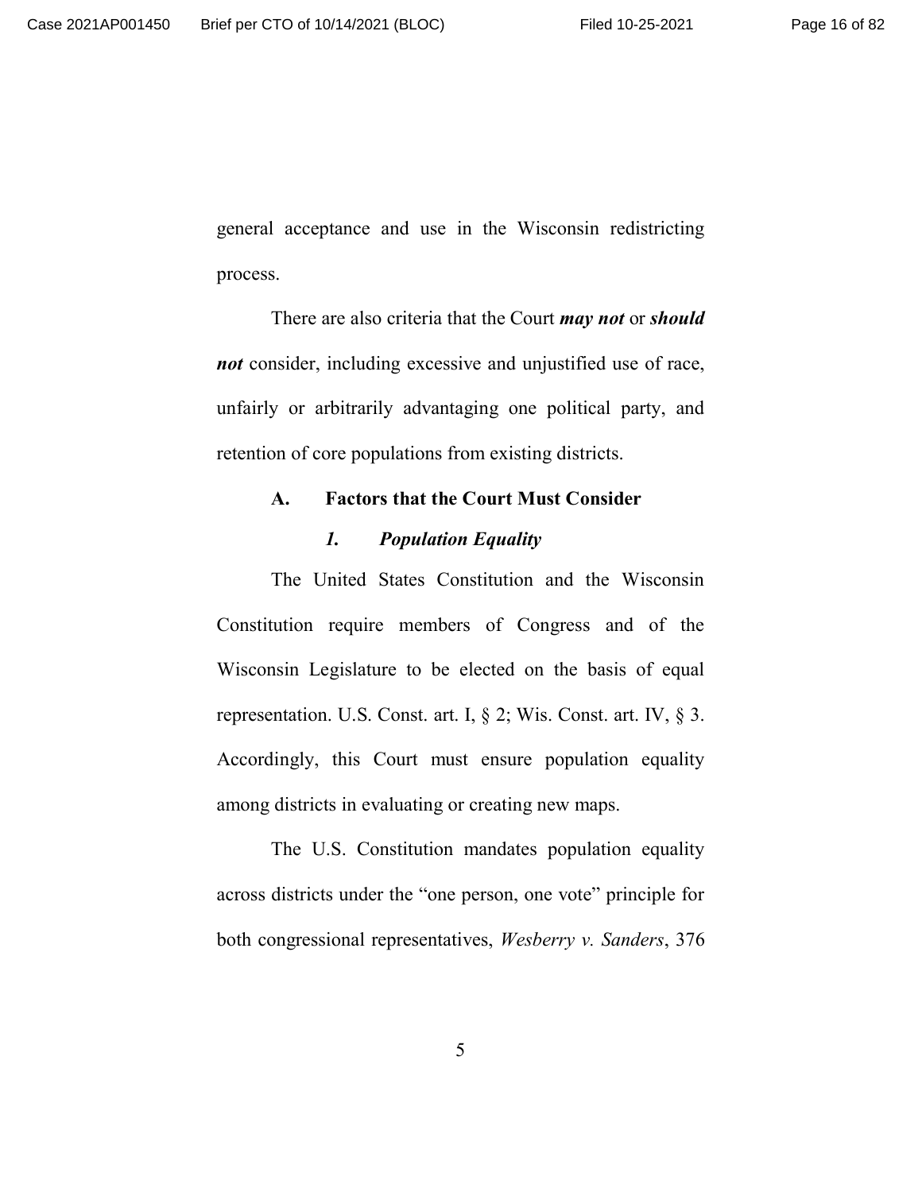general acceptance and use in the Wisconsin redistricting process.

There are also criteria that the Court ***may not*** or ***should not*** consider, including excessive and unjustified use of race, unfairly or arbitrarily advantaging one political party, and retention of core populations from existing districts.

### A. Factors that the Court Must Consider

#### *1. Population Equality*

The United States Constitution and the Wisconsin Constitution require members of Congress and of the Wisconsin Legislature to be elected on the basis of equal representation. U.S. Const. art. I, § 2; Wis. Const. art. IV, § 3. Accordingly, this Court must ensure population equality among districts in evaluating or creating new maps.

The U.S. Constitution mandates population equality across districts under the "one person, one vote" principle for both congressional representatives, *Wesberry v. Sanders*, 376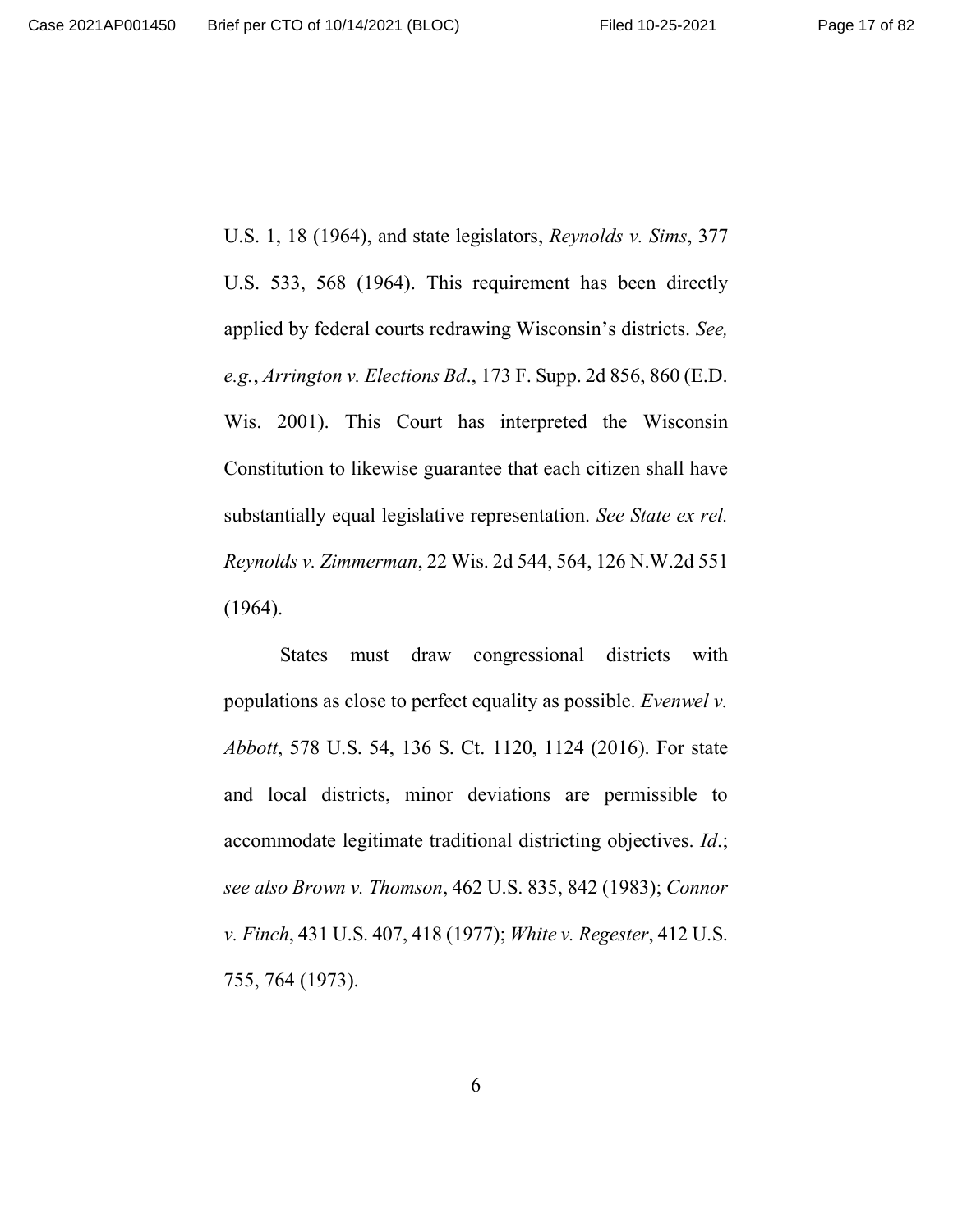U.S. 1, 18 (1964), and state legislators, *Reynolds v. Sims*, 377 U.S. 533, 568 (1964). This requirement has been directly applied by federal courts redrawing Wisconsin's districts. *See, e.g.*, *Arrington v. Elections Bd*., 173 F. Supp. 2d 856, 860 (E.D. Wis. 2001). This Court has interpreted the Wisconsin Constitution to likewise guarantee that each citizen shall have substantially equal legislative representation. *See State ex rel. Reynolds v. Zimmerman*, 22 Wis. 2d 544, 564, 126 N.W.2d 551 (1964).

States must draw congressional districts with populations as close to perfect equality as possible. *Evenwel v. Abbott*, 578 U.S. 54, 136 S. Ct. 1120, 1124 (2016). For state and local districts, minor deviations are permissible to accommodate legitimate traditional districting objectives. *Id*.; *see also Brown v. Thomson*, 462 U.S. 835, 842 (1983); *Connor v. Finch*, 431 U.S. 407, 418 (1977); *White v. Regester*, 412 U.S. 755, 764 (1973).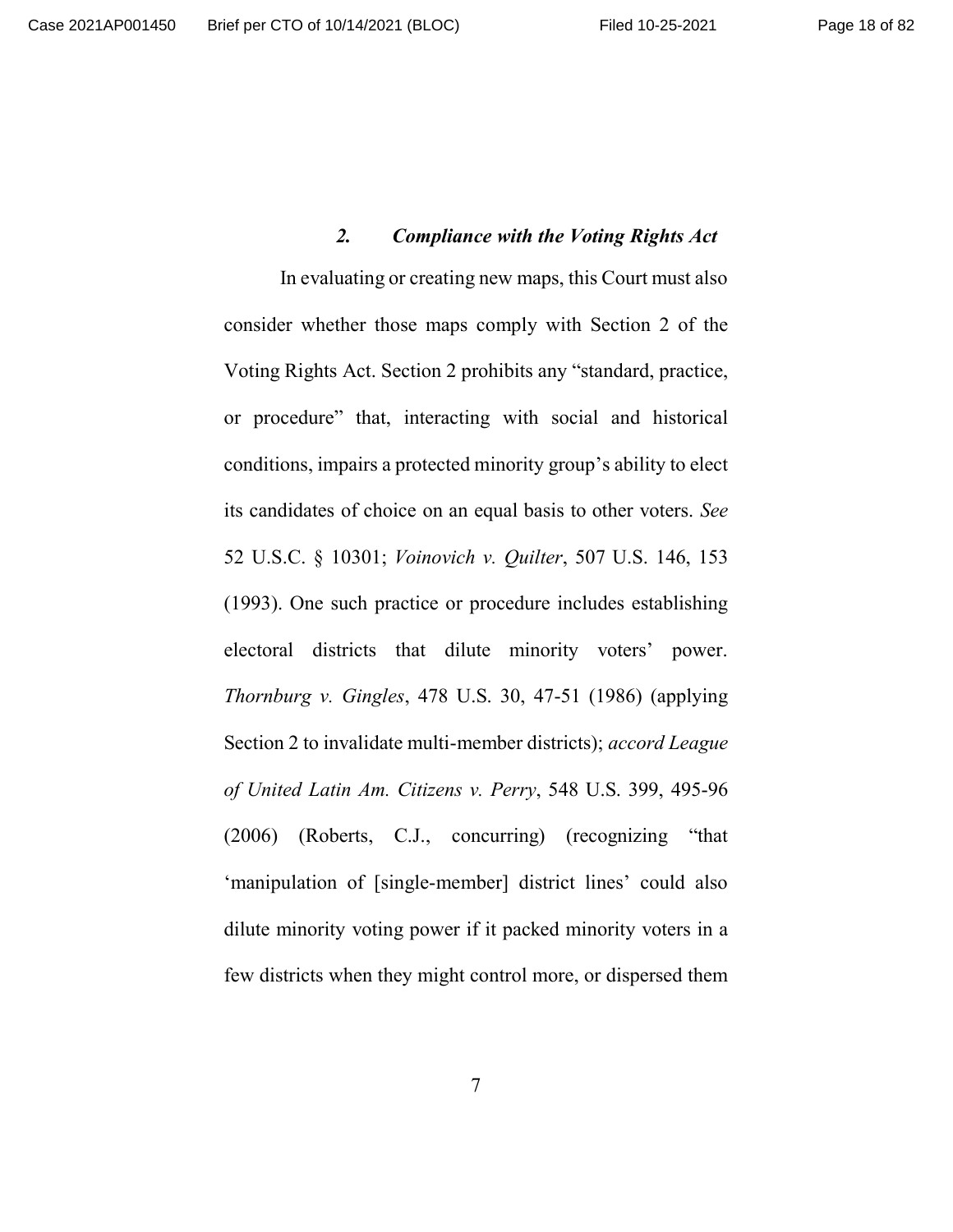### *2. Compliance with the Voting Rights Act*

In evaluating or creating new maps, this Court must also consider whether those maps comply with Section 2 of the Voting Rights Act. Section 2 prohibits any "standard, practice, or procedure" that, interacting with social and historical conditions, impairs a protected minority group's ability to elect its candidates of choice on an equal basis to other voters. *See* 52 U.S.C. § 10301; *Voinovich v. Quilter*, 507 U.S. 146, 153 (1993). One such practice or procedure includes establishing electoral districts that dilute minority voters' power. *Thornburg v. Gingles*, 478 U.S. 30, 47-51 (1986) (applying Section 2 to invalidate multi-member districts); *accord League of United Latin Am. Citizens v. Perry*, 548 U.S. 399, 495-96 (2006) (Roberts, C.J., concurring) (recognizing "that 'manipulation of [single-member] district lines' could also dilute minority voting power if it packed minority voters in a few districts when they might control more, or dispersed them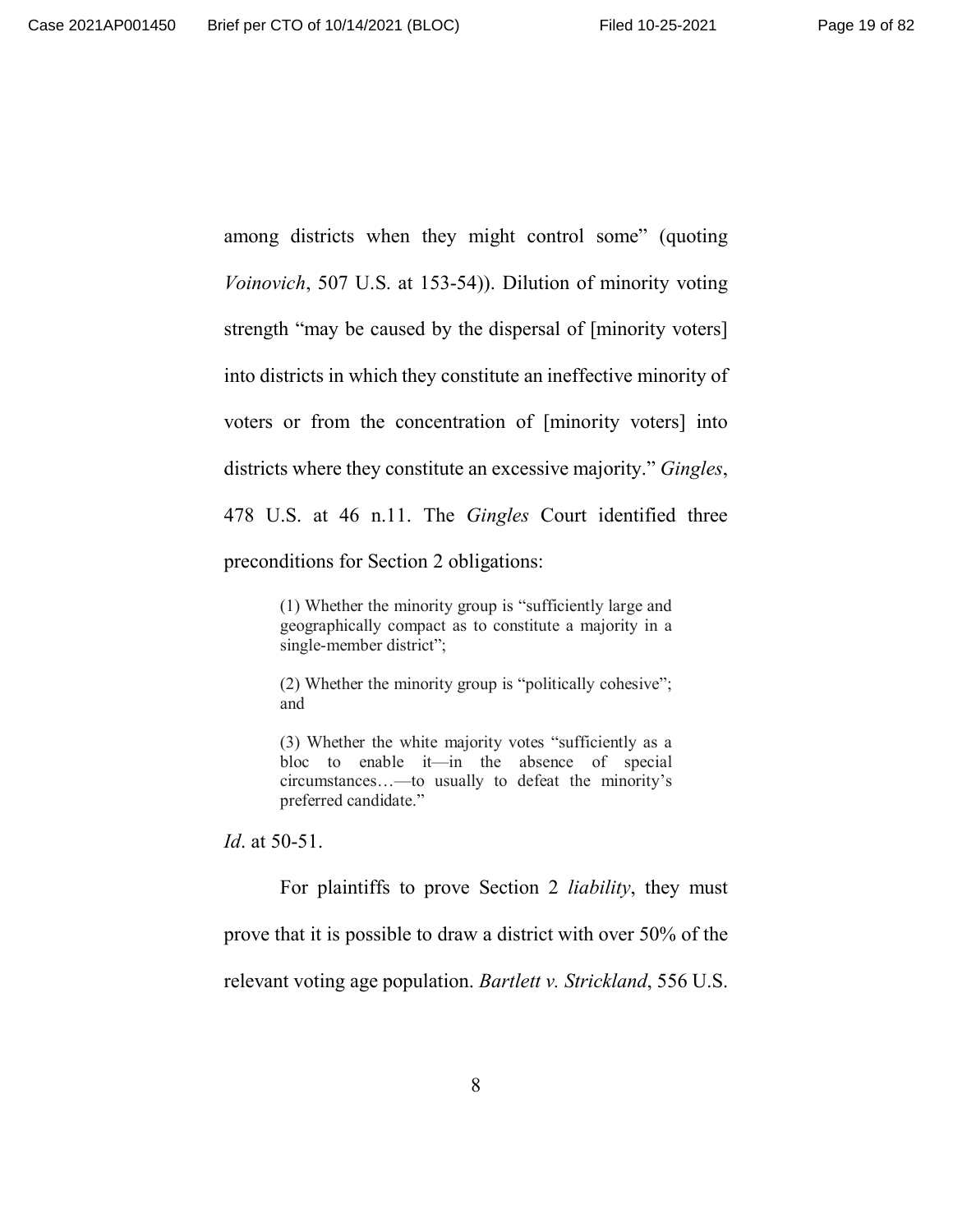among districts when they might control some" (quoting *Voinovich*, 507 U.S. at 153-54)). Dilution of minority voting strength "may be caused by the dispersal of [minority voters] into districts in which they constitute an ineffective minority of voters or from the concentration of [minority voters] into districts where they constitute an excessive majority." *Gingles*, 478 U.S. at 46 n.11. The *Gingles* Court identified three preconditions for Section 2 obligations:

> (1) Whether the minority group is "sufficiently large and geographically compact as to constitute a majority in a single-member district";
>
> (2) Whether the minority group is "politically cohesive"; and
>
> (3) Whether the white majority votes "sufficiently as a bloc to enable it—in the absence of special circumstances…—to usually to defeat the minority's preferred candidate."

*Id*. at 50-51.

For plaintiffs to prove Section 2 *liability*, they must prove that it is possible to draw a district with over 50% of the relevant voting age population. *Bartlett v. Strickland*, 556 U.S.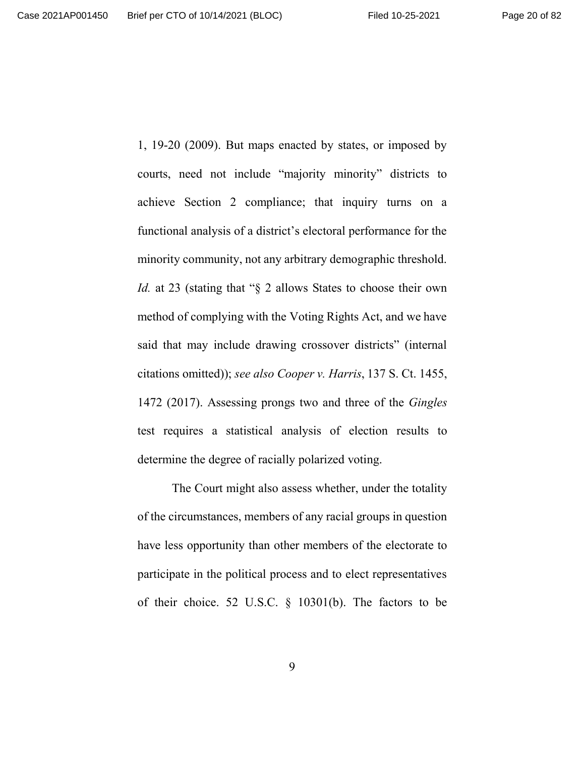1, 19-20 (2009). But maps enacted by states, or imposed by courts, need not include "majority minority" districts to achieve Section 2 compliance; that inquiry turns on a functional analysis of a district's electoral performance for the minority community, not any arbitrary demographic threshold. *Id.* at 23 (stating that "§ 2 allows States to choose their own method of complying with the Voting Rights Act, and we have said that may include drawing crossover districts" (internal citations omitted)); *see also Cooper v. Harris*, 137 S. Ct. 1455, 1472 (2017). Assessing prongs two and three of the *Gingles* test requires a statistical analysis of election results to determine the degree of racially polarized voting.

The Court might also assess whether, under the totality of the circumstances, members of any racial groups in question have less opportunity than other members of the electorate to participate in the political process and to elect representatives of their choice. 52 U.S.C. § 10301(b). The factors to be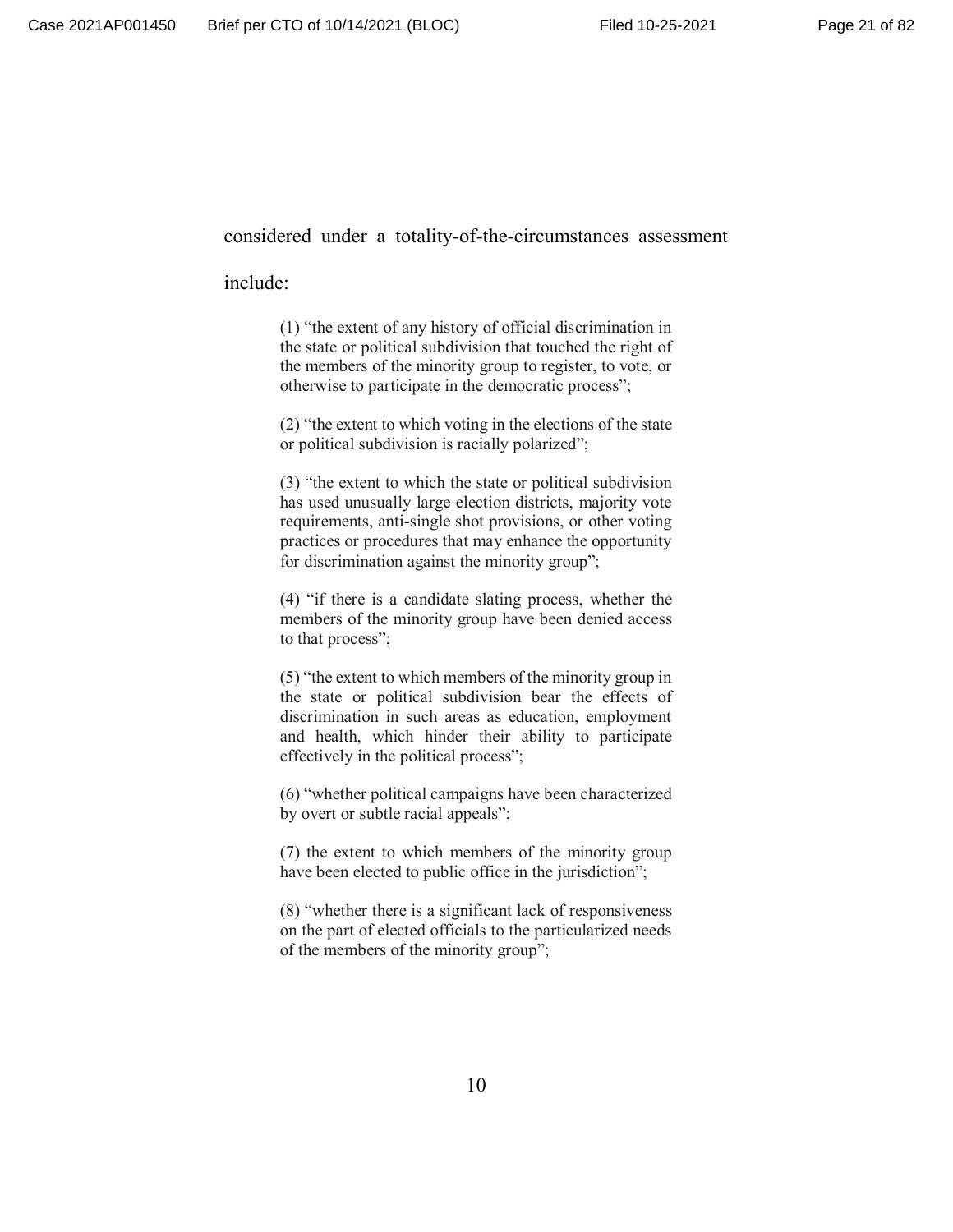considered under a totality-of-the-circumstances assessment include:

> (1) "the extent of any history of official discrimination in the state or political subdivision that touched the right of the members of the minority group to register, to vote, or otherwise to participate in the democratic process";
>
> (2) "the extent to which voting in the elections of the state or political subdivision is racially polarized";
>
> (3) "the extent to which the state or political subdivision has used unusually large election districts, majority vote requirements, anti-single shot provisions, or other voting practices or procedures that may enhance the opportunity for discrimination against the minority group";
>
> (4) "if there is a candidate slating process, whether the members of the minority group have been denied access to that process";
>
> (5) "the extent to which members of the minority group in the state or political subdivision bear the effects of discrimination in such areas as education, employment and health, which hinder their ability to participate effectively in the political process";
>
> (6) "whether political campaigns have been characterized by overt or subtle racial appeals";
>
> (7) the extent to which members of the minority group have been elected to public office in the jurisdiction";
>
> (8) "whether there is a significant lack of responsiveness on the part of elected officials to the particularized needs of the members of the minority group";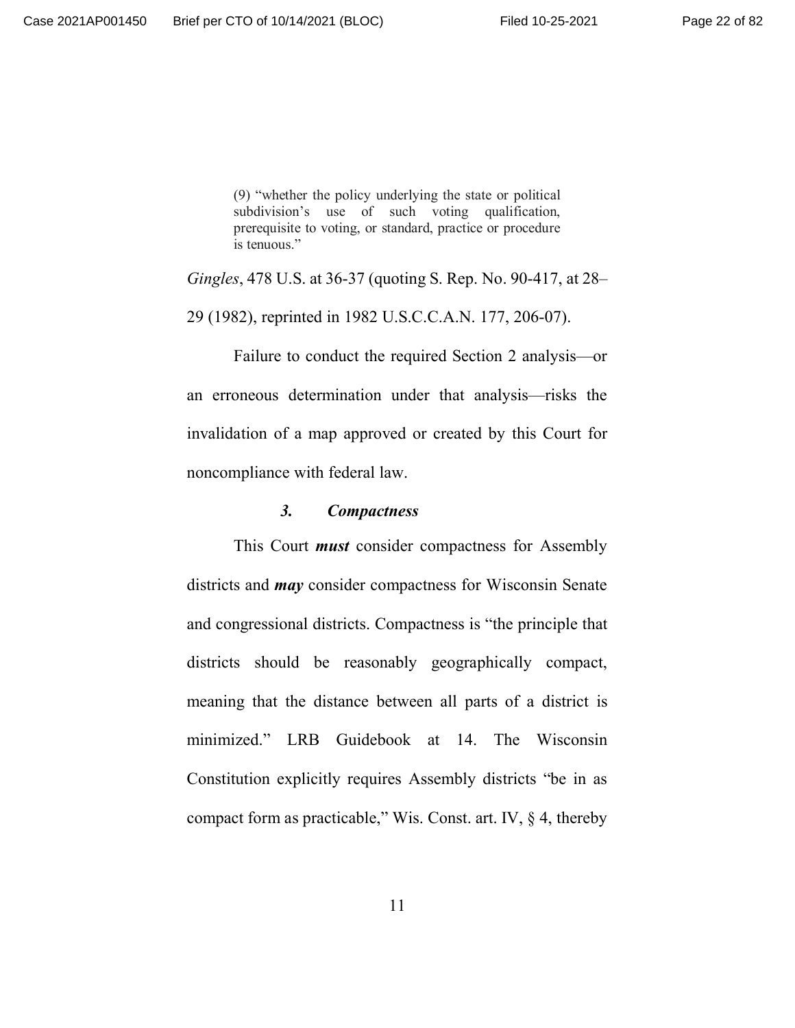> (9) "whether the policy underlying the state or political subdivision's use of such voting qualification, prerequisite to voting, or standard, practice or procedure is tenuous."

*Gingles*, 478 U.S. at 36-37 (quoting S. Rep. No. 90-417, at 28–29 (1982), reprinted in 1982 U.S.C.C.A.N. 177, 206-07).

Failure to conduct the required Section 2 analysis—or an erroneous determination under that analysis—risks the invalidation of a map approved or created by this Court for noncompliance with federal law.

### *3. Compactness*

This Court ***must*** consider compactness for Assembly districts and ***may*** consider compactness for Wisconsin Senate and congressional districts. Compactness is "the principle that districts should be reasonably geographically compact, meaning that the distance between all parts of a district is minimized." LRB Guidebook at 14. The Wisconsin Constitution explicitly requires Assembly districts "be in as compact form as practicable," Wis. Const. art. IV, § 4, thereby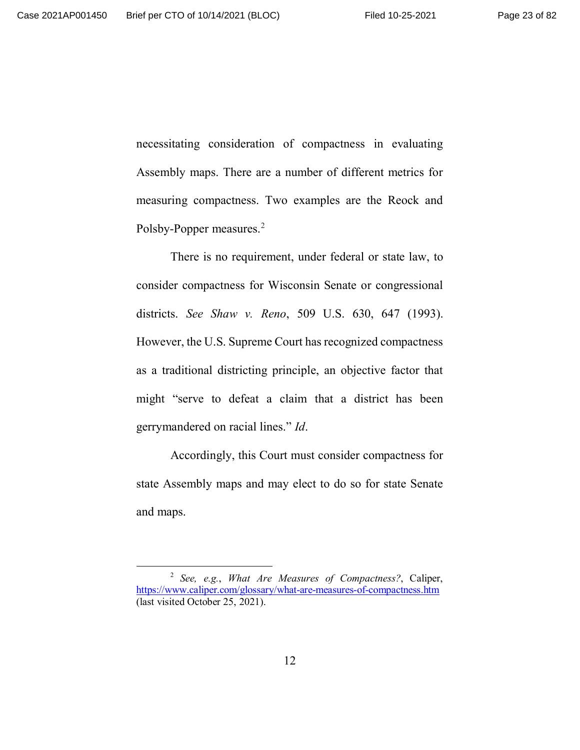necessitating consideration of compactness in evaluating Assembly maps. There are a number of different metrics for measuring compactness. Two examples are the Reock and Polsby-Popper measures.[2]

There is no requirement, under federal or state law, to consider compactness for Wisconsin Senate or congressional districts. *See Shaw v. Reno*, 509 U.S. 630, 647 (1993). However, the U.S. Supreme Court has recognized compactness as a traditional districting principle, an objective factor that might "serve to defeat a claim that a district has been gerrymandered on racial lines." *Id*.

Accordingly, this Court must consider compactness for state Assembly maps and may elect to do so for state Senate and maps.

---

[2] *See, e.g.*, *What Are Measures of Compactness?*, Caliper, https://www.caliper.com/glossary/what-are-measures-of-compactness.htm (last visited October 25, 2021).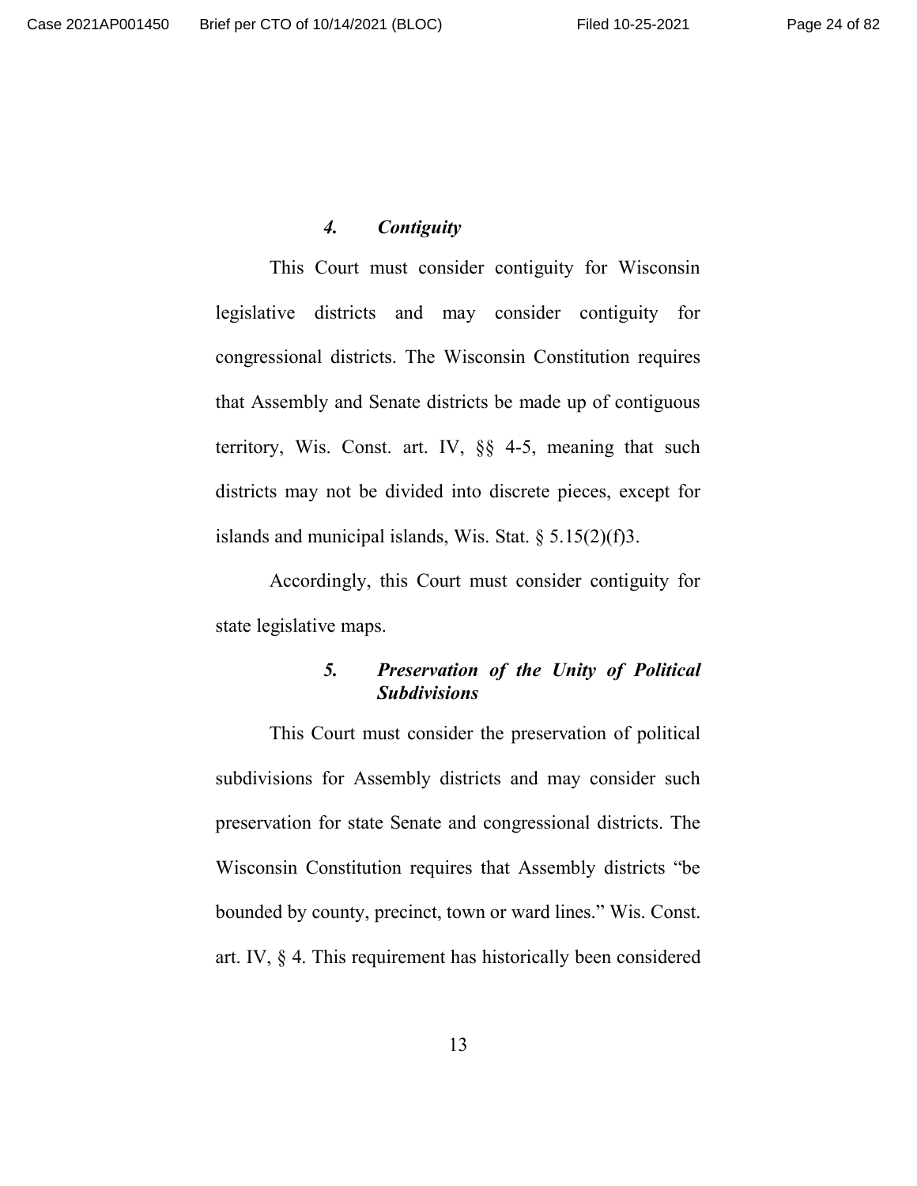#### *4. Contiguity*

This Court must consider contiguity for Wisconsin legislative districts and may consider contiguity for congressional districts. The Wisconsin Constitution requires that Assembly and Senate districts be made up of contiguous territory, Wis. Const. art. IV, §§ 4-5, meaning that such districts may not be divided into discrete pieces, except for islands and municipal islands, Wis. Stat. § 5.15(2)(f)3.

Accordingly, this Court must consider contiguity for state legislative maps.

#### *5. Preservation of the Unity of Political Subdivisions*

This Court must consider the preservation of political subdivisions for Assembly districts and may consider such preservation for state Senate and congressional districts. The Wisconsin Constitution requires that Assembly districts "be bounded by county, precinct, town or ward lines." Wis. Const. art. IV, § 4. This requirement has historically been considered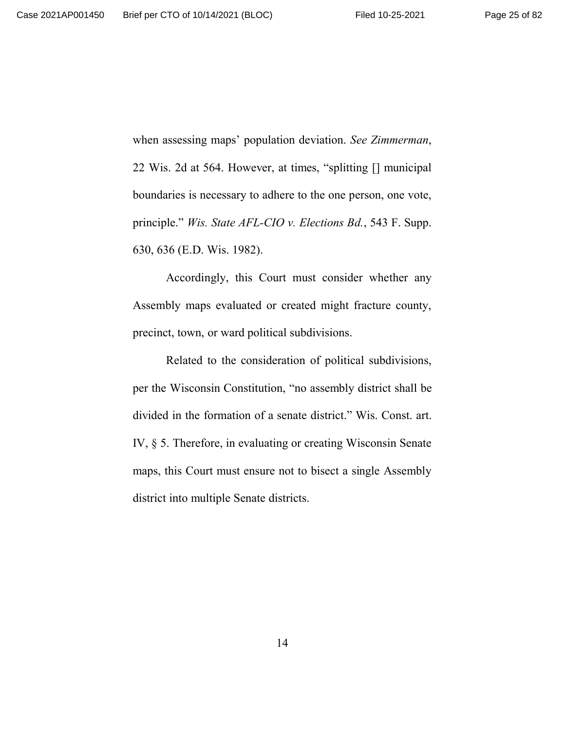when assessing maps' population deviation. *See Zimmerman*, 22 Wis. 2d at 564. However, at times, "splitting [] municipal boundaries is necessary to adhere to the one person, one vote, principle." *Wis. State AFL-CIO v. Elections Bd.*, 543 F. Supp. 630, 636 (E.D. Wis. 1982).

Accordingly, this Court must consider whether any Assembly maps evaluated or created might fracture county, precinct, town, or ward political subdivisions.

Related to the consideration of political subdivisions, per the Wisconsin Constitution, "no assembly district shall be divided in the formation of a senate district." Wis. Const. art. IV, § 5. Therefore, in evaluating or creating Wisconsin Senate maps, this Court must ensure not to bisect a single Assembly district into multiple Senate districts.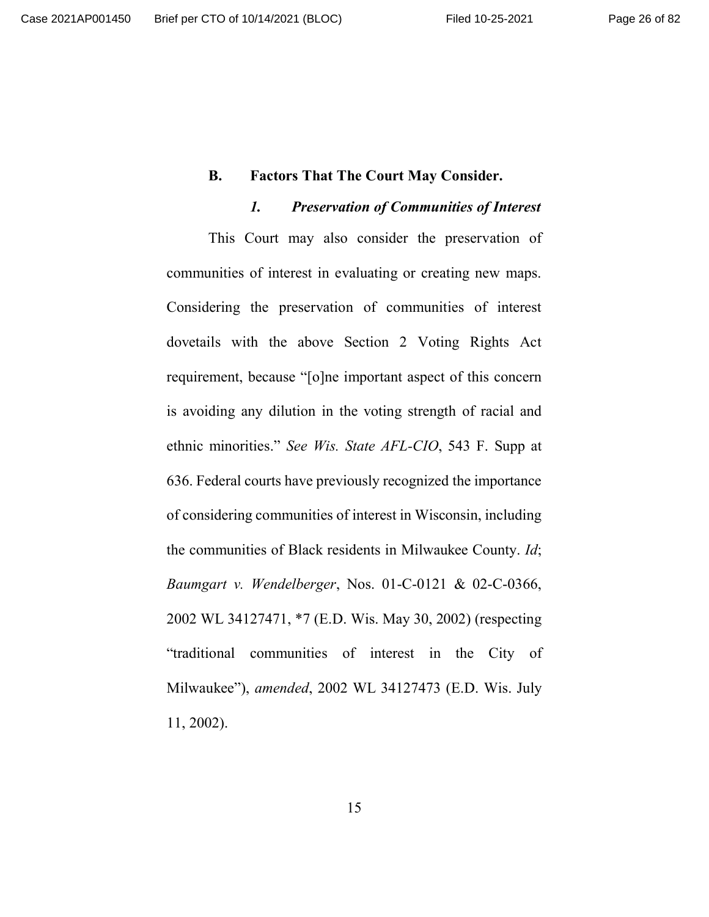### B. Factors That The Court May Consider.

#### *1. Preservation of Communities of Interest*

This Court may also consider the preservation of communities of interest in evaluating or creating new maps. Considering the preservation of communities of interest dovetails with the above Section 2 Voting Rights Act requirement, because "[o]ne important aspect of this concern is avoiding any dilution in the voting strength of racial and ethnic minorities." *See Wis. State AFL-CIO*, 543 F. Supp at 636. Federal courts have previously recognized the importance of considering communities of interest in Wisconsin, including the communities of Black residents in Milwaukee County. *Id*; *Baumgart v. Wendelberger*, Nos. 01-C-0121 & 02-C-0366, 2002 WL 34127471, *7 (E.D. Wis. May 30, 2002) (respecting "traditional communities of interest in the City of Milwaukee"), *amended*, 2002 WL 34127473 (E.D. Wis. July 11, 2002).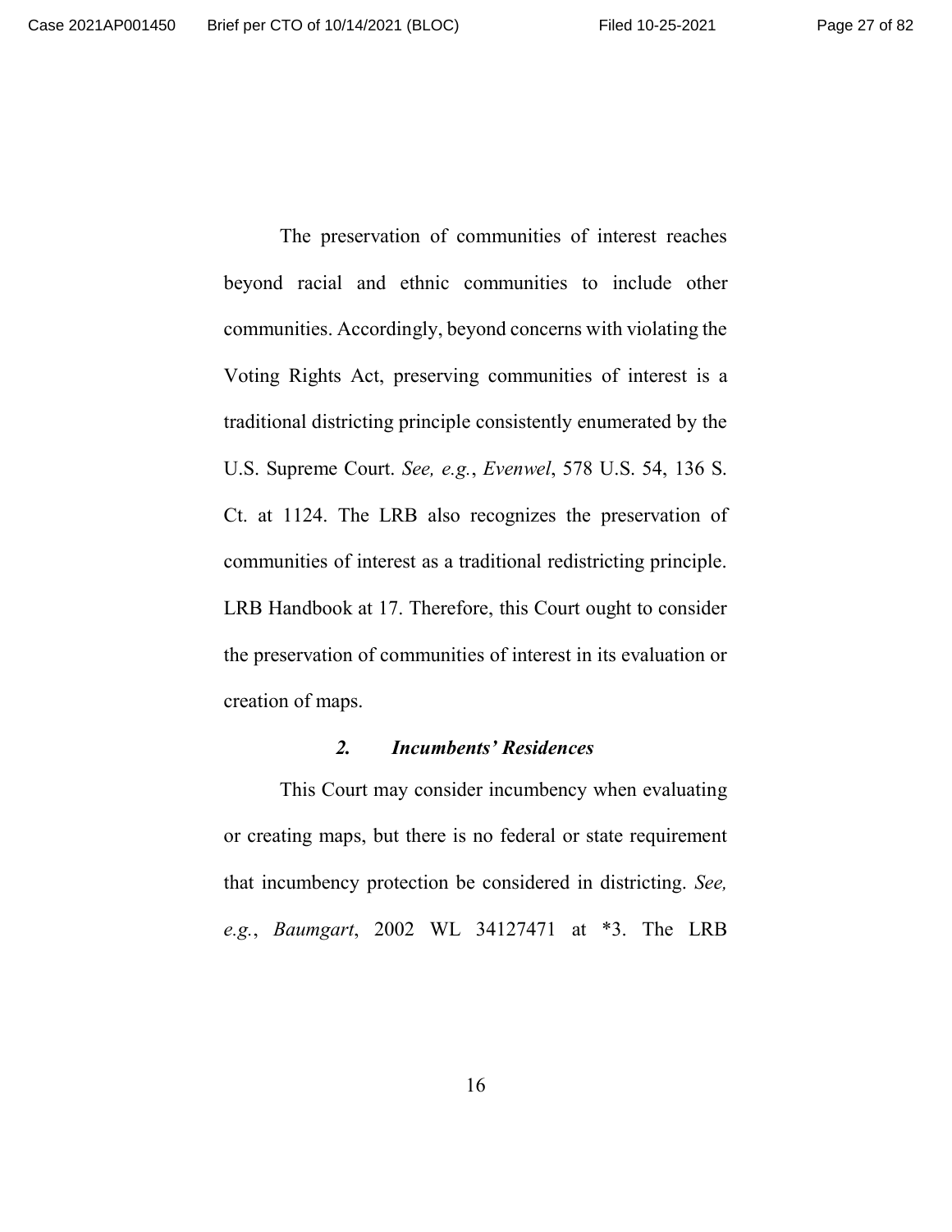The preservation of communities of interest reaches beyond racial and ethnic communities to include other communities. Accordingly, beyond concerns with violating the Voting Rights Act, preserving communities of interest is a traditional districting principle consistently enumerated by the U.S. Supreme Court. *See, e.g.*, *Evenwel*, 578 U.S. 54, 136 S. Ct. at 1124. The LRB also recognizes the preservation of communities of interest as a traditional redistricting principle. LRB Handbook at 17. Therefore, this Court ought to consider the preservation of communities of interest in its evaluation or creation of maps.

### *2. Incumbents' Residences*

This Court may consider incumbency when evaluating or creating maps, but there is no federal or state requirement that incumbency protection be considered in districting. *See, e.g.*, *Baumgart*, 2002 WL 34127471 at *3. The LRB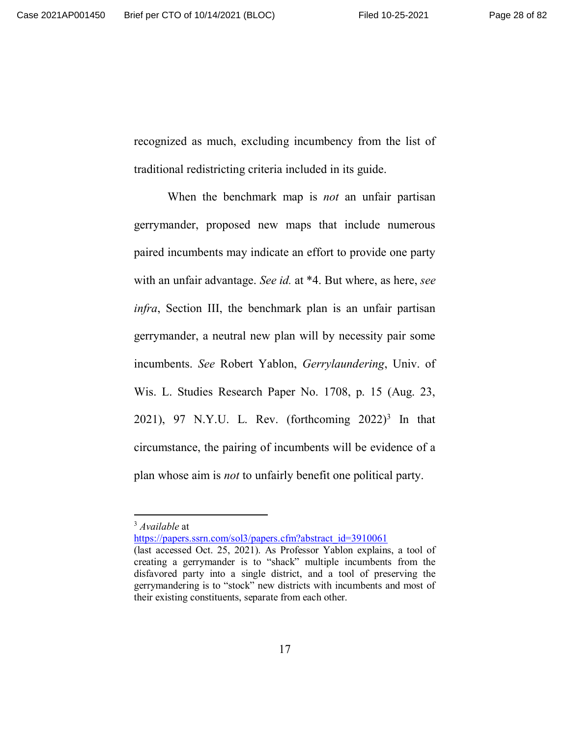recognized as much, excluding incumbency from the list of traditional redistricting criteria included in its guide.

When the benchmark map is *not* an unfair partisan gerrymander, proposed new maps that include numerous paired incumbents may indicate an effort to provide one party with an unfair advantage. *See id.* at *4. But where, as here, *see infra*, Section III, the benchmark plan is an unfair partisan gerrymander, a neutral new plan will by necessity pair some incumbents. *See* Robert Yablon, *Gerrylaundering*, Univ. of Wis. L. Studies Research Paper No. 1708, p. 15 (Aug. 23, 2021), 97 N.Y.U. L. Rev. (forthcoming 2022)[3] In that circumstance, the pairing of incumbents will be evidence of a plan whose aim is *not* to unfairly benefit one political party.

---

[3] *Available* at https://papers.ssrn.com/sol3/papers.cfm?abstract_id=3910061 (last accessed Oct. 25, 2021). As Professor Yablon explains, a tool of creating a gerrymander is to "shack" multiple incumbents from the disfavored party into a single district, and a tool of preserving the gerrymandering is to "stock" new districts with incumbents and most of their existing constituents, separate from each other.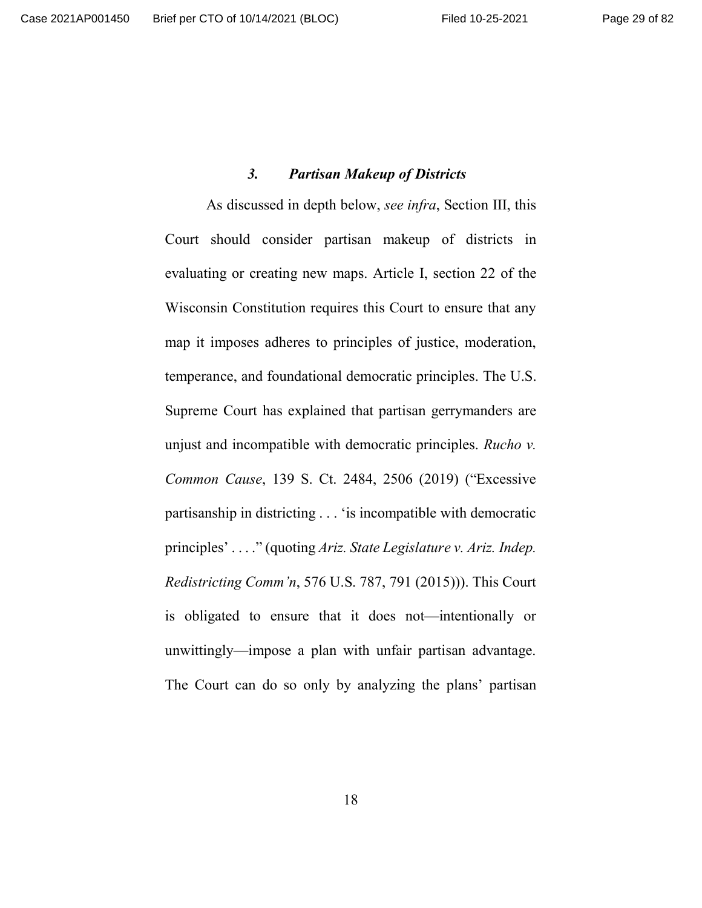### *3. Partisan Makeup of Districts*

As discussed in depth below, *see infra*, Section III, this Court should consider partisan makeup of districts in evaluating or creating new maps. Article I, section 22 of the Wisconsin Constitution requires this Court to ensure that any map it imposes adheres to principles of justice, moderation, temperance, and foundational democratic principles. The U.S. Supreme Court has explained that partisan gerrymanders are unjust and incompatible with democratic principles. *Rucho v. Common Cause*, 139 S. Ct. 2484, 2506 (2019) ("Excessive partisanship in districting . . . 'is incompatible with democratic principles' . . . ." (quoting *Ariz. State Legislature v. Ariz. Indep. Redistricting Comm'n*, 576 U.S. 787, 791 (2015))). This Court is obligated to ensure that it does not—intentionally or unwittingly—impose a plan with unfair partisan advantage. The Court can do so only by analyzing the plans' partisan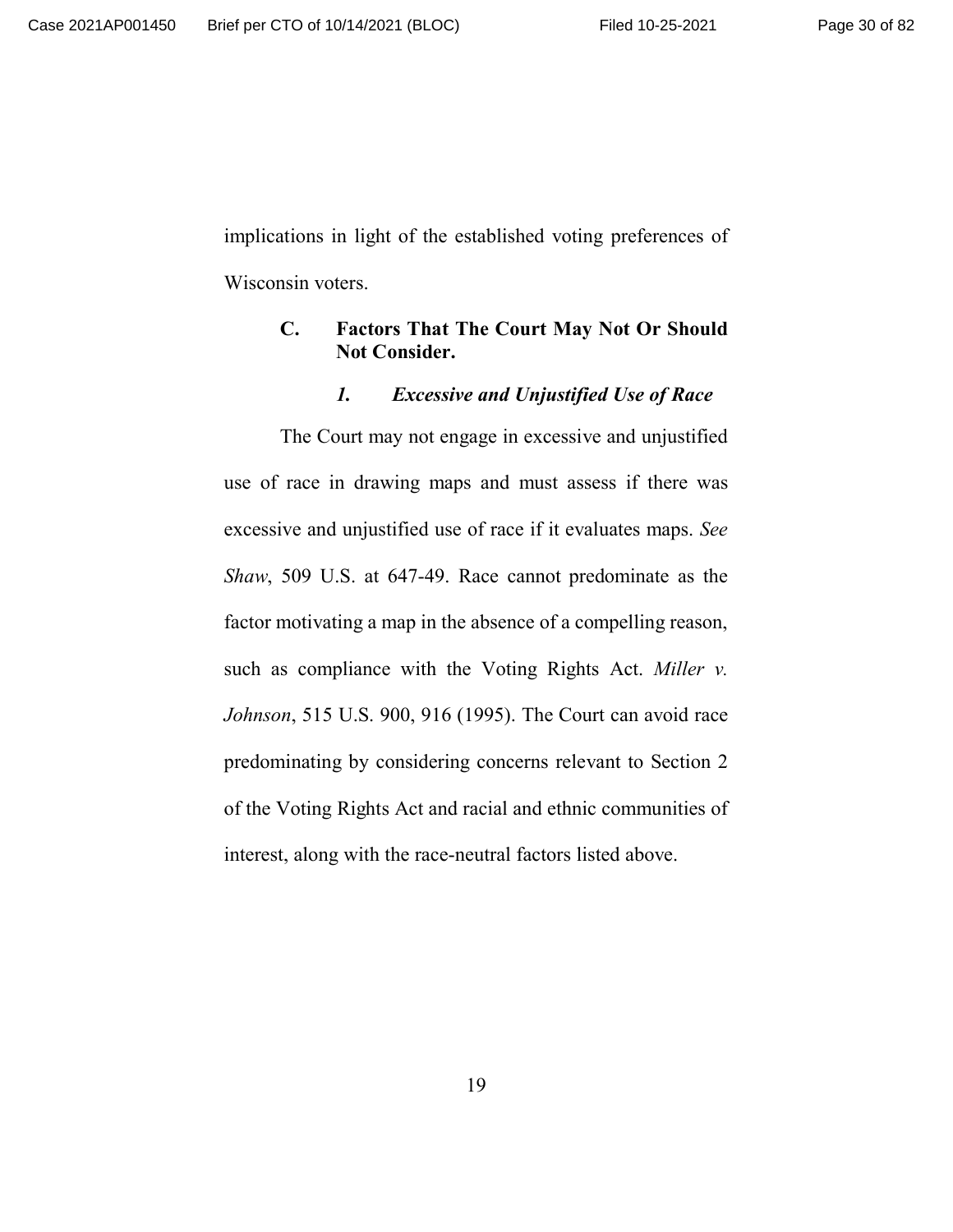implications in light of the established voting preferences of Wisconsin voters.

### C. Factors That The Court May Not Or Should Not Consider.

#### *1. Excessive and Unjustified Use of Race*

The Court may not engage in excessive and unjustified use of race in drawing maps and must assess if there was excessive and unjustified use of race if it evaluates maps. *See Shaw*, 509 U.S. at 647-49. Race cannot predominate as the factor motivating a map in the absence of a compelling reason, such as compliance with the Voting Rights Act. *Miller v. Johnson*, 515 U.S. 900, 916 (1995). The Court can avoid race predominating by considering concerns relevant to Section 2 of the Voting Rights Act and racial and ethnic communities of interest, along with the race-neutral factors listed above.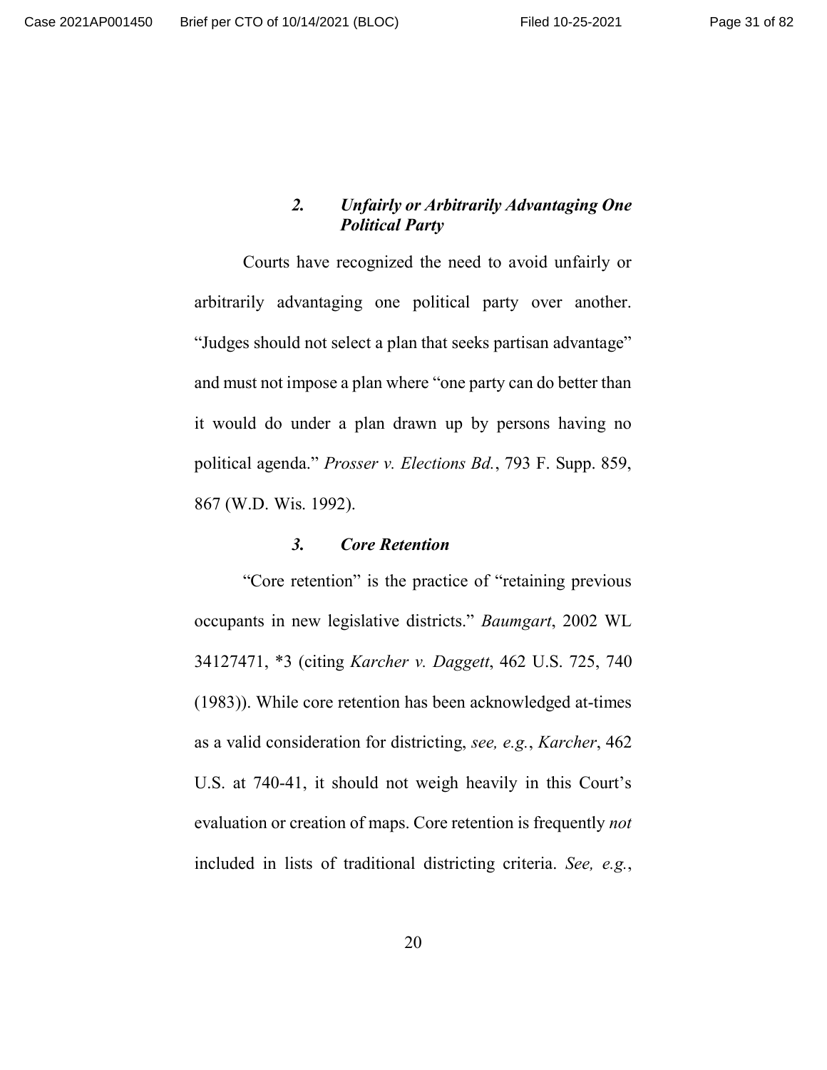### *2. Unfairly or Arbitrarily Advantaging One Political Party*

Courts have recognized the need to avoid unfairly or arbitrarily advantaging one political party over another. "Judges should not select a plan that seeks partisan advantage" and must not impose a plan where "one party can do better than it would do under a plan drawn up by persons having no political agenda." *Prosser v. Elections Bd.*, 793 F. Supp. 859, 867 (W.D. Wis. 1992).

### *3. Core Retention*

"Core retention" is the practice of "retaining previous occupants in new legislative districts." *Baumgart*, 2002 WL 34127471, *3 (citing *Karcher v. Daggett*, 462 U.S. 725, 740 (1983)). While core retention has been acknowledged at-times as a valid consideration for districting, *see, e.g.*, *Karcher*, 462 U.S. at 740-41, it should not weigh heavily in this Court's evaluation or creation of maps. Core retention is frequently *not* included in lists of traditional districting criteria. *See, e.g.*,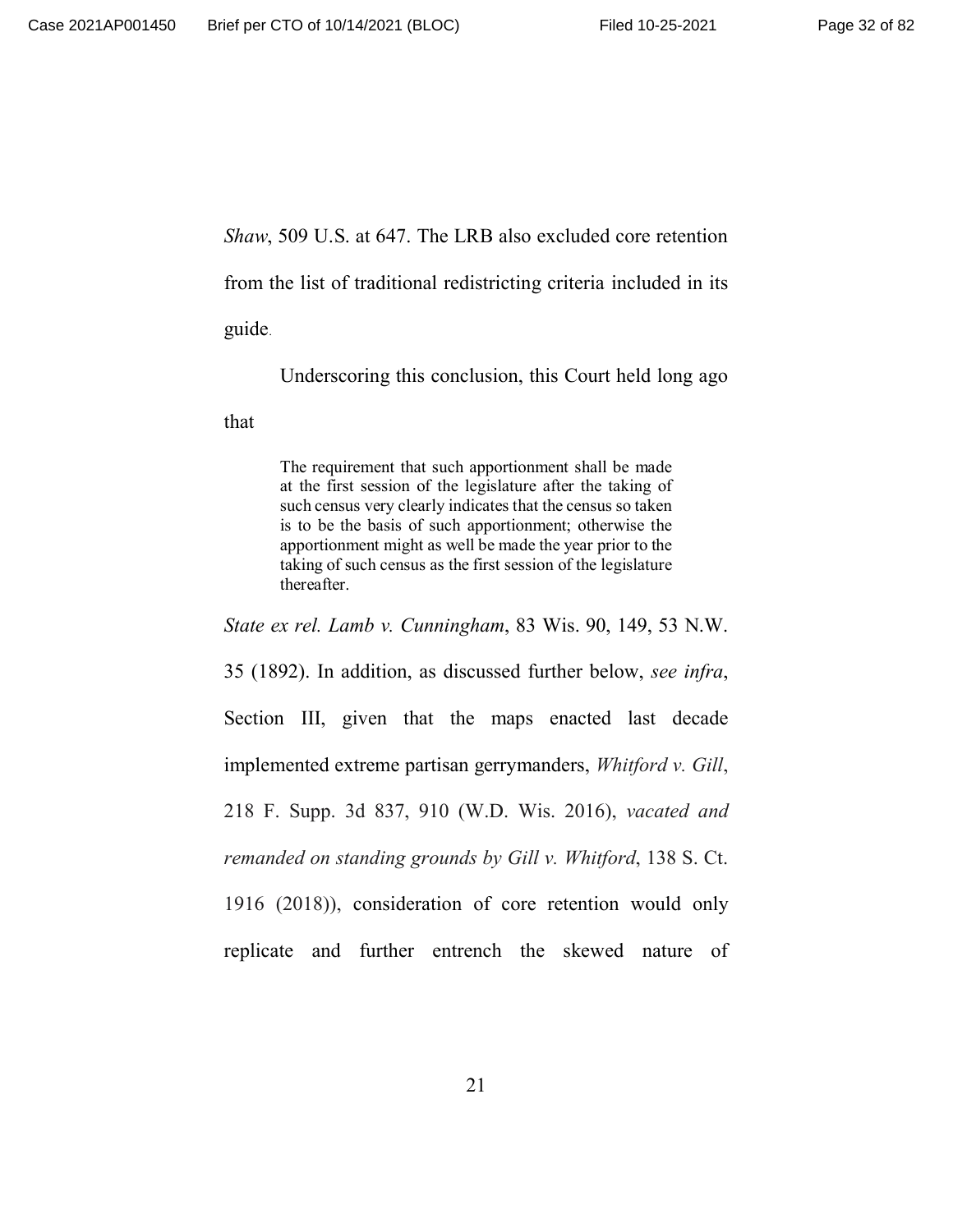*Shaw*, 509 U.S. at 647. The LRB also excluded core retention from the list of traditional redistricting criteria included in its guide.

Underscoring this conclusion, this Court held long ago that

> The requirement that such apportionment shall be made at the first session of the legislature after the taking of such census very clearly indicates that the census so taken is to be the basis of such apportionment; otherwise the apportionment might as well be made the year prior to the taking of such census as the first session of the legislature thereafter.

*State ex rel. Lamb v. Cunningham*, 83 Wis. 90, 149, 53 N.W. 35 (1892). In addition, as discussed further below, *see infra*, Section III, given that the maps enacted last decade implemented extreme partisan gerrymanders, *Whitford v. Gill*, 218 F. Supp. 3d 837, 910 (W.D. Wis. 2016), *vacated and remanded on standing grounds by Gill v. Whitford*, 138 S. Ct. 1916 (2018)), consideration of core retention would only replicate and further entrench the skewed nature of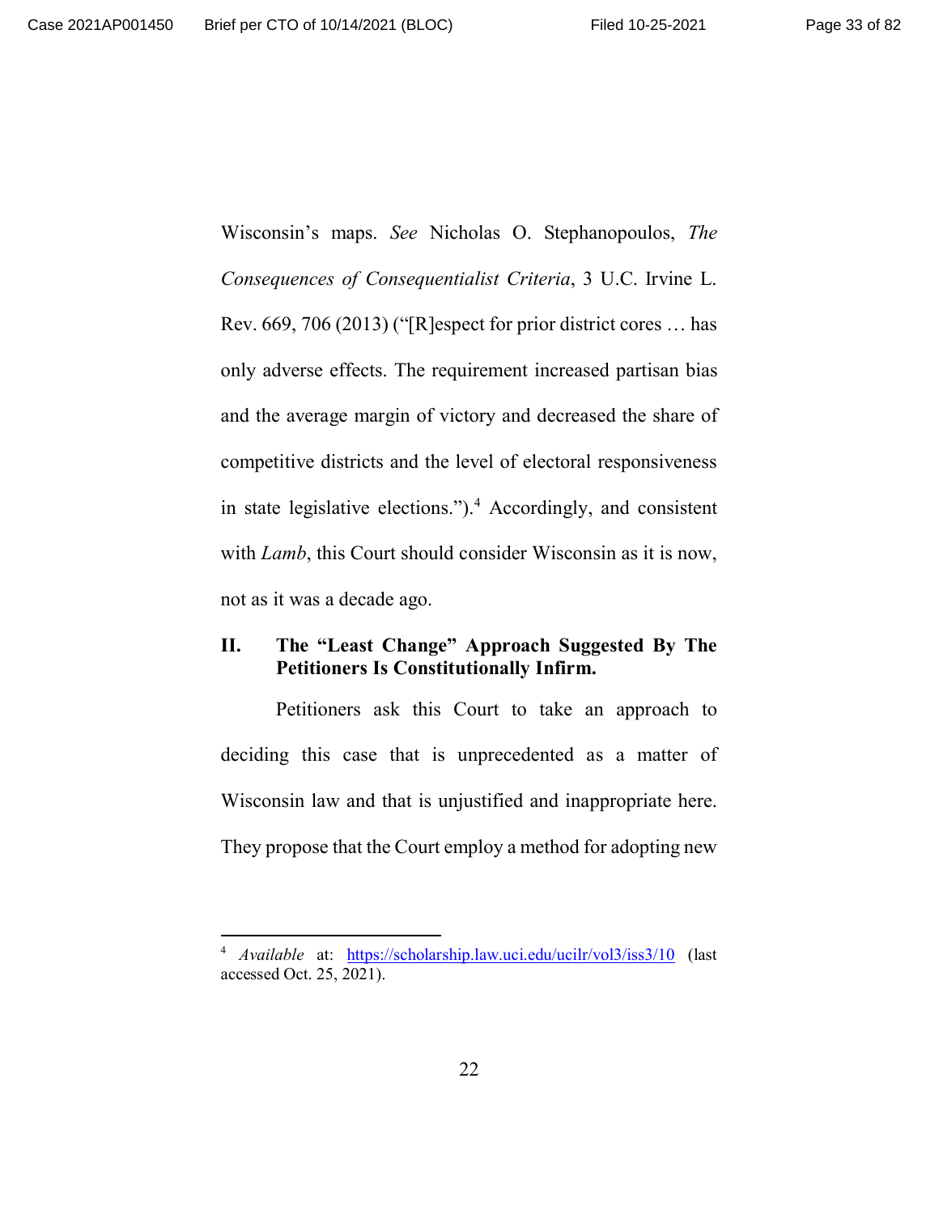Wisconsin's maps. *See* Nicholas O. Stephanopoulos, *The Consequences of Consequentialist Criteria*, 3 U.C. Irvine L. Rev. 669, 706 (2013) ("[R]espect for prior district cores … has only adverse effects. The requirement increased partisan bias and the average margin of victory and decreased the share of competitive districts and the level of electoral responsiveness in state legislative elections.").[4] Accordingly, and consistent with *Lamb*, this Court should consider Wisconsin as it is now, not as it was a decade ago.

## II. The "Least Change" Approach Suggested By The Petitioners Is Constitutionally Infirm.

Petitioners ask this Court to take an approach to deciding this case that is unprecedented as a matter of Wisconsin law and that is unjustified and inappropriate here. They propose that the Court employ a method for adopting new

---

[4] *Available* at: https://scholarship.law.uci.edu/ucilr/vol3/iss3/10 (last accessed Oct. 25, 2021).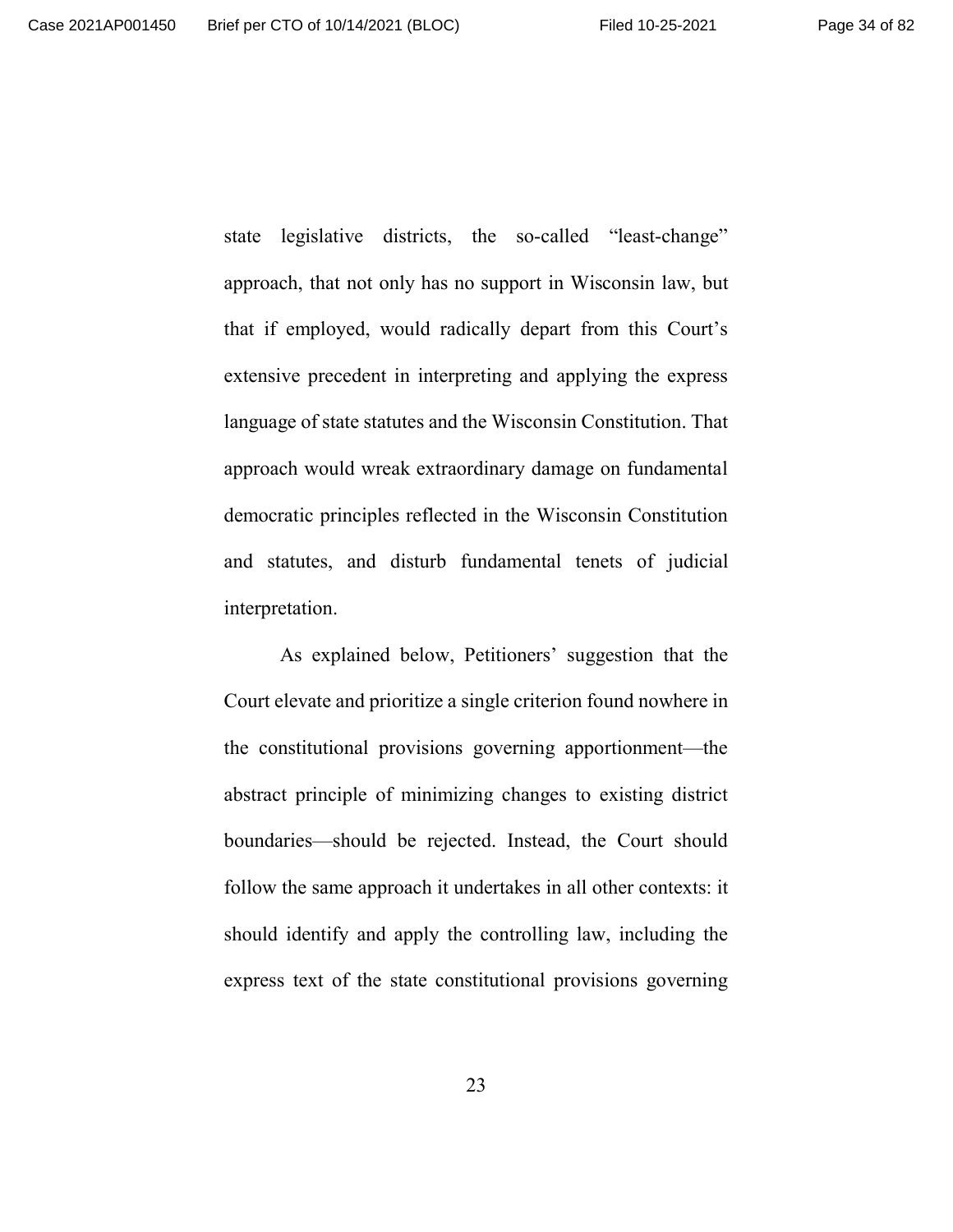state legislative districts, the so-called "least-change" approach, that not only has no support in Wisconsin law, but that if employed, would radically depart from this Court's extensive precedent in interpreting and applying the express language of state statutes and the Wisconsin Constitution. That approach would wreak extraordinary damage on fundamental democratic principles reflected in the Wisconsin Constitution and statutes, and disturb fundamental tenets of judicial interpretation.

As explained below, Petitioners' suggestion that the Court elevate and prioritize a single criterion found nowhere in the constitutional provisions governing apportionment—the abstract principle of minimizing changes to existing district boundaries—should be rejected. Instead, the Court should follow the same approach it undertakes in all other contexts: it should identify and apply the controlling law, including the express text of the state constitutional provisions governing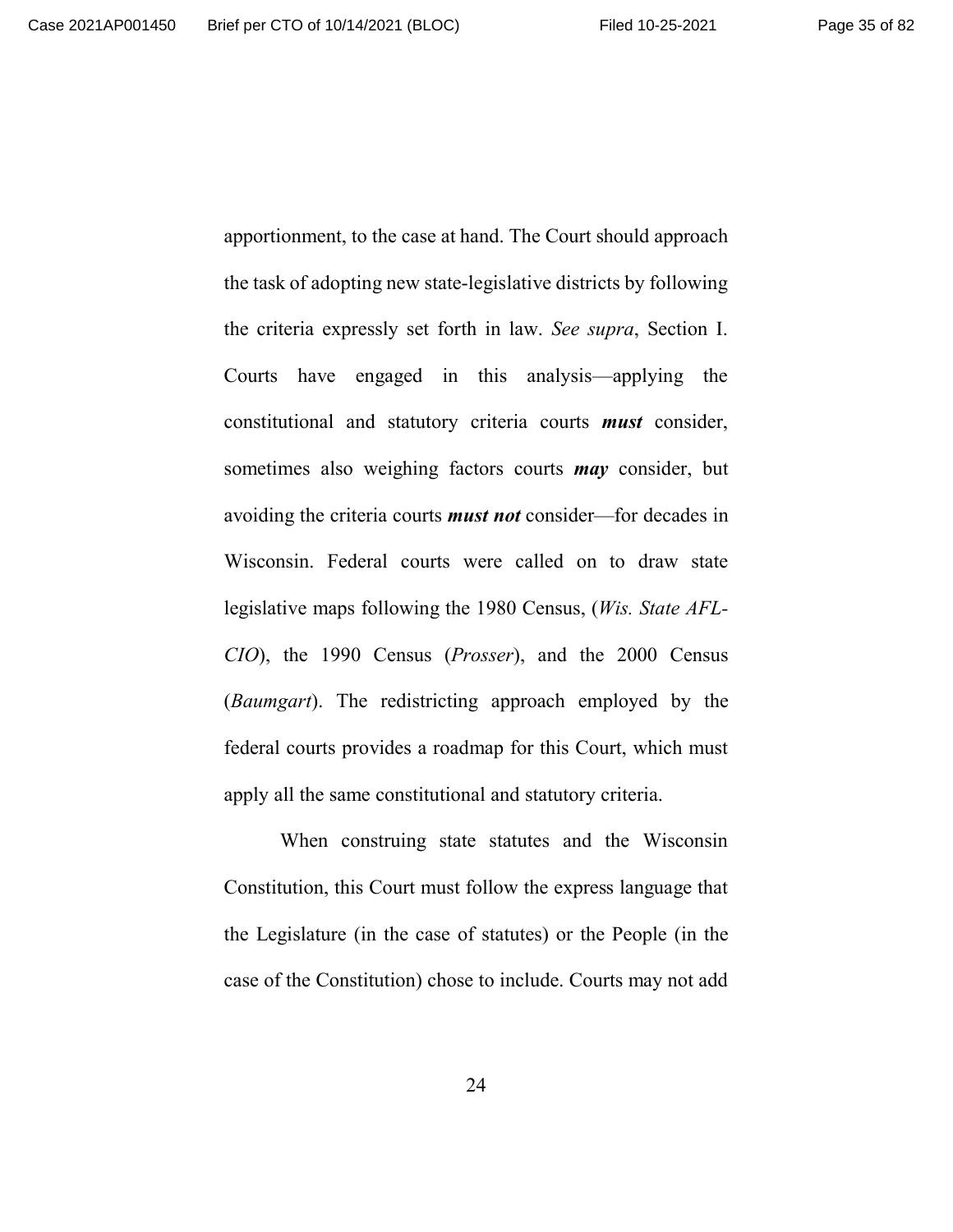apportionment, to the case at hand. The Court should approach the task of adopting new state-legislative districts by following the criteria expressly set forth in law. *See supra*, Section I. Courts have engaged in this analysis—applying the constitutional and statutory criteria courts ***must*** consider, sometimes also weighing factors courts ***may*** consider, but avoiding the criteria courts ***must not*** consider—for decades in Wisconsin. Federal courts were called on to draw state legislative maps following the 1980 Census, (*Wis. State AFL-CIO*), the 1990 Census (*Prosser*), and the 2000 Census (*Baumgart*). The redistricting approach employed by the federal courts provides a roadmap for this Court, which must apply all the same constitutional and statutory criteria.

When construing state statutes and the Wisconsin Constitution, this Court must follow the express language that the Legislature (in the case of statutes) or the People (in the case of the Constitution) chose to include. Courts may not add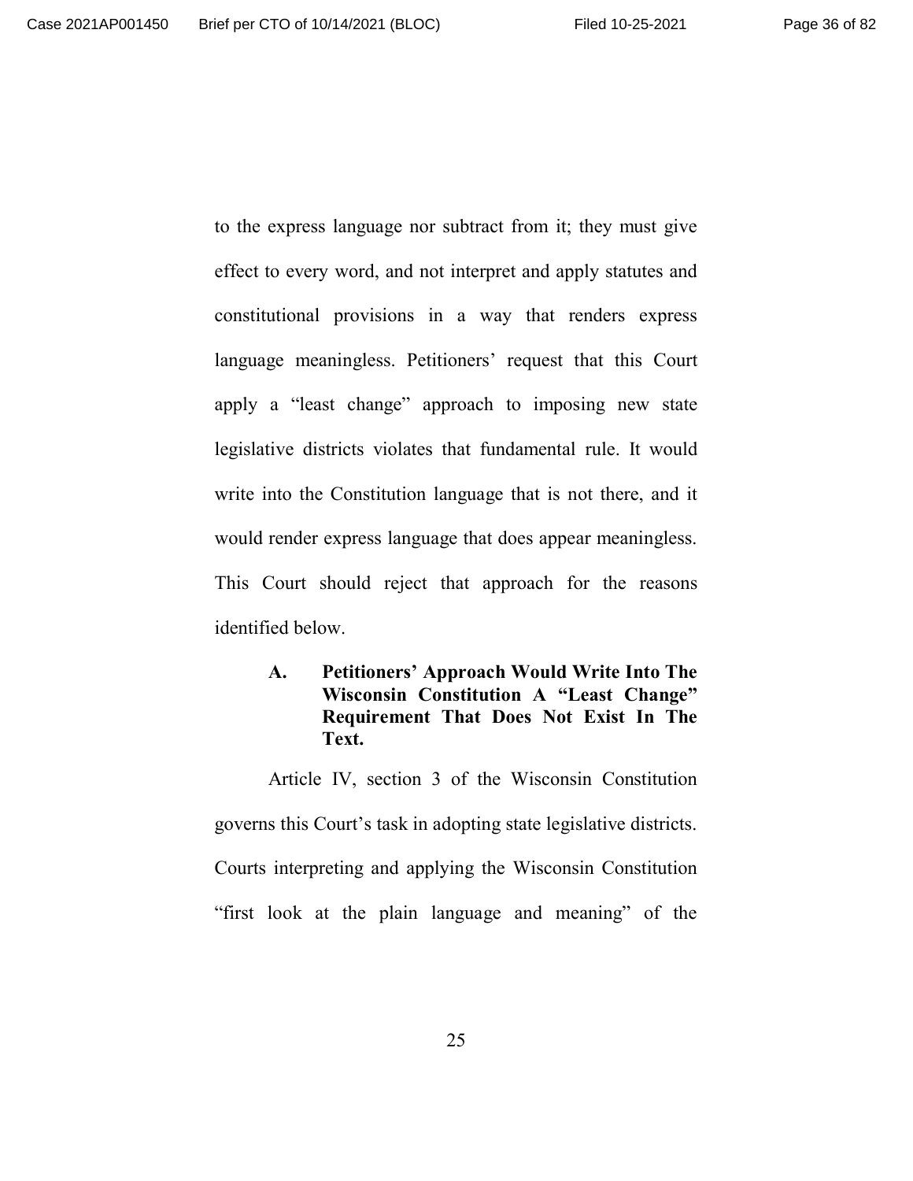to the express language nor subtract from it; they must give effect to every word, and not interpret and apply statutes and constitutional provisions in a way that renders express language meaningless. Petitioners' request that this Court apply a "least change" approach to imposing new state legislative districts violates that fundamental rule. It would write into the Constitution language that is not there, and it would render express language that does appear meaningless. This Court should reject that approach for the reasons identified below.

### A. Petitioners' Approach Would Write Into The Wisconsin Constitution A "Least Change" Requirement That Does Not Exist In The Text.

Article IV, section 3 of the Wisconsin Constitution governs this Court's task in adopting state legislative districts. Courts interpreting and applying the Wisconsin Constitution "first look at the plain language and meaning" of the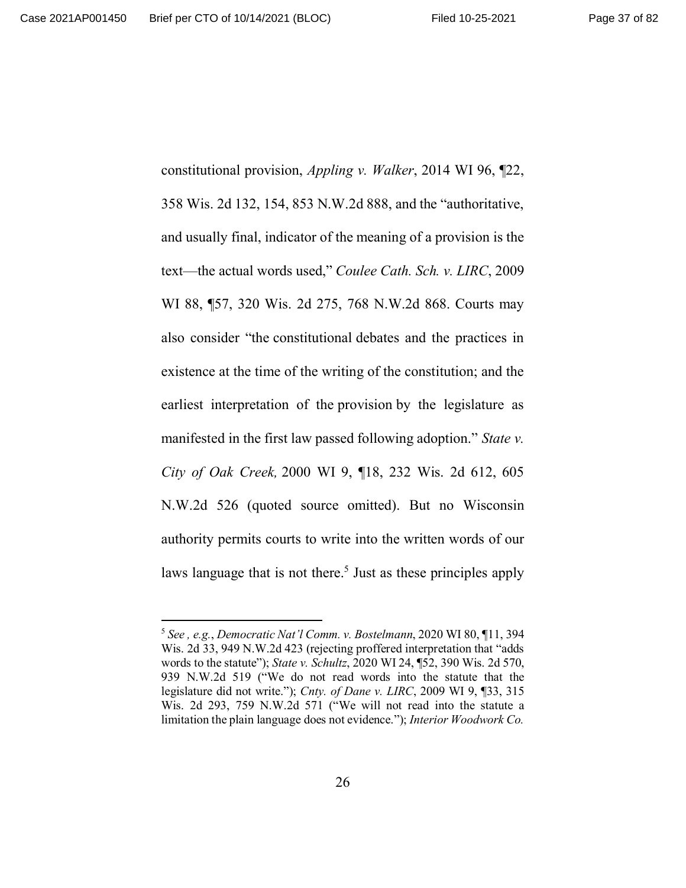constitutional provision, *Appling v. Walker*, 2014 WI 96, ¶22, 358 Wis. 2d 132, 154, 853 N.W.2d 888, and the "authoritative, and usually final, indicator of the meaning of a provision is the text—the actual words used," *Coulee Cath. Sch. v. LIRC*, 2009 WI 88, ¶57, 320 Wis. 2d 275, 768 N.W.2d 868. Courts may also consider "the constitutional debates and the practices in existence at the time of the writing of the constitution; and the earliest interpretation of the provision by the legislature as manifested in the first law passed following adoption." *State v. City of Oak Creek,* 2000 WI 9, ¶18, 232 Wis. 2d 612, 605 N.W.2d 526 (quoted source omitted). But no Wisconsin authority permits courts to write into the written words of our laws language that is not there.[5] Just as these principles apply

---

[5] *See , e.g.*, *Democratic Nat'l Comm. v. Bostelmann*, 2020 WI 80, ¶11, 394 Wis. 2d 33, 949 N.W.2d 423 (rejecting proffered interpretation that "adds words to the statute"); *State v. Schultz*, 2020 WI 24, ¶52, 390 Wis. 2d 570, 939 N.W.2d 519 ("We do not read words into the statute that the legislature did not write."); *Cnty. of Dane v. LIRC*, 2009 WI 9, ¶33, 315 Wis. 2d 293, 759 N.W.2d 571 ("We will not read into the statute a limitation the plain language does not evidence."); *Interior Woodwork Co.*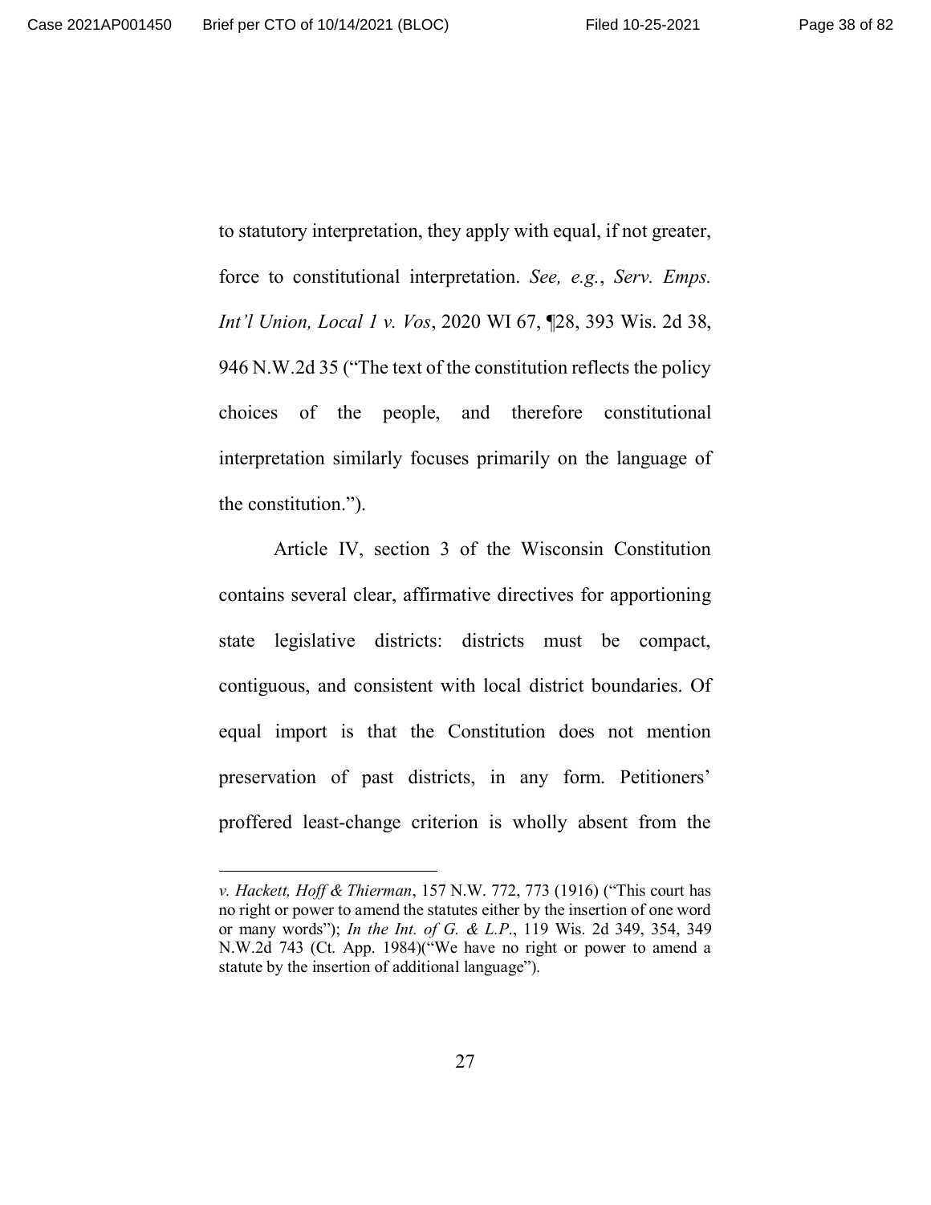to statutory interpretation, they apply with equal, if not greater, force to constitutional interpretation. *See, e.g.*, *Serv. Emps. Int'l Union, Local 1 v. Vos*, 2020 WI 67, ¶28, 393 Wis. 2d 38, 946 N.W.2d 35 ("The text of the constitution reflects the policy choices of the people, and therefore constitutional interpretation similarly focuses primarily on the language of the constitution.").

Article IV, section 3 of the Wisconsin Constitution contains several clear, affirmative directives for apportioning state legislative districts: districts must be compact, contiguous, and consistent with local district boundaries. Of equal import is that the Constitution does not mention preservation of past districts, in any form. Petitioners' proffered least-change criterion is wholly absent from the

---

*v. Hackett, Hoff & Thierman*, 157 N.W. 772, 773 (1916) ("This court has no right or power to amend the statutes either by the insertion of one word or many words"); *In the Int. of G. & L.P.*, 119 Wis. 2d 349, 354, 349 N.W.2d 743 (Ct. App. 1984)("We have no right or power to amend a statute by the insertion of additional language").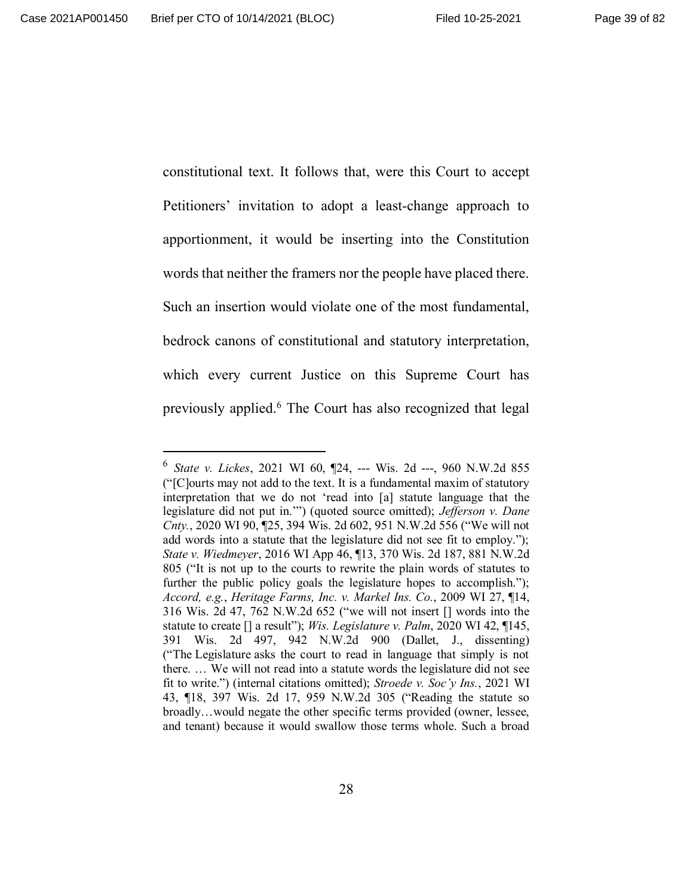constitutional text. It follows that, were this Court to accept Petitioners' invitation to adopt a least-change approach to apportionment, it would be inserting into the Constitution words that neither the framers nor the people have placed there. Such an insertion would violate one of the most fundamental, bedrock canons of constitutional and statutory interpretation, which every current Justice on this Supreme Court has previously applied.[6] The Court has also recognized that legal

---

[6] *State v. Lickes*, 2021 WI 60, ¶24, --- Wis. 2d ---, 960 N.W.2d 855 ("[C]ourts may not add to the text. It is a fundamental maxim of statutory interpretation that we do not 'read into [a] statute language that the legislature did not put in.'") (quoted source omitted); *Jefferson v. Dane Cnty.*, 2020 WI 90, ¶25, 394 Wis. 2d 602, 951 N.W.2d 556 ("We will not add words into a statute that the legislature did not see fit to employ."); *State v. Wiedmeyer*, 2016 WI App 46, ¶13, 370 Wis. 2d 187, 881 N.W.2d 805 ("It is not up to the courts to rewrite the plain words of statutes to further the public policy goals the legislature hopes to accomplish."); *Accord, e.g.*, *Heritage Farms, Inc. v. Markel Ins. Co.*, 2009 WI 27, ¶14, 316 Wis. 2d 47, 762 N.W.2d 652 ("we will not insert [] words into the statute to create [] a result"); *Wis. Legislature v. Palm*, 2020 WI 42, ¶145, 391 Wis. 2d 497, 942 N.W.2d 900 (Dallet, J., dissenting) ("The Legislature asks the court to read in language that simply is not there. … We will not read into a statute words the legislature did not see fit to write.") (internal citations omitted); *Stroede v. Soc'y Ins.*, 2021 WI 43, ¶18, 397 Wis. 2d 17, 959 N.W.2d 305 ("Reading the statute so broadly…would negate the other specific terms provided (owner, lessee, and tenant) because it would swallow those terms whole. Such a broad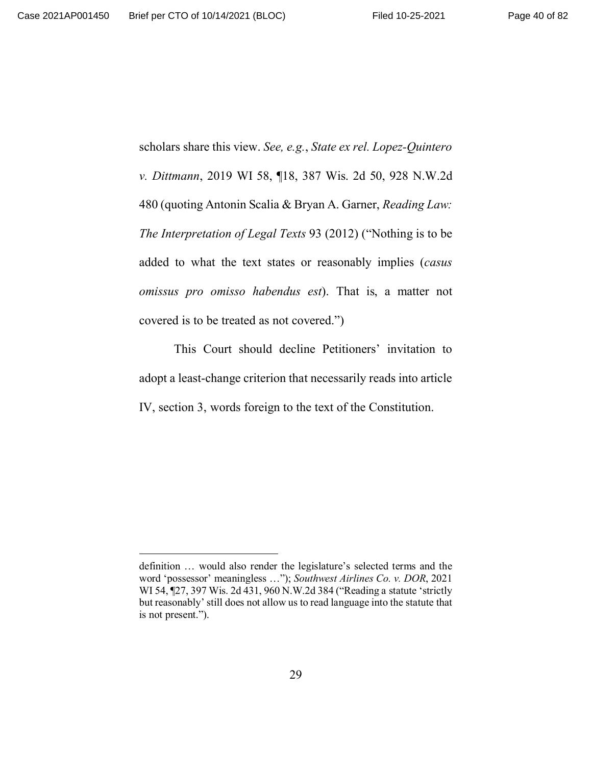scholars share this view. *See, e.g.*, *State ex rel. Lopez-Quintero v. Dittmann*, 2019 WI 58, ¶18, 387 Wis. 2d 50, 928 N.W.2d 480 (quoting Antonin Scalia & Bryan A. Garner, *Reading Law: The Interpretation of Legal Texts* 93 (2012) ("Nothing is to be added to what the text states or reasonably implies (*casus omissus pro omisso habendus est*). That is, a matter not covered is to be treated as not covered.")

This Court should decline Petitioners' invitation to adopt a least-change criterion that necessarily reads into article IV, section 3, words foreign to the text of the Constitution.

---

definition … would also render the legislature's selected terms and the word 'possessor' meaningless …"); *Southwest Airlines Co. v. DOR*, 2021 WI 54, ¶27, 397 Wis. 2d 431, 960 N.W.2d 384 ("Reading a statute 'strictly but reasonably' still does not allow us to read language into the statute that is not present.").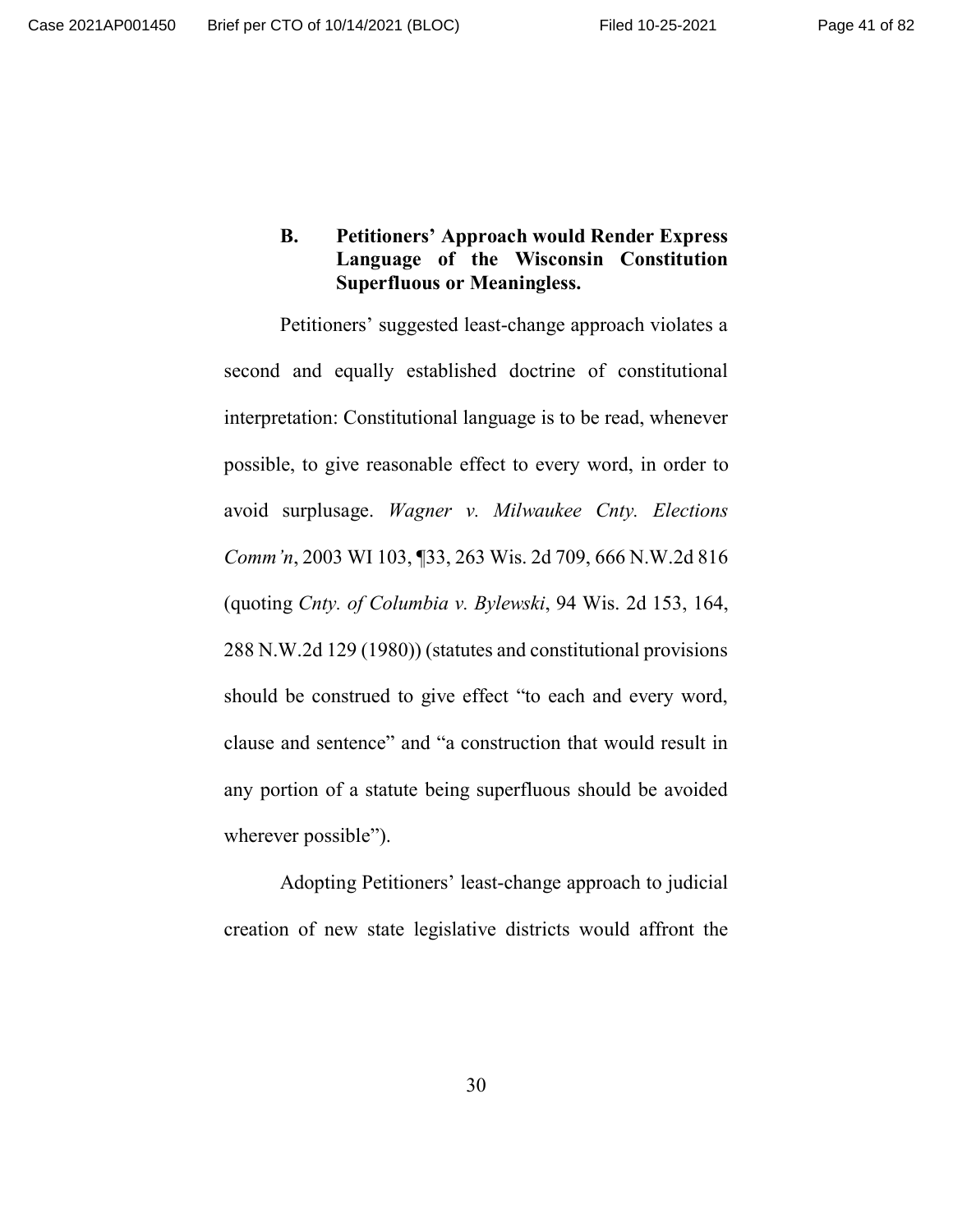### B. Petitioners' Approach would Render Express Language of the Wisconsin Constitution Superfluous or Meaningless.

Petitioners' suggested least-change approach violates a second and equally established doctrine of constitutional interpretation: Constitutional language is to be read, whenever possible, to give reasonable effect to every word, in order to avoid surplusage. *Wagner v. Milwaukee Cnty. Elections Comm'n*, 2003 WI 103, ¶33, 263 Wis. 2d 709, 666 N.W.2d 816 (quoting *Cnty. of Columbia v. Bylewski*, 94 Wis. 2d 153, 164, 288 N.W.2d 129 (1980)) (statutes and constitutional provisions should be construed to give effect "to each and every word, clause and sentence" and "a construction that would result in any portion of a statute being superfluous should be avoided wherever possible").

Adopting Petitioners' least-change approach to judicial creation of new state legislative districts would affront the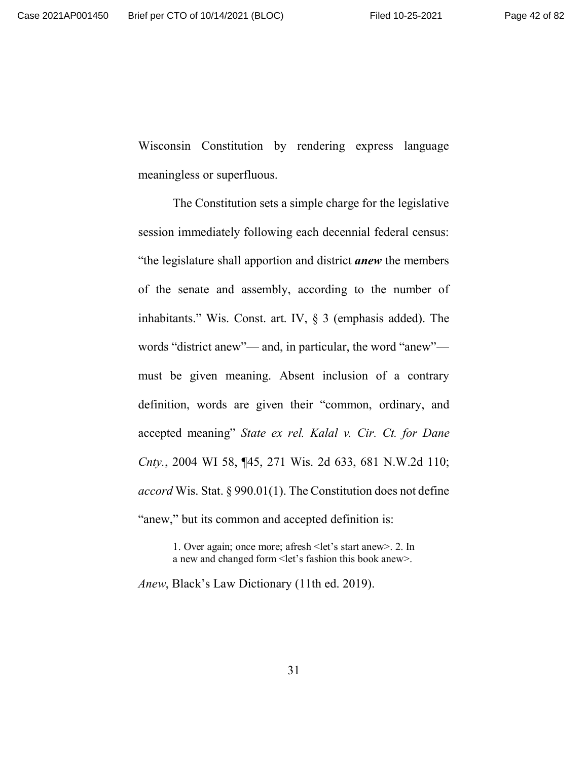Wisconsin Constitution by rendering express language meaningless or superfluous.

The Constitution sets a simple charge for the legislative session immediately following each decennial federal census: "the legislature shall apportion and district ***anew*** the members of the senate and assembly, according to the number of inhabitants." Wis. Const. art. IV, § 3 (emphasis added). The words "district anew"— and, in particular, the word "anew"— must be given meaning. Absent inclusion of a contrary definition, words are given their "common, ordinary, and accepted meaning" *State ex rel. Kalal v. Cir. Ct. for Dane Cnty.*, 2004 WI 58, ¶45, 271 Wis. 2d 633, 681 N.W.2d 110; *accord* Wis. Stat. § 990.01(1). The Constitution does not define "anew," but its common and accepted definition is:

> 1. Over again; once more; afresh <let's start anew>. 2. In a new and changed form <let's fashion this book anew>.

*Anew*, Black's Law Dictionary (11th ed. 2019).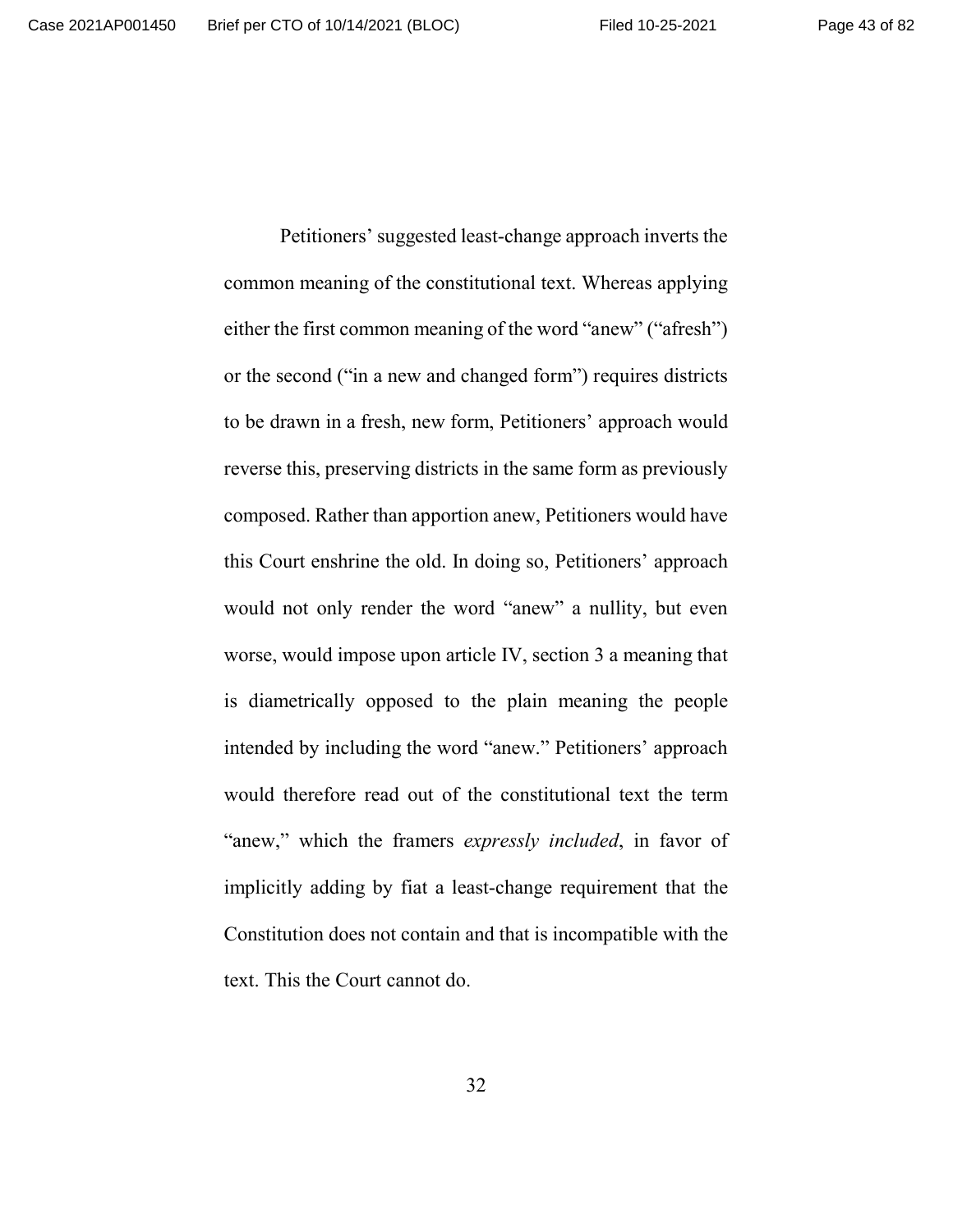Petitioners' suggested least-change approach inverts the common meaning of the constitutional text. Whereas applying either the first common meaning of the word "anew" ("afresh") or the second ("in a new and changed form") requires districts to be drawn in a fresh, new form, Petitioners' approach would reverse this, preserving districts in the same form as previously composed. Rather than apportion anew, Petitioners would have this Court enshrine the old. In doing so, Petitioners' approach would not only render the word "anew" a nullity, but even worse, would impose upon article IV, section 3 a meaning that is diametrically opposed to the plain meaning the people intended by including the word "anew." Petitioners' approach would therefore read out of the constitutional text the term "anew," which the framers *expressly included*, in favor of implicitly adding by fiat a least-change requirement that the Constitution does not contain and that is incompatible with the text. This the Court cannot do.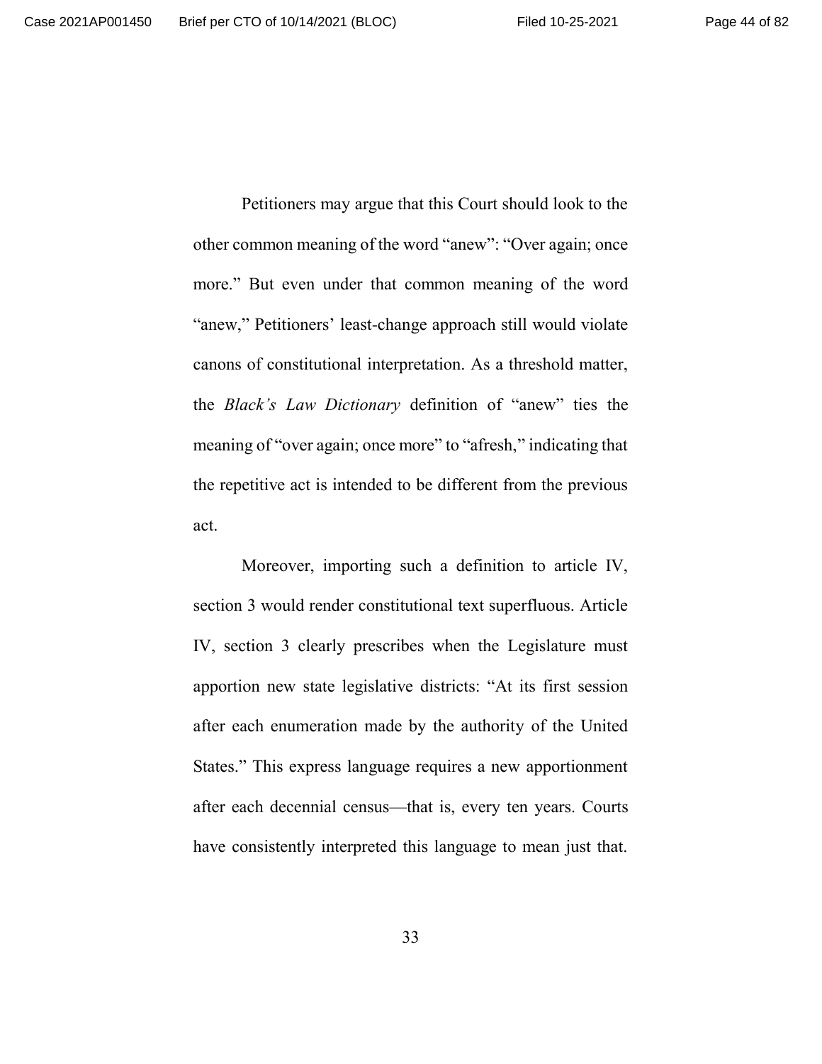Petitioners may argue that this Court should look to the other common meaning of the word "anew": "Over again; once more." But even under that common meaning of the word "anew," Petitioners' least-change approach still would violate canons of constitutional interpretation. As a threshold matter, the *Black's Law Dictionary* definition of "anew" ties the meaning of "over again; once more" to "afresh," indicating that the repetitive act is intended to be different from the previous act.

Moreover, importing such a definition to article IV, section 3 would render constitutional text superfluous. Article IV, section 3 clearly prescribes when the Legislature must apportion new state legislative districts: "At its first session after each enumeration made by the authority of the United States." This express language requires a new apportionment after each decennial census—that is, every ten years. Courts have consistently interpreted this language to mean just that.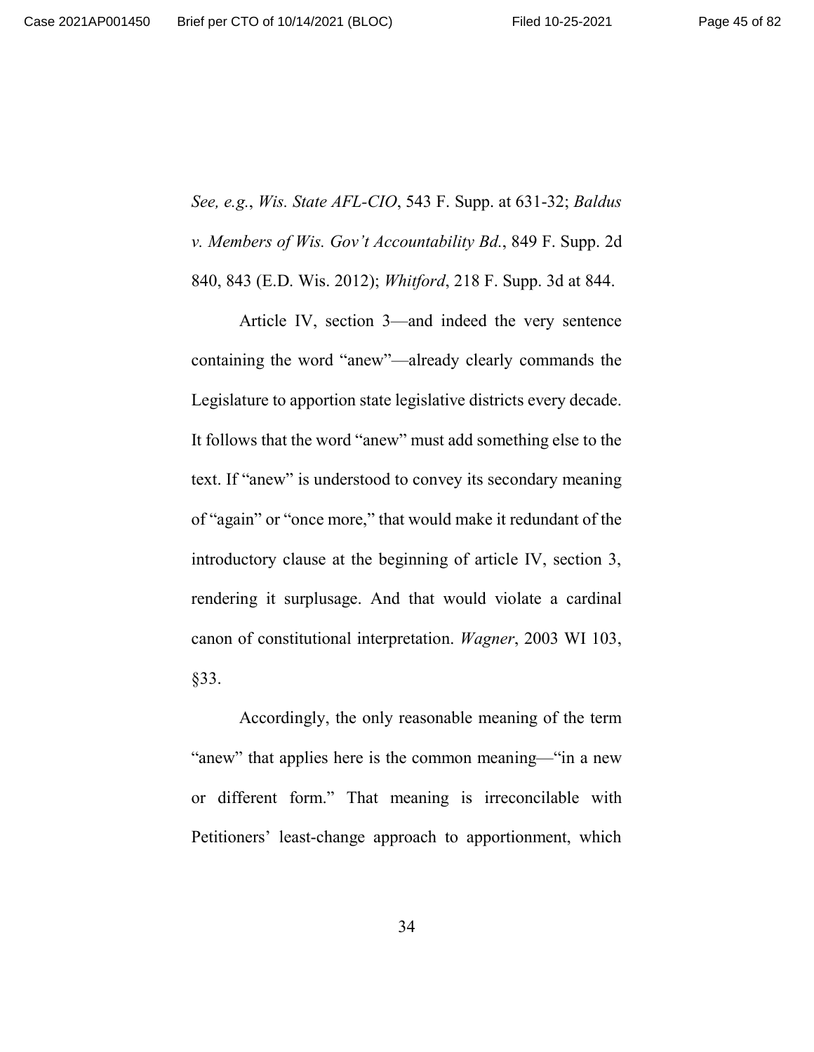*See, e.g.*, *Wis. State AFL-CIO*, 543 F. Supp. at 631-32; *Baldus v. Members of Wis. Gov't Accountability Bd.*, 849 F. Supp. 2d 840, 843 (E.D. Wis. 2012); *Whitford*, 218 F. Supp. 3d at 844.

Article IV, section 3—and indeed the very sentence containing the word "anew"—already clearly commands the Legislature to apportion state legislative districts every decade. It follows that the word "anew" must add something else to the text. If "anew" is understood to convey its secondary meaning of "again" or "once more," that would make it redundant of the introductory clause at the beginning of article IV, section 3, rendering it surplusage. And that would violate a cardinal canon of constitutional interpretation. *Wagner*, 2003 WI 103, §33.

Accordingly, the only reasonable meaning of the term "anew" that applies here is the common meaning—"in a new or different form." That meaning is irreconcilable with Petitioners' least-change approach to apportionment, which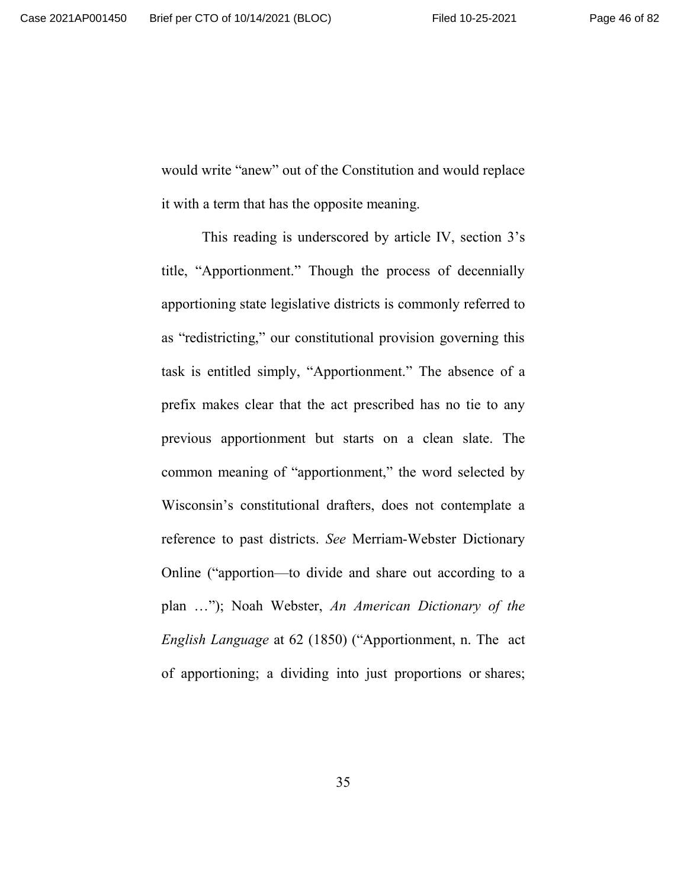would write "anew" out of the Constitution and would replace it with a term that has the opposite meaning.

This reading is underscored by article IV, section 3's title, "Apportionment." Though the process of decennially apportioning state legislative districts is commonly referred to as "redistricting," our constitutional provision governing this task is entitled simply, "Apportionment." The absence of a prefix makes clear that the act prescribed has no tie to any previous apportionment but starts on a clean slate. The common meaning of "apportionment," the word selected by Wisconsin's constitutional drafters, does not contemplate a reference to past districts. *See* Merriam-Webster Dictionary Online ("apportion—to divide and share out according to a plan …"); Noah Webster, *An American Dictionary of the English Language* at 62 (1850) ("Apportionment, n. The act of apportioning; a dividing into just proportions or shares;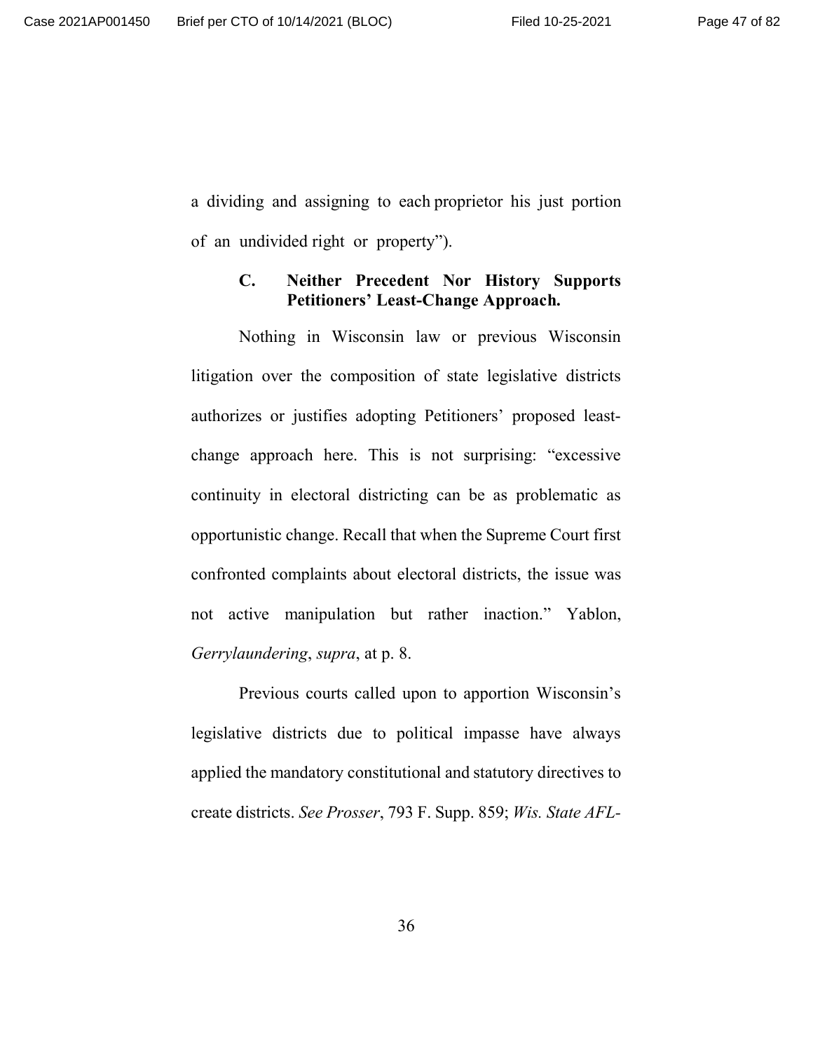a dividing and assigning to each proprietor his just portion of an undivided right or property").

### C. Neither Precedent Nor History Supports Petitioners' Least-Change Approach.

Nothing in Wisconsin law or previous Wisconsin litigation over the composition of state legislative districts authorizes or justifies adopting Petitioners' proposed least-change approach here. This is not surprising: "excessive continuity in electoral districting can be as problematic as opportunistic change. Recall that when the Supreme Court first confronted complaints about electoral districts, the issue was not active manipulation but rather inaction." Yablon, *Gerrylaundering*, *supra*, at p. 8.

Previous courts called upon to apportion Wisconsin's legislative districts due to political impasse have always applied the mandatory constitutional and statutory directives to create districts. *See Prosser*, 793 F. Supp. 859; *Wis. State AFL-*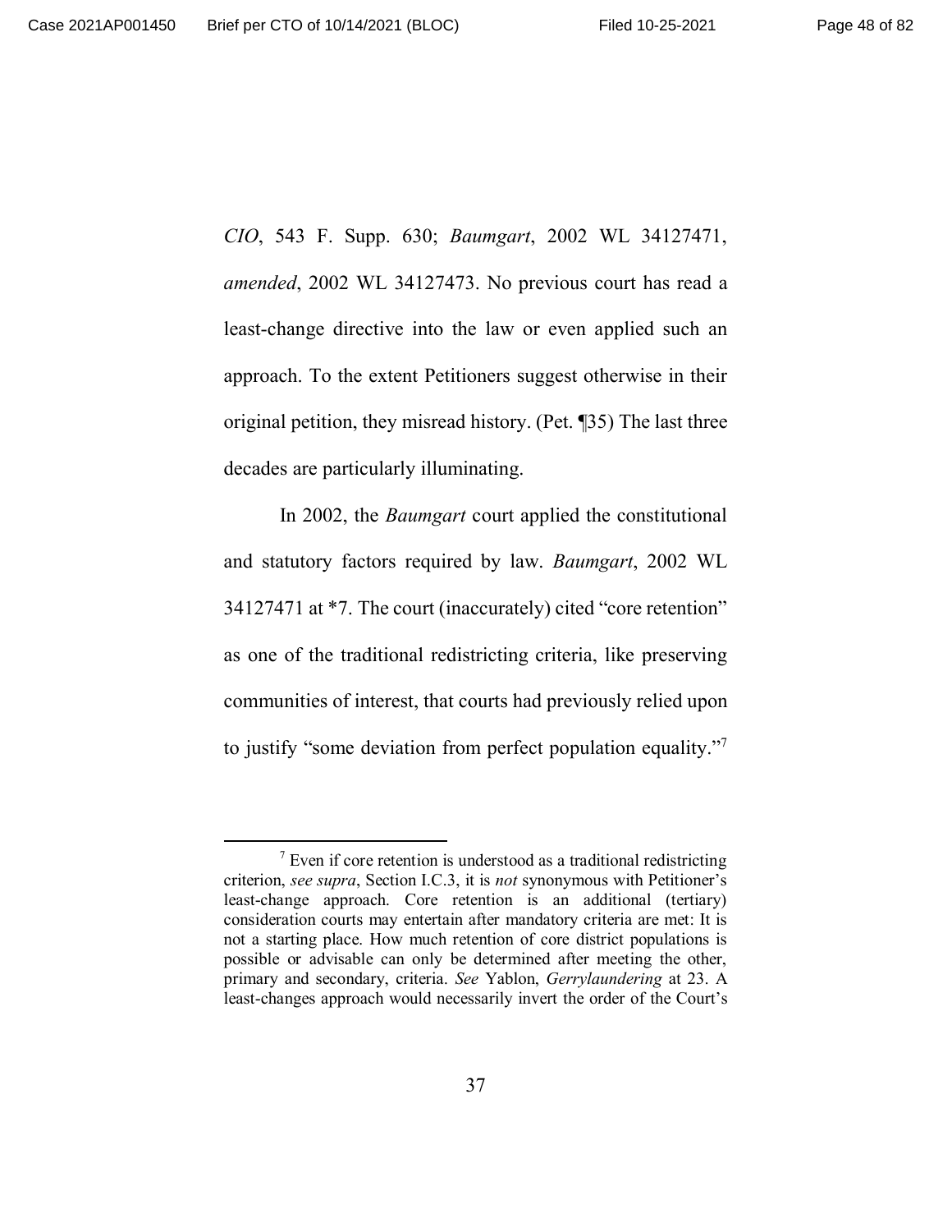*CIO*, 543 F. Supp. 630; *Baumgart*, 2002 WL 34127471, *amended*, 2002 WL 34127473. No previous court has read a least-change directive into the law or even applied such an approach. To the extent Petitioners suggest otherwise in their original petition, they misread history. (Pet. ¶35) The last three decades are particularly illuminating.

In 2002, the *Baumgart* court applied the constitutional and statutory factors required by law. *Baumgart*, 2002 WL 34127471 at *7. The court (inaccurately) cited "core retention" as one of the traditional redistricting criteria, like preserving communities of interest, that courts had previously relied upon to justify "some deviation from perfect population equality."[7]

---

[7] Even if core retention is understood as a traditional redistricting criterion, *see supra*, Section I.C.3, it is *not* synonymous with Petitioner's least-change approach. Core retention is an additional (tertiary) consideration courts may entertain after mandatory criteria are met: It is not a starting place. How much retention of core district populations is possible or advisable can only be determined after meeting the other, primary and secondary, criteria. *See* Yablon, *Gerrylaundering* at 23. A least-changes approach would necessarily invert the order of the Court's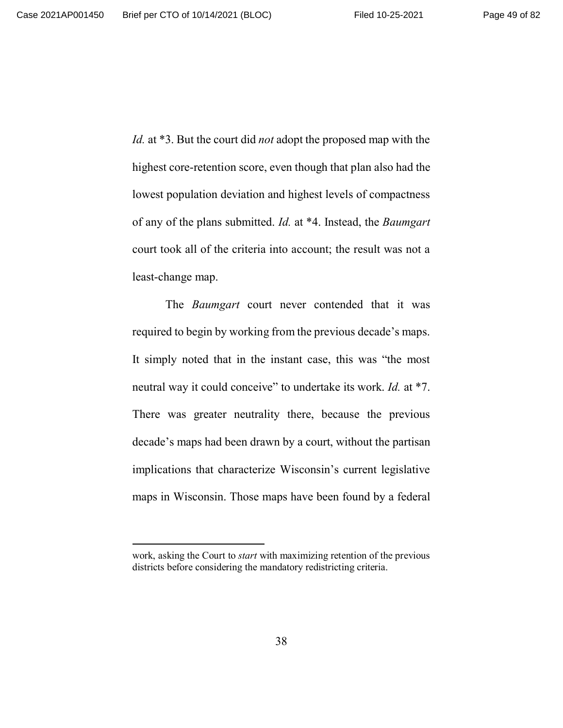*Id.* at *3. But the court did *not* adopt the proposed map with the highest core-retention score, even though that plan also had the lowest population deviation and highest levels of compactness of any of the plans submitted. *Id.* at *4. Instead, the *Baumgart* court took all of the criteria into account; the result was not a least-change map.

The *Baumgart* court never contended that it was required to begin by working from the previous decade's maps. It simply noted that in the instant case, this was "the most neutral way it could conceive" to undertake its work. *Id.* at *7. There was greater neutrality there, because the previous decade's maps had been drawn by a court, without the partisan implications that characterize Wisconsin's current legislative maps in Wisconsin. Those maps have been found by a federal

---

work, asking the Court to *start* with maximizing retention of the previous districts before considering the mandatory redistricting criteria.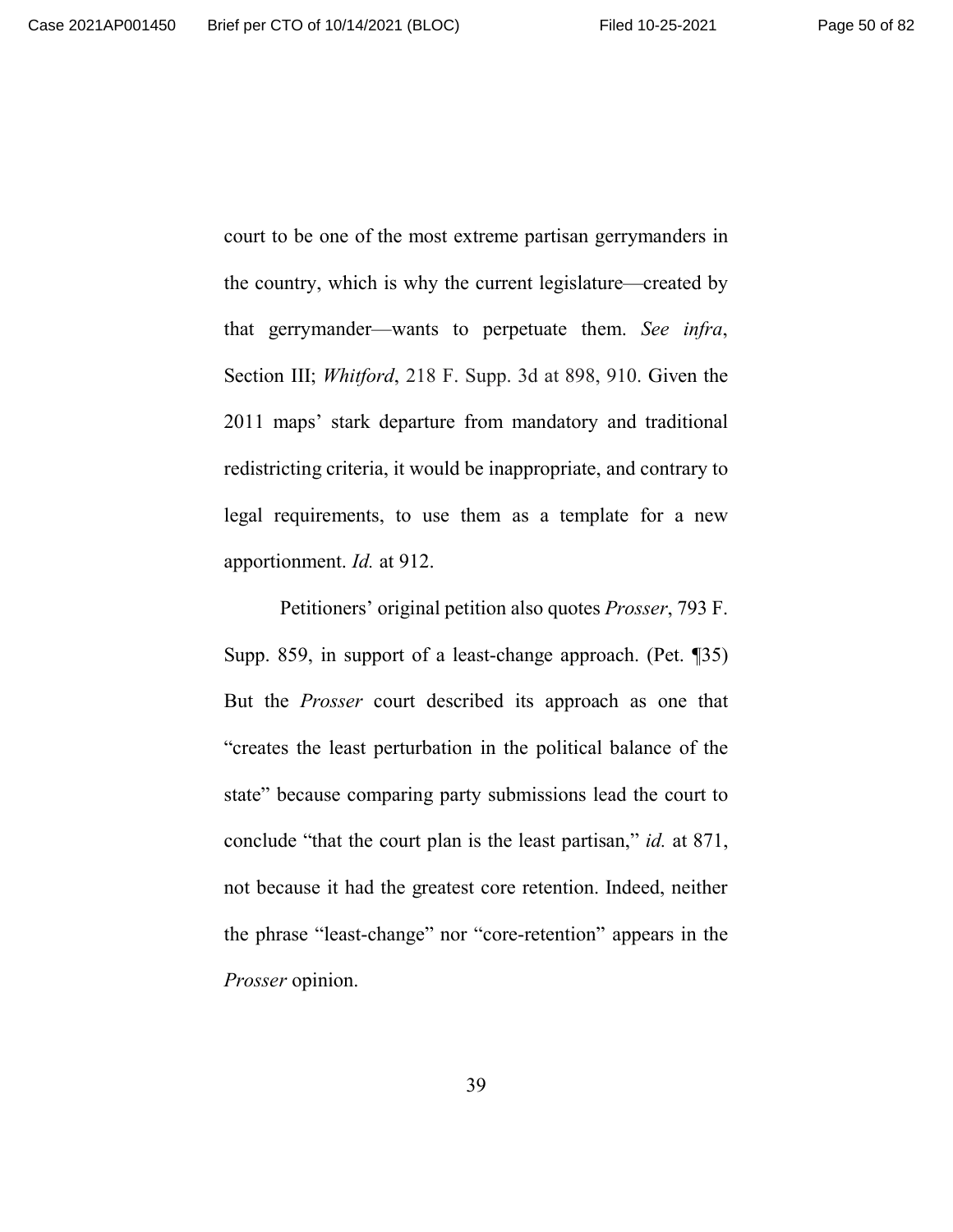court to be one of the most extreme partisan gerrymanders in the country, which is why the current legislature—created by that gerrymander—wants to perpetuate them. *See infra*, Section III; *Whitford*, 218 F. Supp. 3d at 898, 910. Given the 2011 maps' stark departure from mandatory and traditional redistricting criteria, it would be inappropriate, and contrary to legal requirements, to use them as a template for a new apportionment. *Id.* at 912.

Petitioners' original petition also quotes *Prosser*, 793 F. Supp. 859, in support of a least-change approach. (Pet. ¶35) But the *Prosser* court described its approach as one that "creates the least perturbation in the political balance of the state" because comparing party submissions lead the court to conclude "that the court plan is the least partisan," *id.* at 871, not because it had the greatest core retention. Indeed, neither the phrase "least-change" nor "core-retention" appears in the *Prosser* opinion.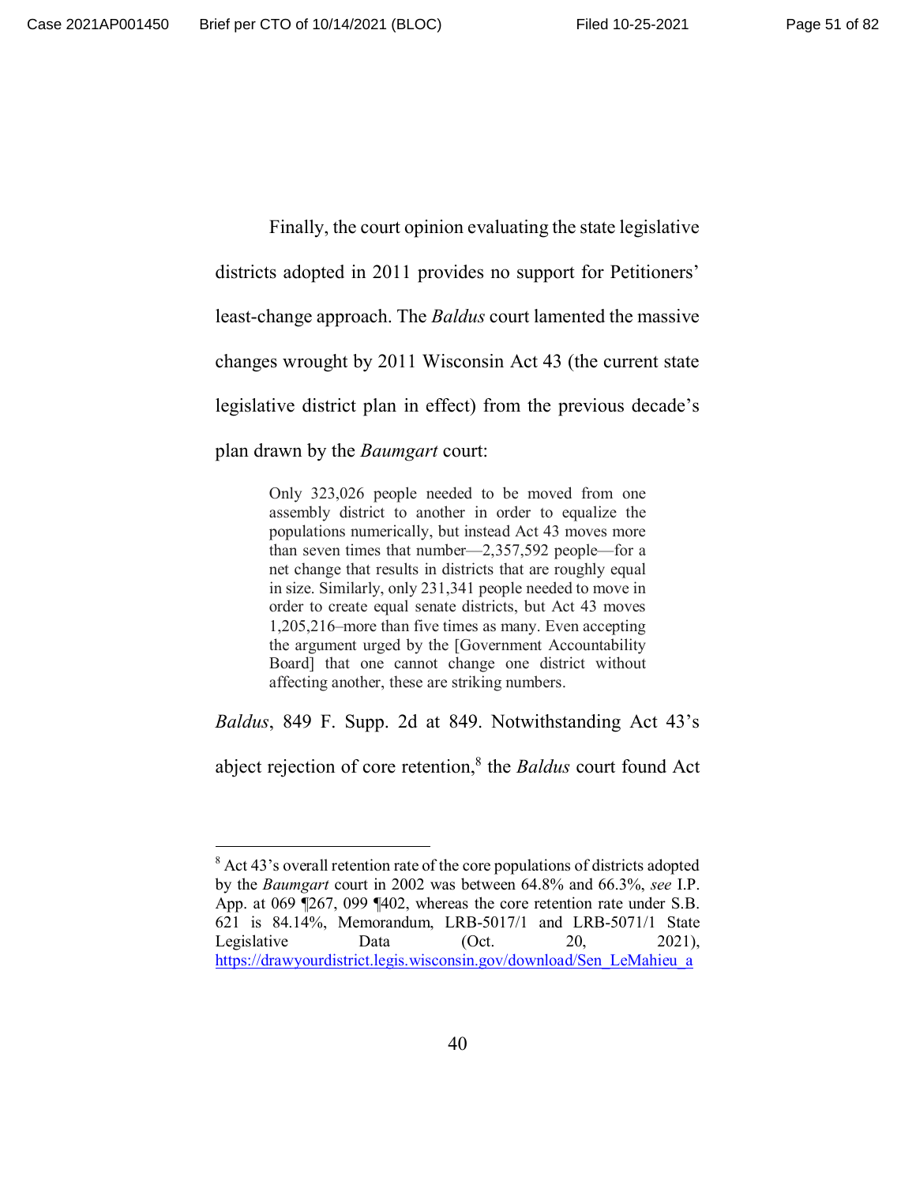Finally, the court opinion evaluating the state legislative districts adopted in 2011 provides no support for Petitioners' least-change approach. The *Baldus* court lamented the massive changes wrought by 2011 Wisconsin Act 43 (the current state legislative district plan in effect) from the previous decade's plan drawn by the *Baumgart* court:

> Only 323,026 people needed to be moved from one assembly district to another in order to equalize the populations numerically, but instead Act 43 moves more than seven times that number—2,357,592 people—for a net change that results in districts that are roughly equal in size. Similarly, only 231,341 people needed to move in order to create equal senate districts, but Act 43 moves 1,205,216–more than five times as many. Even accepting the argument urged by the [Government Accountability Board] that one cannot change one district without affecting another, these are striking numbers.

*Baldus*, 849 F. Supp. 2d at 849. Notwithstanding Act 43's abject rejection of core retention,[8] the *Baldus* court found Act

[8] Act 43's overall retention rate of the core populations of districts adopted by the *Baumgart* court in 2002 was between 64.8% and 66.3%, *see* I.P. App. at 069 ¶267, 099 ¶402, whereas the core retention rate under S.B. 621 is 84.14%, Memorandum, LRB-5017/1 and LRB-5071/1 State Legislative Data (Oct. 20, 2021), https://drawyourdistrict.legis.wisconsin.gov/download/Sen_LeMahieu_a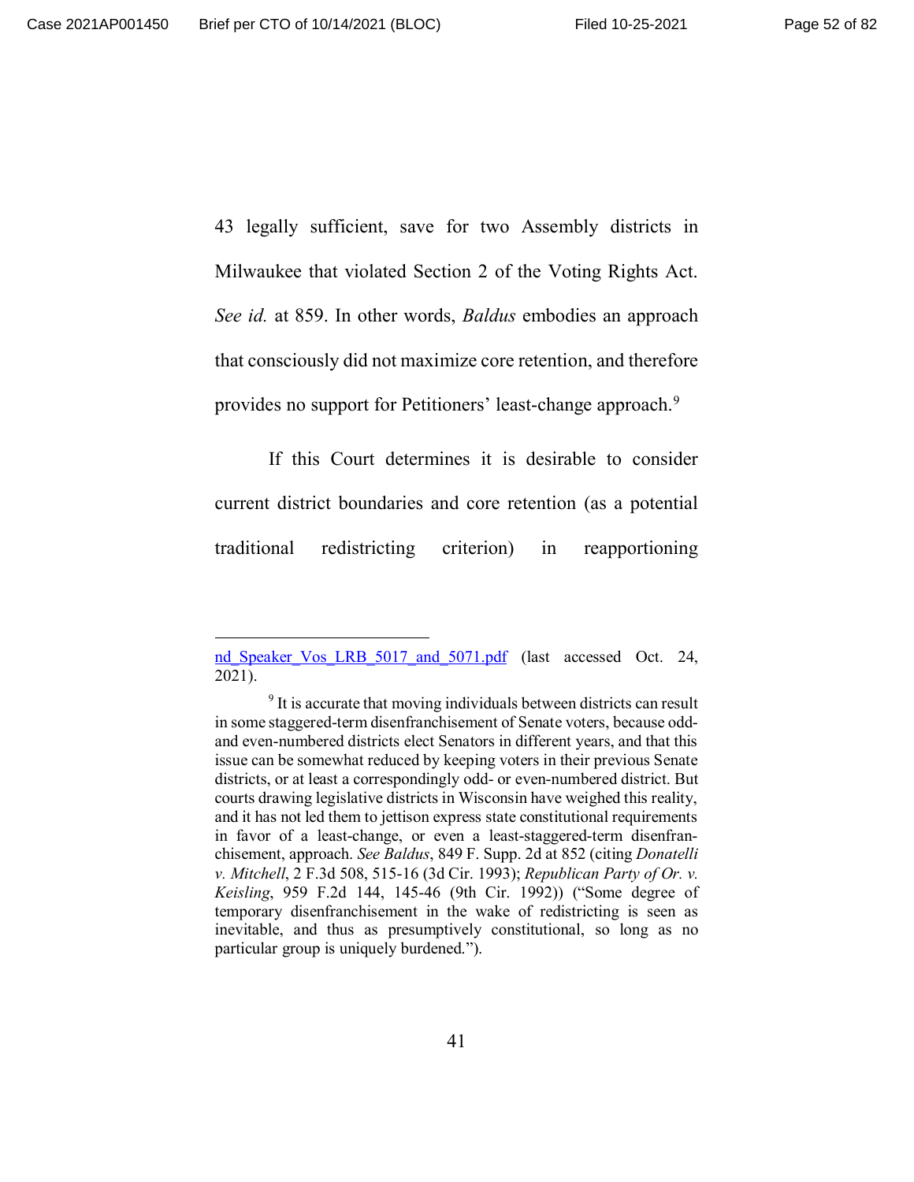43 legally sufficient, save for two Assembly districts in Milwaukee that violated Section 2 of the Voting Rights Act. *See id.* at 859. In other words, *Baldus* embodies an approach that consciously did not maximize core retention, and therefore provides no support for Petitioners' least-change approach.[9]

If this Court determines it is desirable to consider current district boundaries and core retention (as a potential traditional redistricting criterion) in reapportioning

---

nd_Speaker_Vos_LRB_5017_and_5071.pdf (last accessed Oct. 24, 2021).

[9] It is accurate that moving individuals between districts can result in some staggered-term disenfranchisement of Senate voters, because odd- and even-numbered districts elect Senators in different years, and that this issue can be somewhat reduced by keeping voters in their previous Senate districts, or at least a correspondingly odd- or even-numbered district. But courts drawing legislative districts in Wisconsin have weighed this reality, and it has not led them to jettison express state constitutional requirements in favor of a least-change, or even a least-staggered-term disenfranchisement, approach. *See Baldus*, 849 F. Supp. 2d at 852 (citing *Donatelli v. Mitchell*, 2 F.3d 508, 515-16 (3d Cir. 1993); *Republican Party of Or. v. Keisling*, 959 F.2d 144, 145-46 (9th Cir. 1992)) ("Some degree of temporary disenfranchisement in the wake of redistricting is seen as inevitable, and thus as presumptively constitutional, so long as no particular group is uniquely burdened.").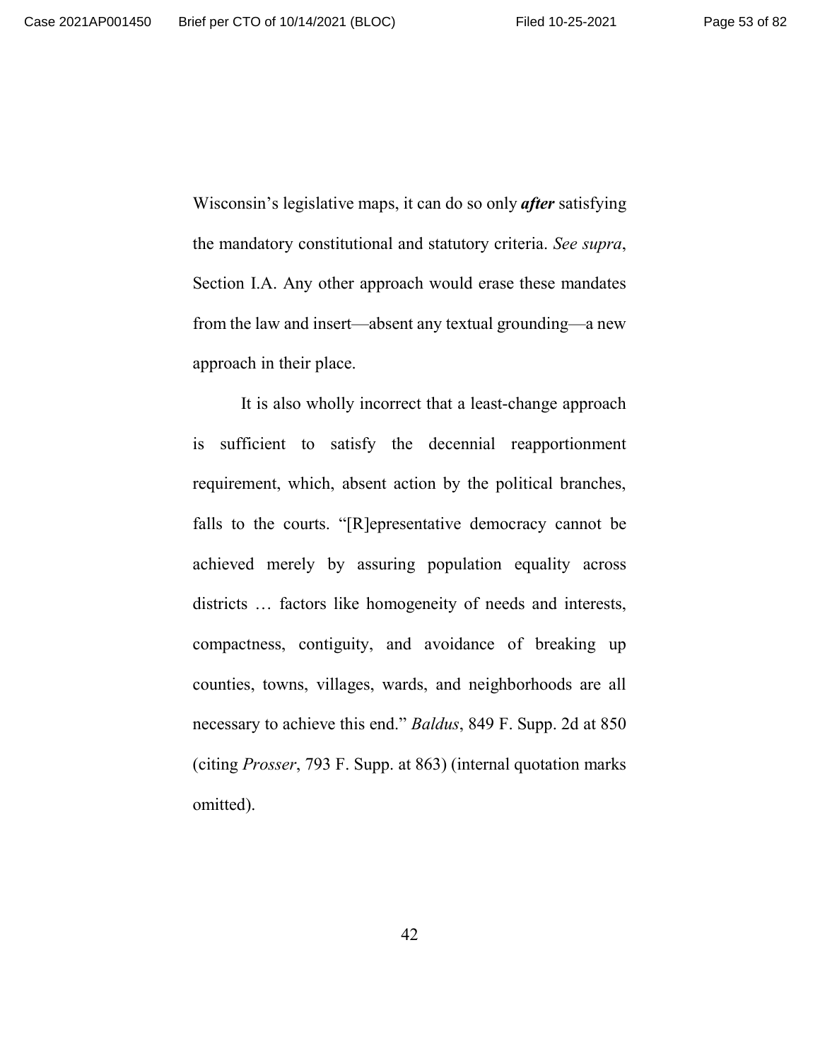Wisconsin's legislative maps, it can do so only ***after*** satisfying the mandatory constitutional and statutory criteria. *See supra*, Section I.A. Any other approach would erase these mandates from the law and insert—absent any textual grounding—a new approach in their place.

It is also wholly incorrect that a least-change approach is sufficient to satisfy the decennial reapportionment requirement, which, absent action by the political branches, falls to the courts. "[R]epresentative democracy cannot be achieved merely by assuring population equality across districts … factors like homogeneity of needs and interests, compactness, contiguity, and avoidance of breaking up counties, towns, villages, wards, and neighborhoods are all necessary to achieve this end." *Baldus*, 849 F. Supp. 2d at 850 (citing *Prosser*, 793 F. Supp. at 863) (internal quotation marks omitted).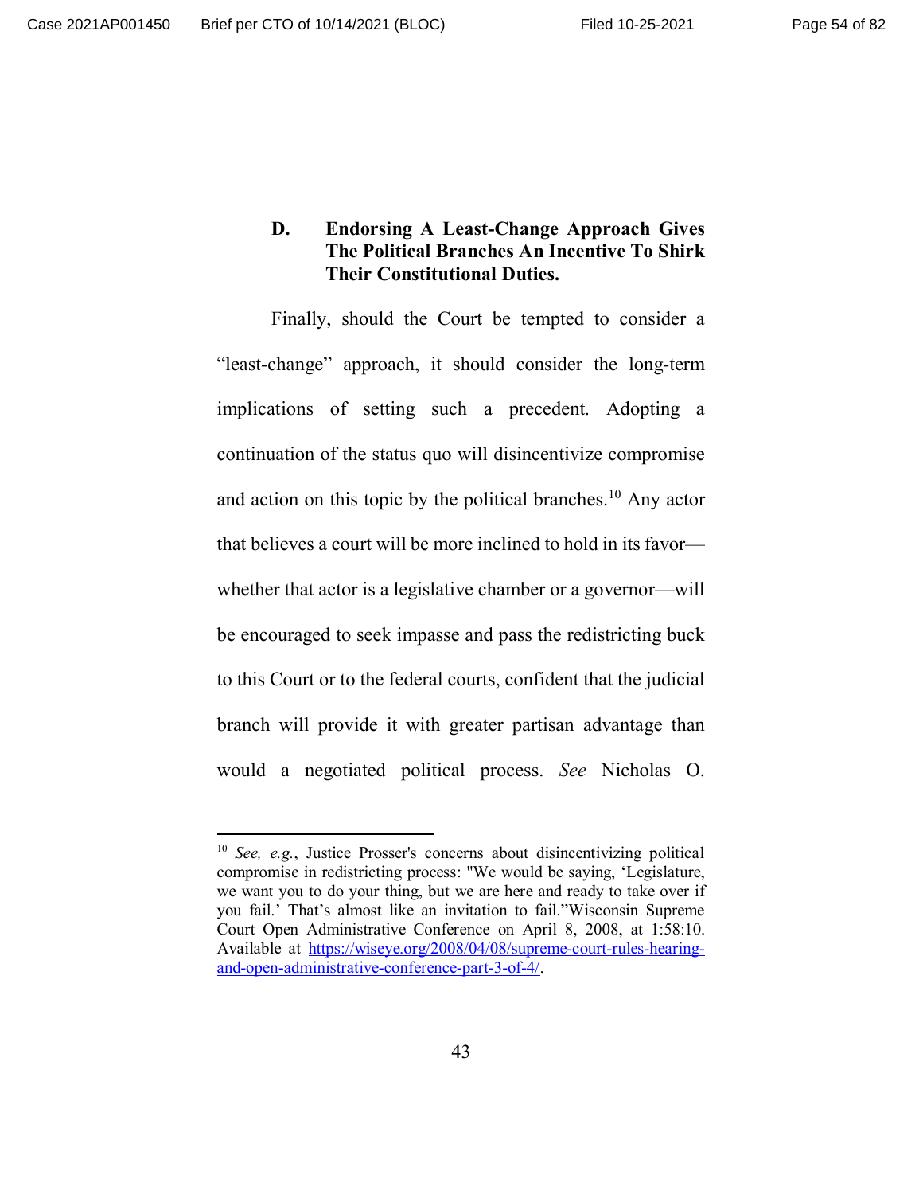### D. Endorsing A Least-Change Approach Gives The Political Branches An Incentive To Shirk Their Constitutional Duties.

Finally, should the Court be tempted to consider a "least-change" approach, it should consider the long-term implications of setting such a precedent. Adopting a continuation of the status quo will disincentivize compromise and action on this topic by the political branches.[10] Any actor that believes a court will be more inclined to hold in its favor—whether that actor is a legislative chamber or a governor—will be encouraged to seek impasse and pass the redistricting buck to this Court or to the federal courts, confident that the judicial branch will provide it with greater partisan advantage than would a negotiated political process. *See* Nicholas O.

---

[10] *See, e.g.*, Justice Prosser's concerns about disincentivizing political compromise in redistricting process: "We would be saying, 'Legislature, we want you to do your thing, but we are here and ready to take over if you fail.' That's almost like an invitation to fail."Wisconsin Supreme Court Open Administrative Conference on April 8, 2008, at 1:58:10. Available at https://wiseye.org/2008/04/08/supreme-court-rules-hearing-and-open-administrative-conference-part-3-of-4/.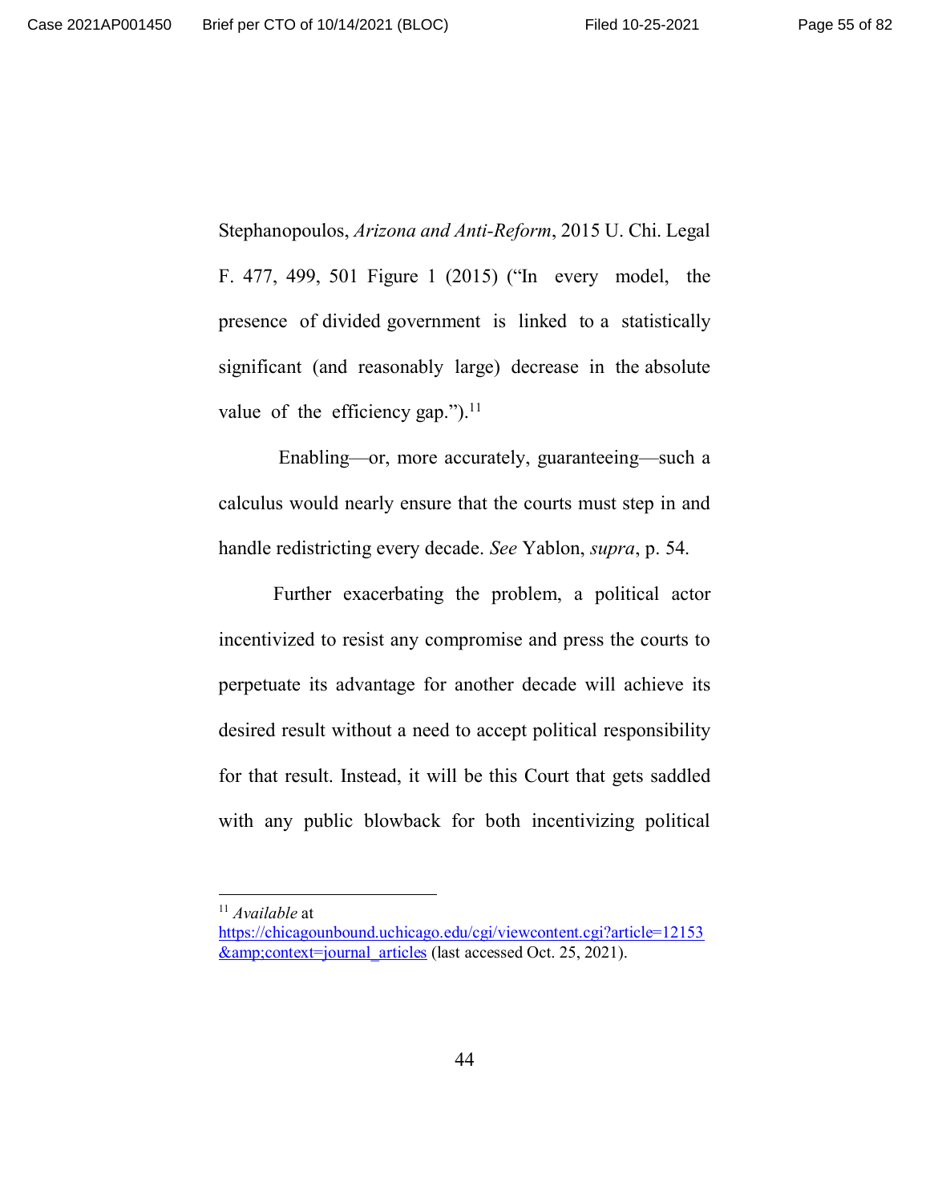Stephanopoulos, *Arizona and Anti-Reform*, 2015 U. Chi. Legal F. 477, 499, 501 Figure 1 (2015) ("In every model, the presence of divided government is linked to a statistically significant (and reasonably large) decrease in the absolute value of the efficiency gap.").[11]

Enabling—or, more accurately, guaranteeing—such a calculus would nearly ensure that the courts must step in and handle redistricting every decade. *See* Yablon, *supra*, p. 54.

Further exacerbating the problem, a political actor incentivized to resist any compromise and press the courts to perpetuate its advantage for another decade will achieve its desired result without a need to accept political responsibility for that result. Instead, it will be this Court that gets saddled with any public blowback for both incentivizing political

---

[11] *Available* at https://chicagounbound.uchicago.edu/cgi/viewcontent.cgi?article=12153&amp;context=journal_articles (last accessed Oct. 25, 2021).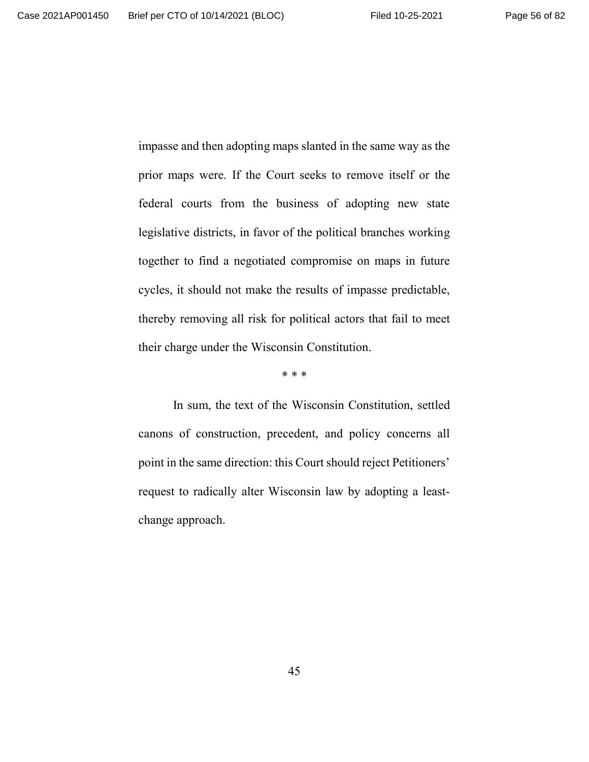impasse and then adopting maps slanted in the same way as the prior maps were. If the Court seeks to remove itself or the federal courts from the business of adopting new state legislative districts, in favor of the political branches working together to find a negotiated compromise on maps in future cycles, it should not make the results of impasse predictable, thereby removing all risk for political actors that fail to meet their charge under the Wisconsin Constitution.

* * *

In sum, the text of the Wisconsin Constitution, settled canons of construction, precedent, and policy concerns all point in the same direction: this Court should reject Petitioners' request to radically alter Wisconsin law by adopting a least-change approach.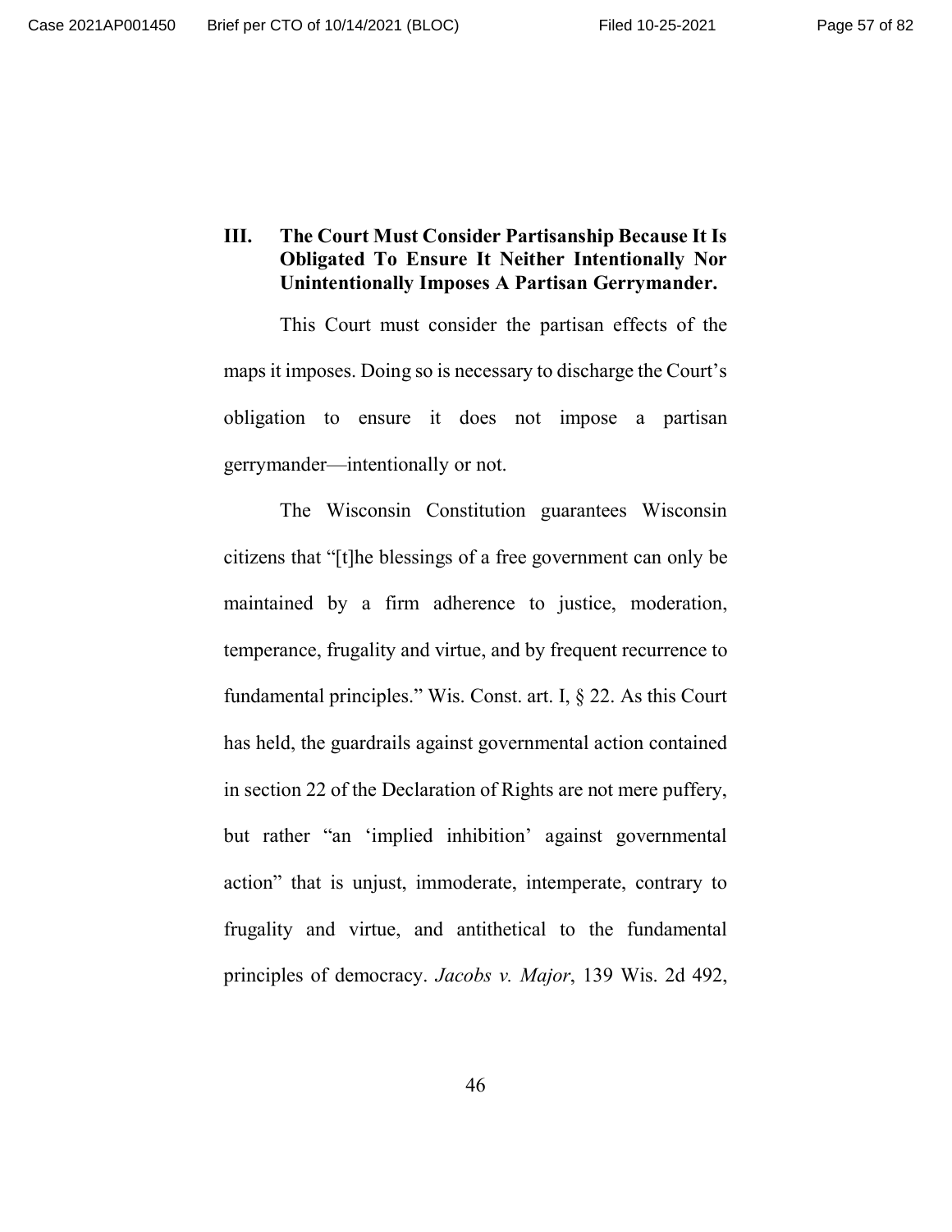## III. The Court Must Consider Partisanship Because It Is Obligated To Ensure It Neither Intentionally Nor Unintentionally Imposes A Partisan Gerrymander.

This Court must consider the partisan effects of the maps it imposes. Doing so is necessary to discharge the Court's obligation to ensure it does not impose a partisan gerrymander—intentionally or not.

The Wisconsin Constitution guarantees Wisconsin citizens that "[t]he blessings of a free government can only be maintained by a firm adherence to justice, moderation, temperance, frugality and virtue, and by frequent recurrence to fundamental principles." Wis. Const. art. I, § 22. As this Court has held, the guardrails against governmental action contained in section 22 of the Declaration of Rights are not mere puffery, but rather "an 'implied inhibition' against governmental action" that is unjust, immoderate, intemperate, contrary to frugality and virtue, and antithetical to the fundamental principles of democracy. *Jacobs v. Major*, 139 Wis. 2d 492,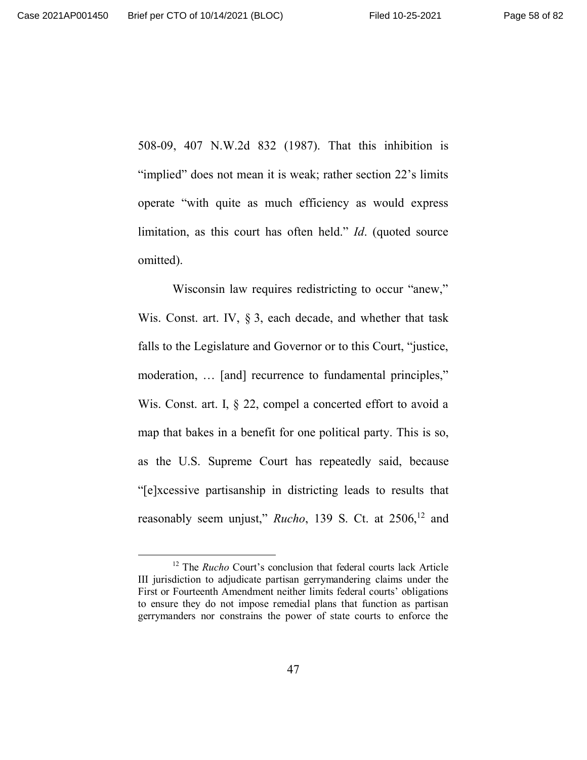508-09, 407 N.W.2d 832 (1987). That this inhibition is "implied" does not mean it is weak; rather section 22's limits operate "with quite as much efficiency as would express limitation, as this court has often held." *Id*. (quoted source omitted).

Wisconsin law requires redistricting to occur "anew," Wis. Const. art. IV, § 3, each decade, and whether that task falls to the Legislature and Governor or to this Court, "justice, moderation, … [and] recurrence to fundamental principles," Wis. Const. art. I, § 22, compel a concerted effort to avoid a map that bakes in a benefit for one political party. This is so, as the U.S. Supreme Court has repeatedly said, because "[e]xcessive partisanship in districting leads to results that reasonably seem unjust," *Rucho*, 139 S. Ct. at 2506,[12] and

---

[12] The *Rucho* Court's conclusion that federal courts lack Article III jurisdiction to adjudicate partisan gerrymandering claims under the First or Fourteenth Amendment neither limits federal courts' obligations to ensure they do not impose remedial plans that function as partisan gerrymanders nor constrains the power of state courts to enforce the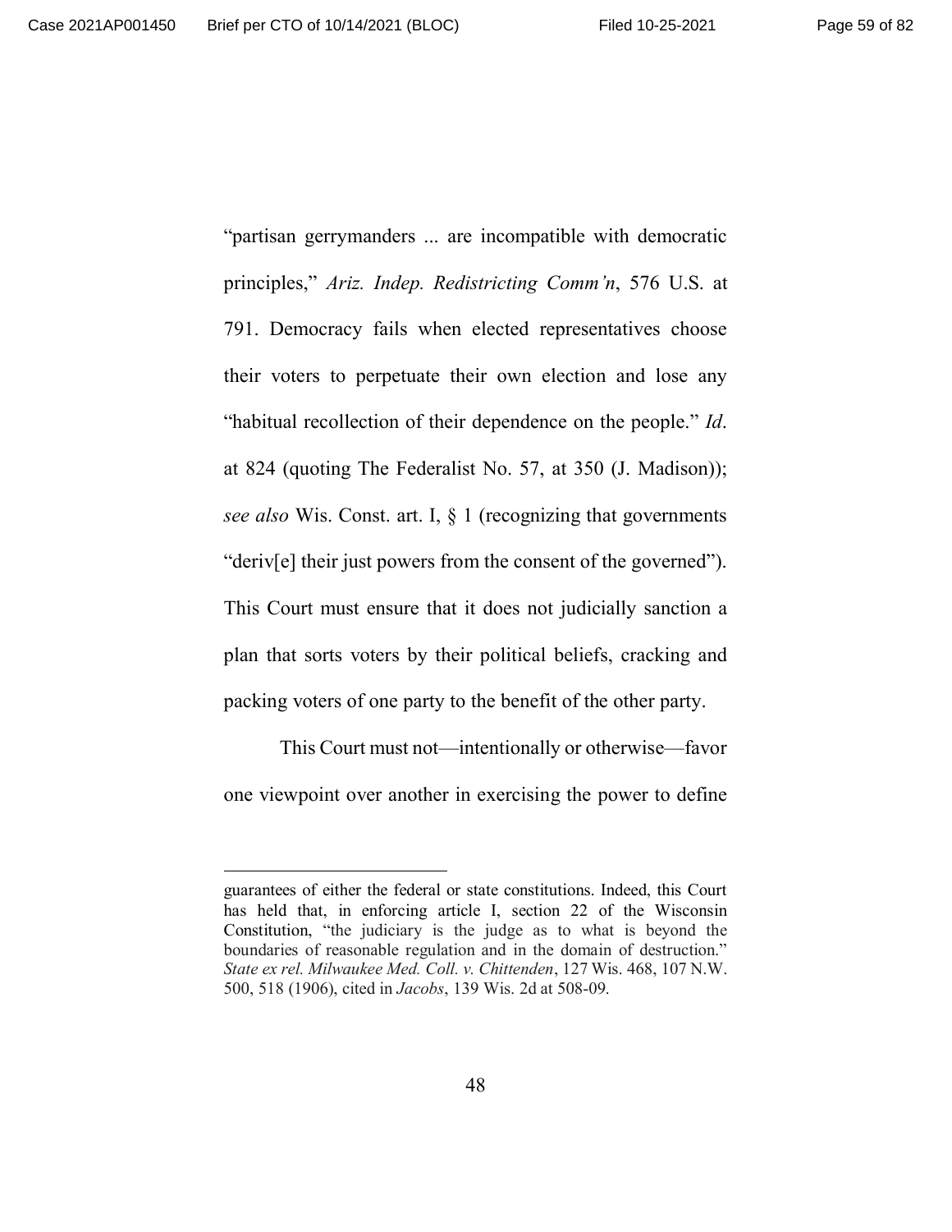"partisan gerrymanders ... are incompatible with democratic principles," *Ariz. Indep. Redistricting Comm'n*, 576 U.S. at 791. Democracy fails when elected representatives choose their voters to perpetuate their own election and lose any "habitual recollection of their dependence on the people." *Id*. at 824 (quoting The Federalist No. 57, at 350 (J. Madison)); *see also* Wis. Const. art. I, § 1 (recognizing that governments "deriv[e] their just powers from the consent of the governed"). This Court must ensure that it does not judicially sanction a plan that sorts voters by their political beliefs, cracking and packing voters of one party to the benefit of the other party.

This Court must not—intentionally or otherwise—favor one viewpoint over another in exercising the power to define

---

guarantees of either the federal or state constitutions. Indeed, this Court has held that, in enforcing article I, section 22 of the Wisconsin Constitution, "the judiciary is the judge as to what is beyond the boundaries of reasonable regulation and in the domain of destruction." *State ex rel. Milwaukee Med. Coll. v. Chittenden*, 127 Wis. 468, 107 N.W. 500, 518 (1906), cited in *Jacobs*, 139 Wis. 2d at 508-09.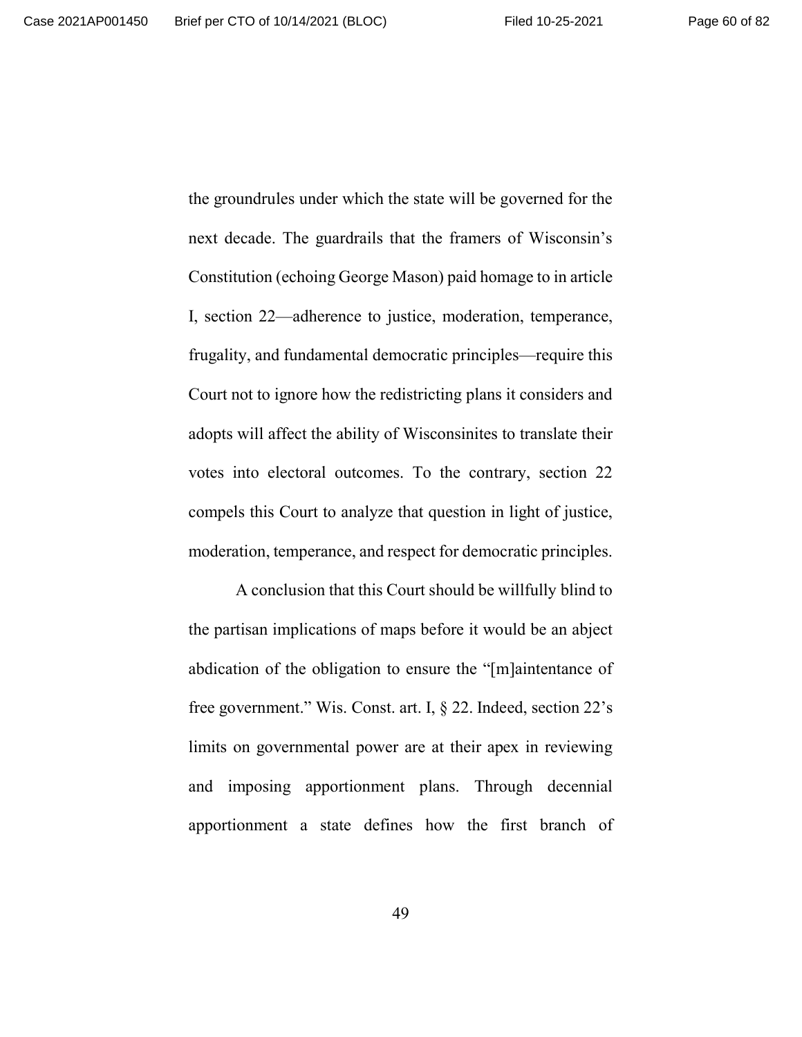the groundrules under which the state will be governed for the next decade. The guardrails that the framers of Wisconsin's Constitution (echoing George Mason) paid homage to in article I, section 22—adherence to justice, moderation, temperance, frugality, and fundamental democratic principles—require this Court not to ignore how the redistricting plans it considers and adopts will affect the ability of Wisconsinites to translate their votes into electoral outcomes. To the contrary, section 22 compels this Court to analyze that question in light of justice, moderation, temperance, and respect for democratic principles.

A conclusion that this Court should be willfully blind to the partisan implications of maps before it would be an abject abdication of the obligation to ensure the "[m]aintentance of free government." Wis. Const. art. I, § 22. Indeed, section 22's limits on governmental power are at their apex in reviewing and imposing apportionment plans. Through decennial apportionment a state defines how the first branch of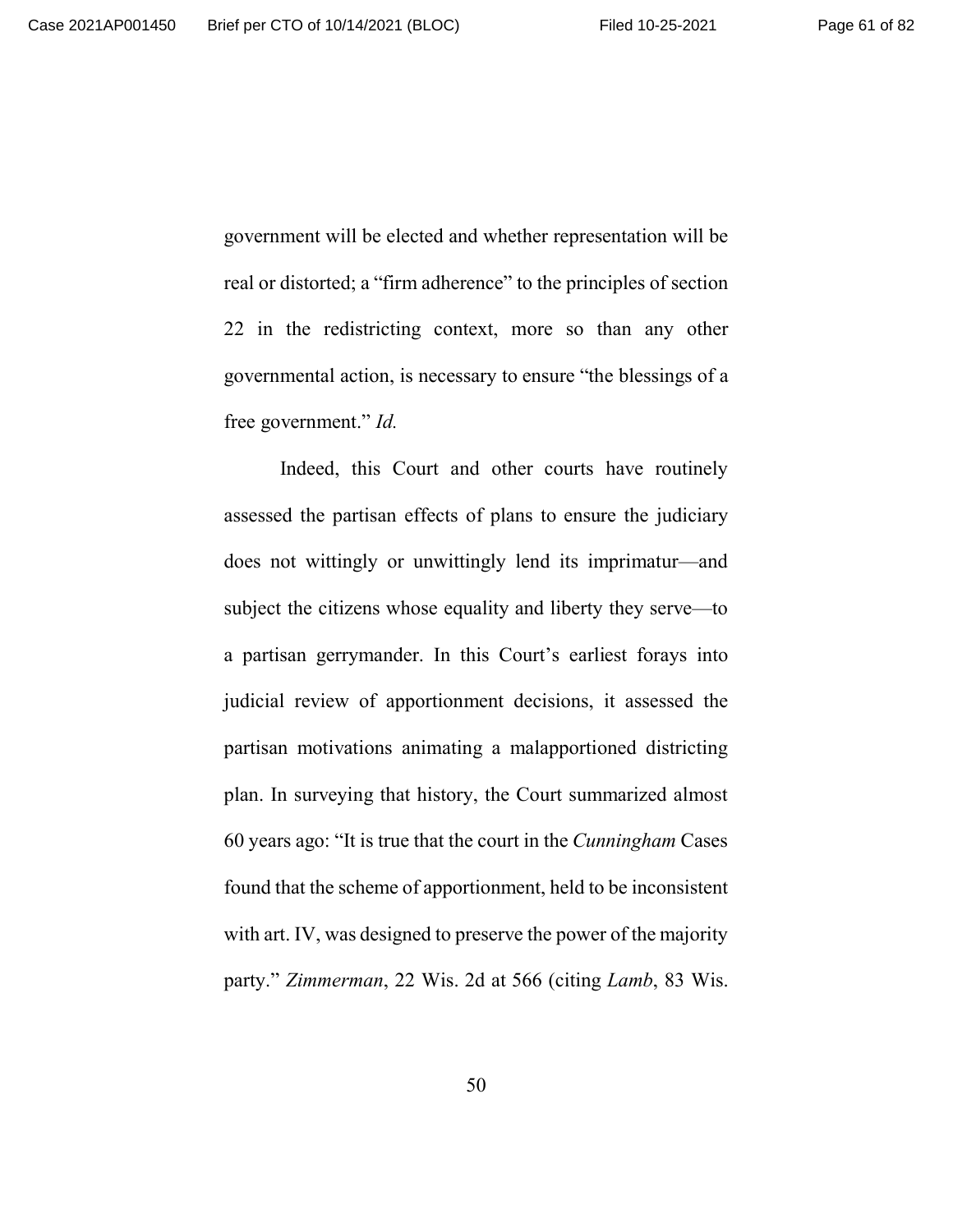government will be elected and whether representation will be real or distorted; a "firm adherence" to the principles of section 22 in the redistricting context, more so than any other governmental action, is necessary to ensure "the blessings of a free government." *Id.*

Indeed, this Court and other courts have routinely assessed the partisan effects of plans to ensure the judiciary does not wittingly or unwittingly lend its imprimatur—and subject the citizens whose equality and liberty they serve—to a partisan gerrymander. In this Court's earliest forays into judicial review of apportionment decisions, it assessed the partisan motivations animating a malapportioned districting plan. In surveying that history, the Court summarized almost 60 years ago: "It is true that the court in the *Cunningham* Cases found that the scheme of apportionment, held to be inconsistent with art. IV, was designed to preserve the power of the majority party." *Zimmerman*, 22 Wis. 2d at 566 (citing *Lamb*, 83 Wis.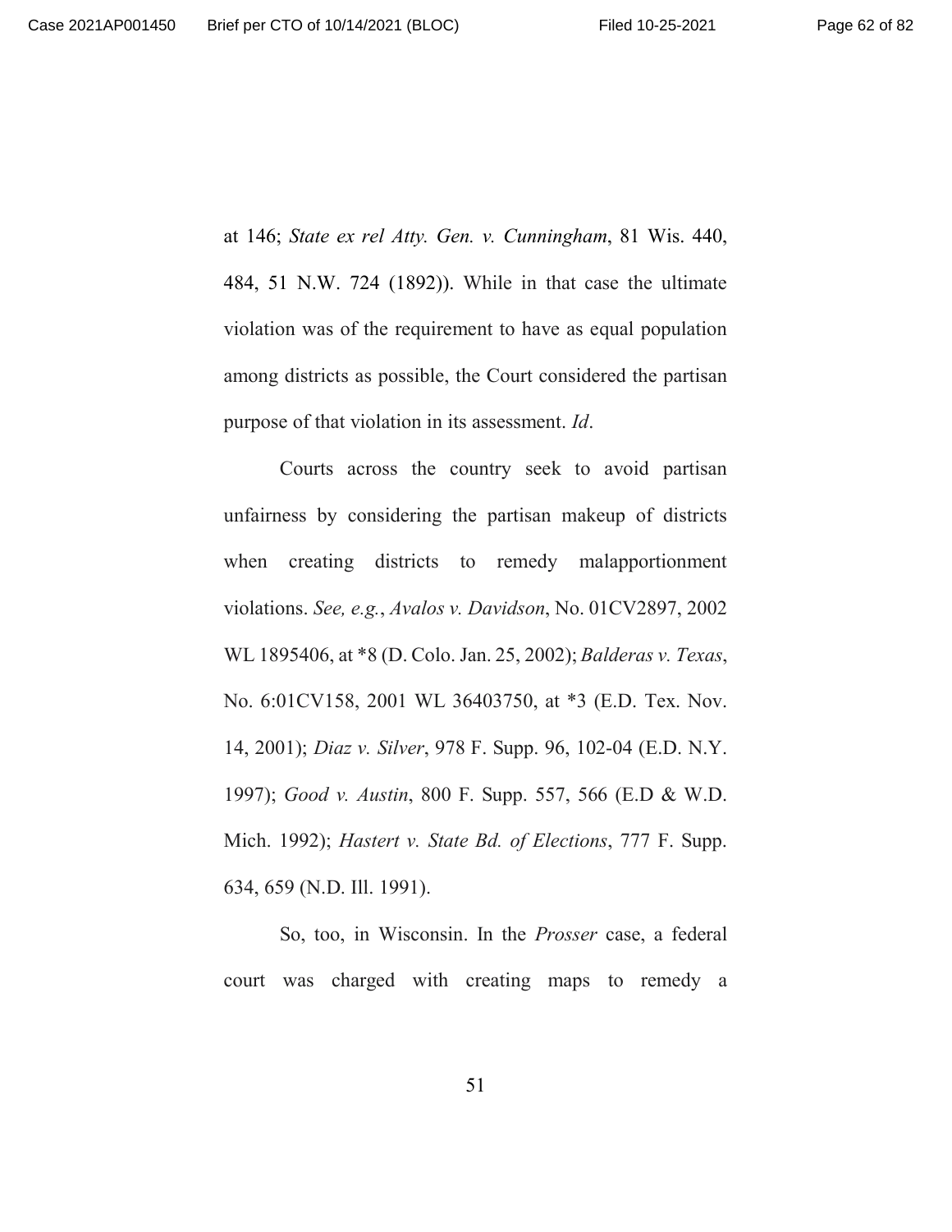at 146; *State ex rel Atty. Gen. v. Cunningham*, 81 Wis. 440, 484, 51 N.W. 724 (1892)). While in that case the ultimate violation was of the requirement to have as equal population among districts as possible, the Court considered the partisan purpose of that violation in its assessment. *Id*.

Courts across the country seek to avoid partisan unfairness by considering the partisan makeup of districts when creating districts to remedy malapportionment violations. *See, e.g.*, *Avalos v. Davidson*, No. 01CV2897, 2002 WL 1895406, at *8 (D. Colo. Jan. 25, 2002); *Balderas v. Texas*, No. 6:01CV158, 2001 WL 36403750, at *3 (E.D. Tex. Nov. 14, 2001); *Diaz v. Silver*, 978 F. Supp. 96, 102-04 (E.D. N.Y. 1997); *Good v. Austin*, 800 F. Supp. 557, 566 (E.D & W.D. Mich. 1992); *Hastert v. State Bd. of Elections*, 777 F. Supp. 634, 659 (N.D. Ill. 1991).

So, too, in Wisconsin. In the *Prosser* case, a federal court was charged with creating maps to remedy a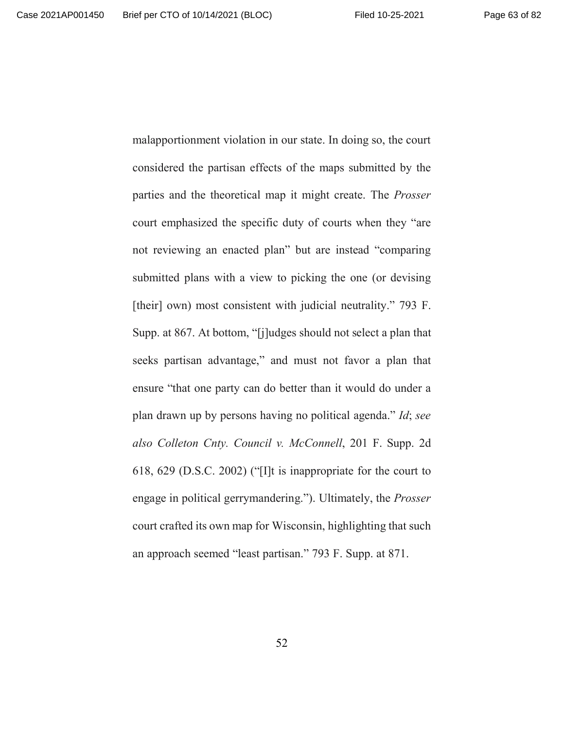malapportionment violation in our state. In doing so, the court considered the partisan effects of the maps submitted by the parties and the theoretical map it might create. The *Prosser* court emphasized the specific duty of courts when they "are not reviewing an enacted plan" but are instead "comparing submitted plans with a view to picking the one (or devising [their] own) most consistent with judicial neutrality." 793 F. Supp. at 867. At bottom, "[j]udges should not select a plan that seeks partisan advantage," and must not favor a plan that ensure "that one party can do better than it would do under a plan drawn up by persons having no political agenda." *Id*; *see also Colleton Cnty. Council v. McConnell*, 201 F. Supp. 2d 618, 629 (D.S.C. 2002) ("[I]t is inappropriate for the court to engage in political gerrymandering."). Ultimately, the *Prosser* court crafted its own map for Wisconsin, highlighting that such an approach seemed "least partisan." 793 F. Supp. at 871.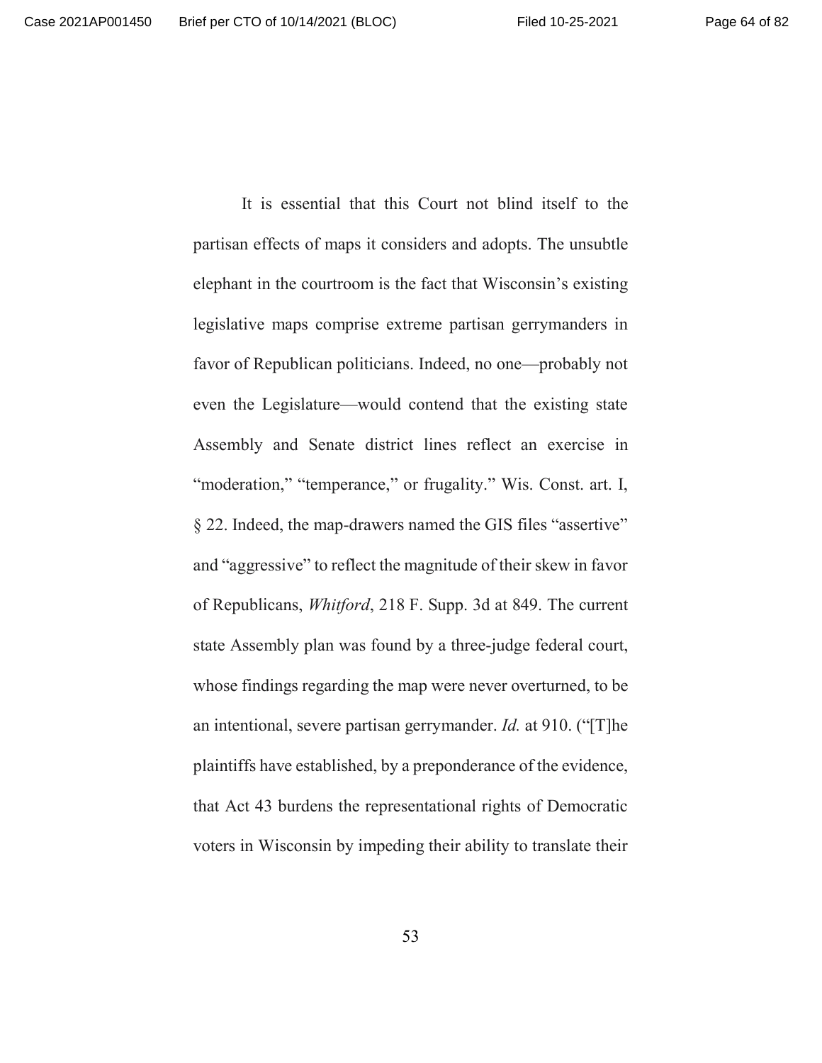It is essential that this Court not blind itself to the partisan effects of maps it considers and adopts. The unsubtle elephant in the courtroom is the fact that Wisconsin's existing legislative maps comprise extreme partisan gerrymanders in favor of Republican politicians. Indeed, no one—probably not even the Legislature—would contend that the existing state Assembly and Senate district lines reflect an exercise in "moderation," "temperance," or frugality." Wis. Const. art. I, § 22. Indeed, the map-drawers named the GIS files "assertive" and "aggressive" to reflect the magnitude of their skew in favor of Republicans, *Whitford*, 218 F. Supp. 3d at 849. The current state Assembly plan was found by a three-judge federal court, whose findings regarding the map were never overturned, to be an intentional, severe partisan gerrymander. *Id.* at 910. ("[T]he plaintiffs have established, by a preponderance of the evidence, that Act 43 burdens the representational rights of Democratic voters in Wisconsin by impeding their ability to translate their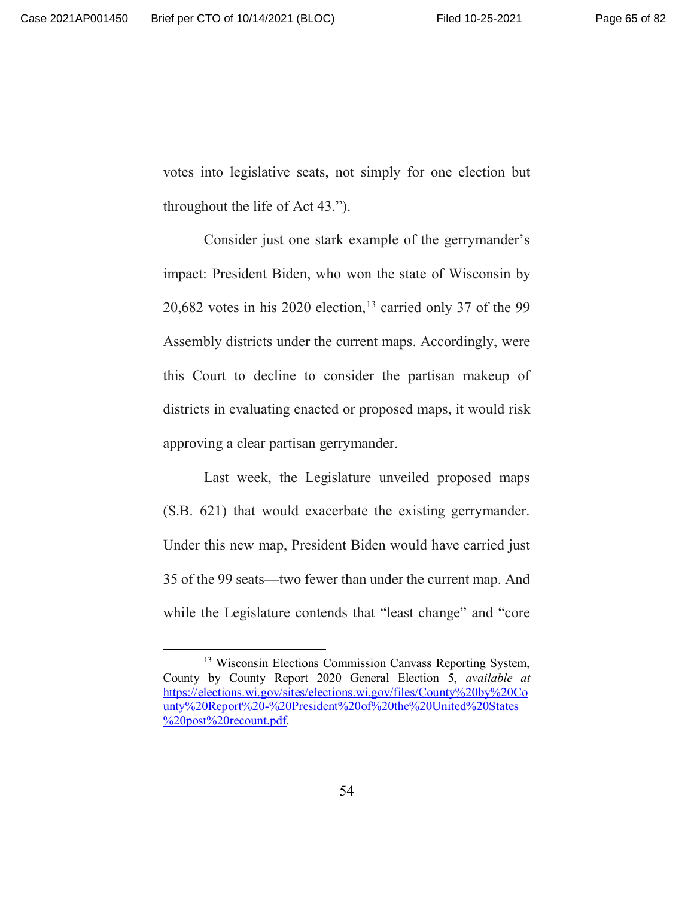votes into legislative seats, not simply for one election but throughout the life of Act 43.").

Consider just one stark example of the gerrymander's impact: President Biden, who won the state of Wisconsin by 20,682 votes in his 2020 election,[13] carried only 37 of the 99 Assembly districts under the current maps. Accordingly, were this Court to decline to consider the partisan makeup of districts in evaluating enacted or proposed maps, it would risk approving a clear partisan gerrymander.

Last week, the Legislature unveiled proposed maps (S.B. 621) that would exacerbate the existing gerrymander. Under this new map, President Biden would have carried just 35 of the 99 seats—two fewer than under the current map. And while the Legislature contends that "least change" and "core

---

[13] Wisconsin Elections Commission Canvass Reporting System, County by County Report 2020 General Election 5, *available at* https://elections.wi.gov/sites/elections.wi.gov/files/County%20by%20County%20Report%20-%20President%20of%20the%20United%20States%20post%20recount.pdf.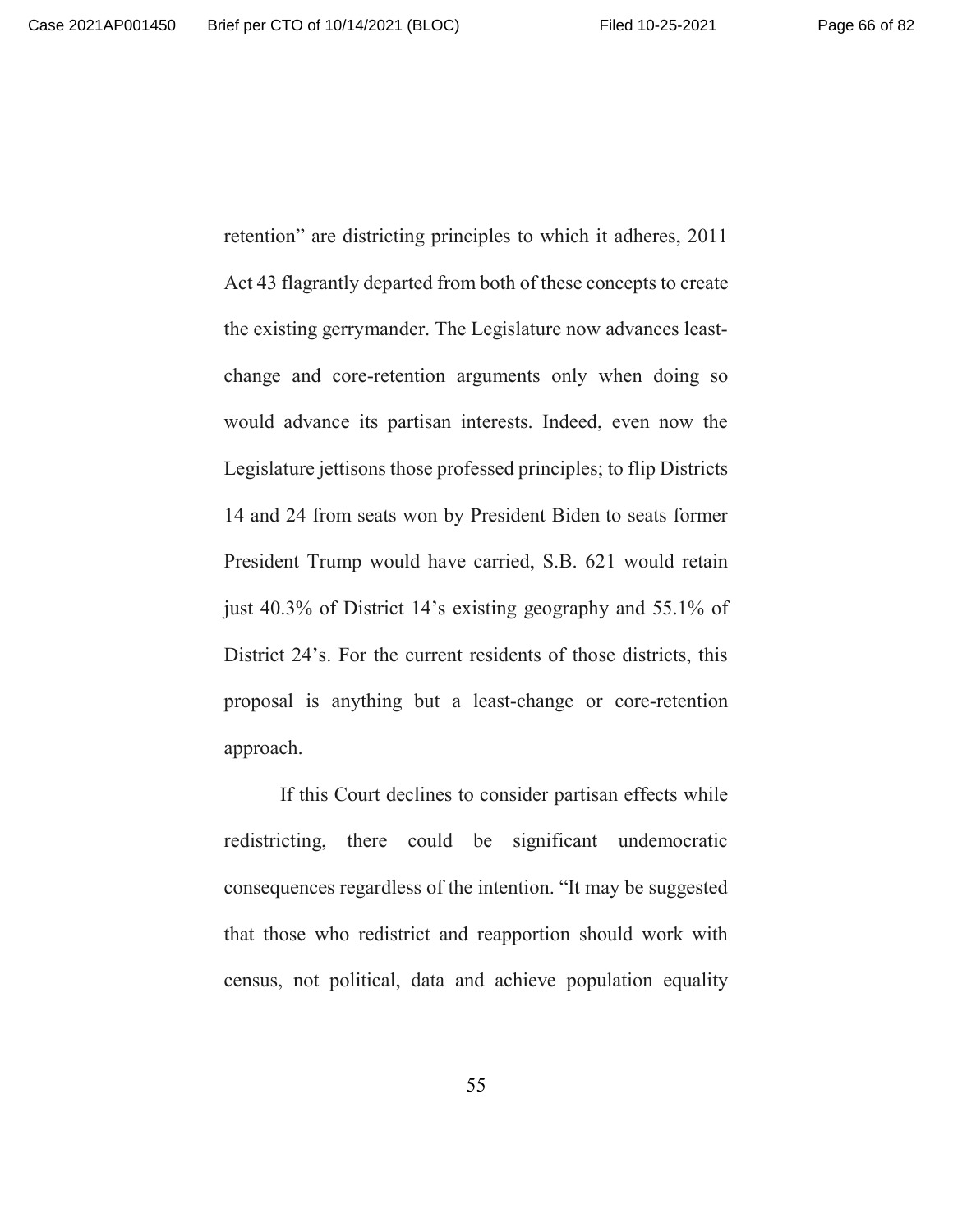retention" are districting principles to which it adheres, 2011 Act 43 flagrantly departed from both of these concepts to create the existing gerrymander. The Legislature now advances least-change and core-retention arguments only when doing so would advance its partisan interests. Indeed, even now the Legislature jettisons those professed principles; to flip Districts 14 and 24 from seats won by President Biden to seats former President Trump would have carried, S.B. 621 would retain just 40.3% of District 14's existing geography and 55.1% of District 24's. For the current residents of those districts, this proposal is anything but a least-change or core-retention approach.

If this Court declines to consider partisan effects while redistricting, there could be significant undemocratic consequences regardless of the intention. "It may be suggested that those who redistrict and reapportion should work with census, not political, data and achieve population equality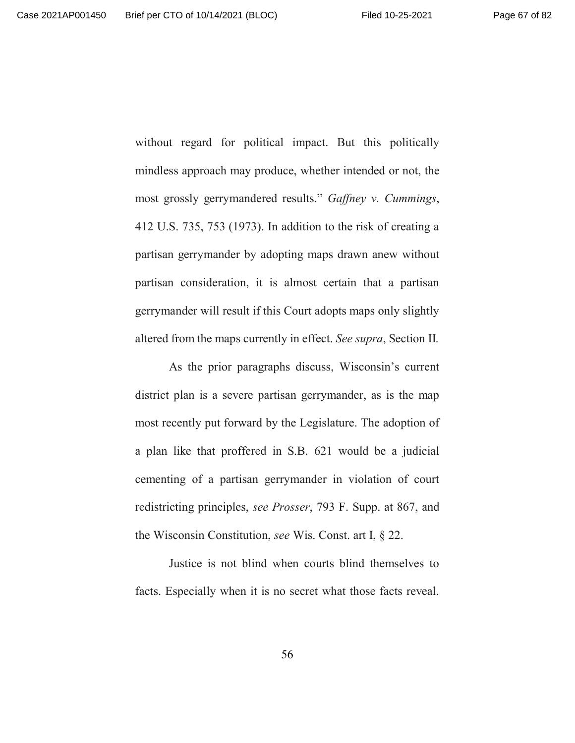without regard for political impact. But this politically mindless approach may produce, whether intended or not, the most grossly gerrymandered results." *Gaffney v. Cummings*, 412 U.S. 735, 753 (1973). In addition to the risk of creating a partisan gerrymander by adopting maps drawn anew without partisan consideration, it is almost certain that a partisan gerrymander will result if this Court adopts maps only slightly altered from the maps currently in effect. *See supra*, Section II.

As the prior paragraphs discuss, Wisconsin's current district plan is a severe partisan gerrymander, as is the map most recently put forward by the Legislature. The adoption of a plan like that proffered in S.B. 621 would be a judicial cementing of a partisan gerrymander in violation of court redistricting principles, *see Prosser*, 793 F. Supp. at 867, and the Wisconsin Constitution, *see* Wis. Const. art I, § 22.

Justice is not blind when courts blind themselves to facts. Especially when it is no secret what those facts reveal.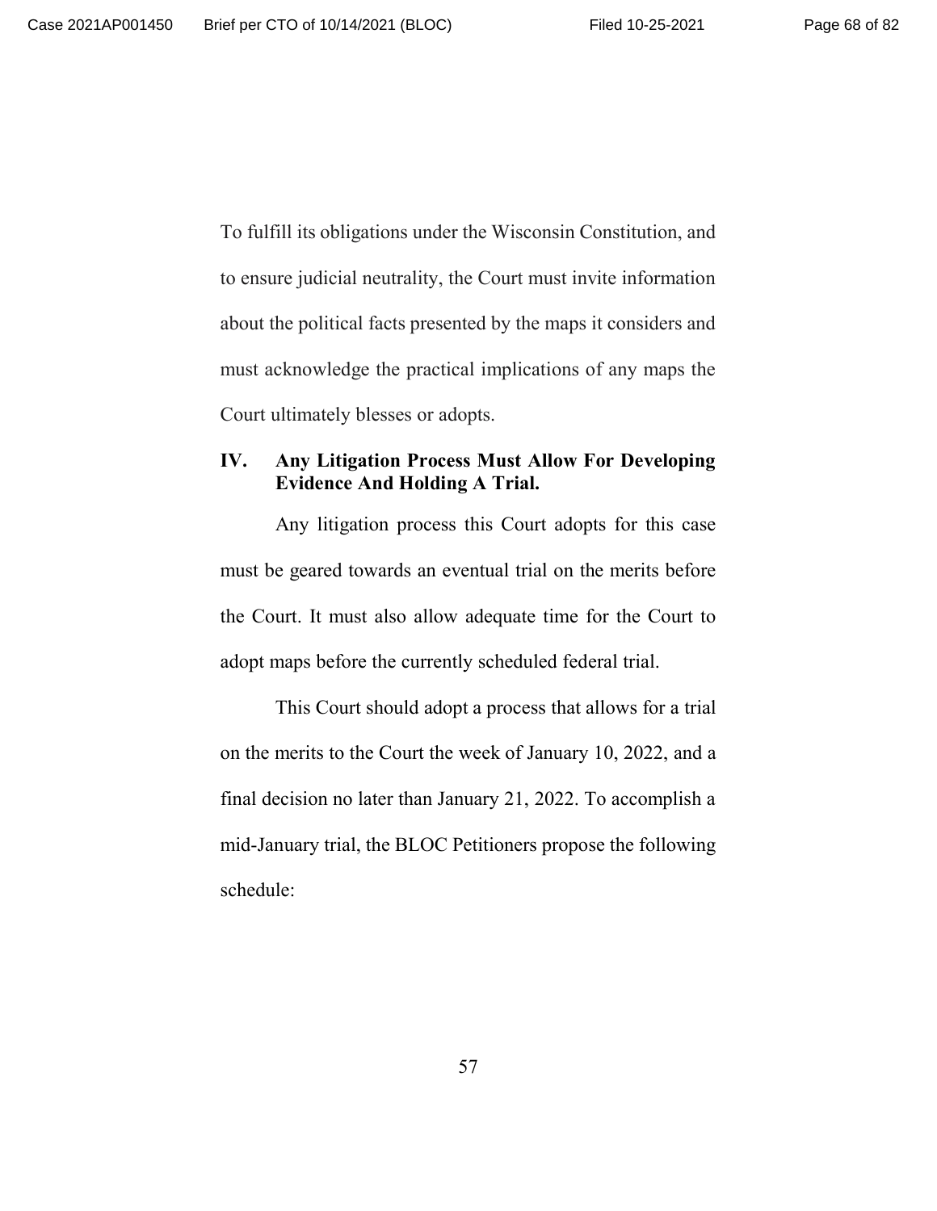To fulfill its obligations under the Wisconsin Constitution, and to ensure judicial neutrality, the Court must invite information about the political facts presented by the maps it considers and must acknowledge the practical implications of any maps the Court ultimately blesses or adopts.

## IV. Any Litigation Process Must Allow For Developing Evidence And Holding A Trial.

Any litigation process this Court adopts for this case must be geared towards an eventual trial on the merits before the Court. It must also allow adequate time for the Court to adopt maps before the currently scheduled federal trial.

This Court should adopt a process that allows for a trial on the merits to the Court the week of January 10, 2022, and a final decision no later than January 21, 2022. To accomplish a mid-January trial, the BLOC Petitioners propose the following schedule: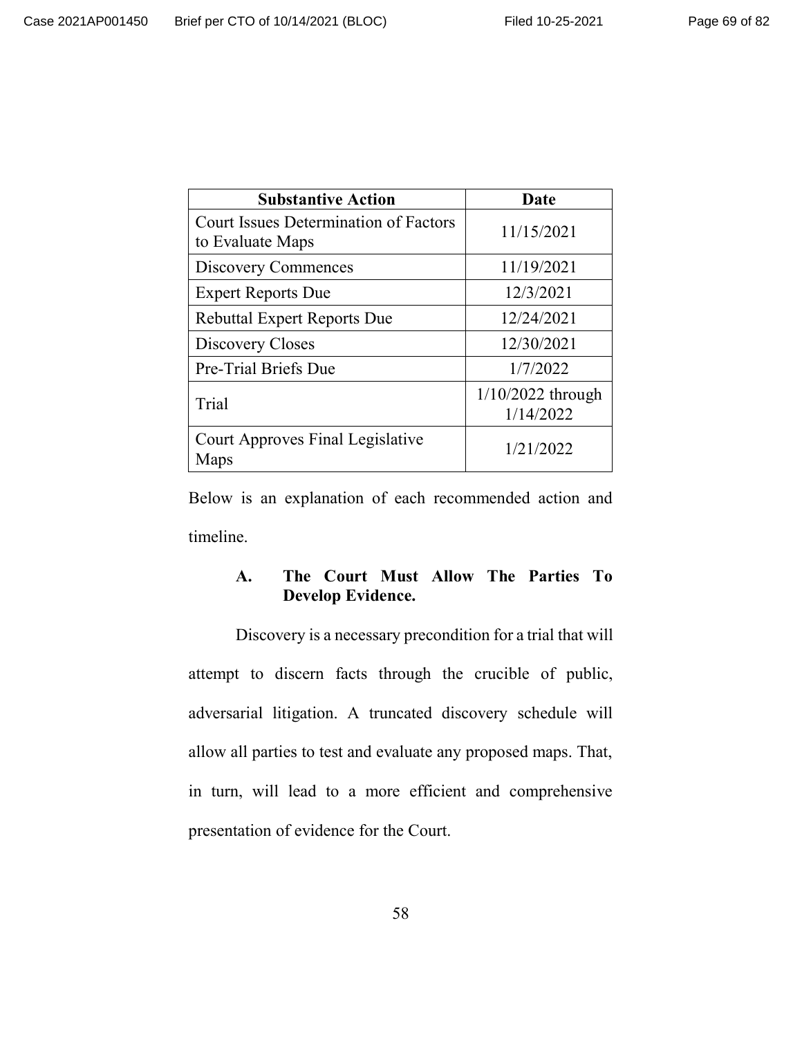| Substantive Action | Date |
| --- | --- |
| Court Issues Determination of Factors to Evaluate Maps | 11/15/2021 |
| Discovery Commences | 11/19/2021 |
| Expert Reports Due | 12/3/2021 |
| Rebuttal Expert Reports Due | 12/24/2021 |
| Discovery Closes | 12/30/2021 |
| Pre-Trial Briefs Due | 1/7/2022 |
| Trial | 1/10/2022 through 1/14/2022 |
| Court Approves Final Legislative Maps | 1/21/2022 |

Below is an explanation of each recommended action and timeline.

### A. The Court Must Allow The Parties To Develop Evidence.

Discovery is a necessary precondition for a trial that will attempt to discern facts through the crucible of public, adversarial litigation. A truncated discovery schedule will allow all parties to test and evaluate any proposed maps. That, in turn, will lead to a more efficient and comprehensive presentation of evidence for the Court.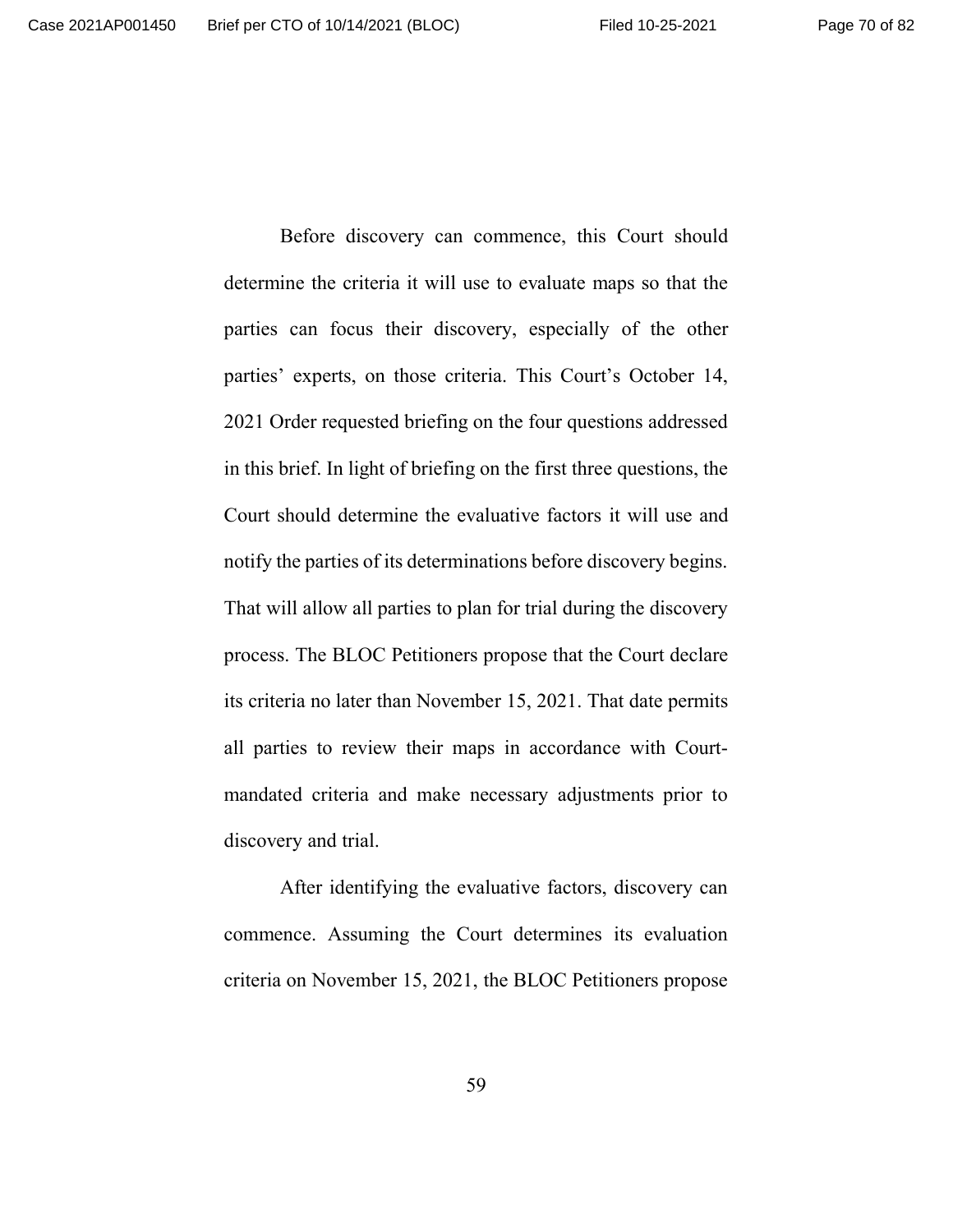Before discovery can commence, this Court should determine the criteria it will use to evaluate maps so that the parties can focus their discovery, especially of the other parties' experts, on those criteria. This Court's October 14, 2021 Order requested briefing on the four questions addressed in this brief. In light of briefing on the first three questions, the Court should determine the evaluative factors it will use and notify the parties of its determinations before discovery begins. That will allow all parties to plan for trial during the discovery process. The BLOC Petitioners propose that the Court declare its criteria no later than November 15, 2021. That date permits all parties to review their maps in accordance with Court-mandated criteria and make necessary adjustments prior to discovery and trial.

After identifying the evaluative factors, discovery can commence. Assuming the Court determines its evaluation criteria on November 15, 2021, the BLOC Petitioners propose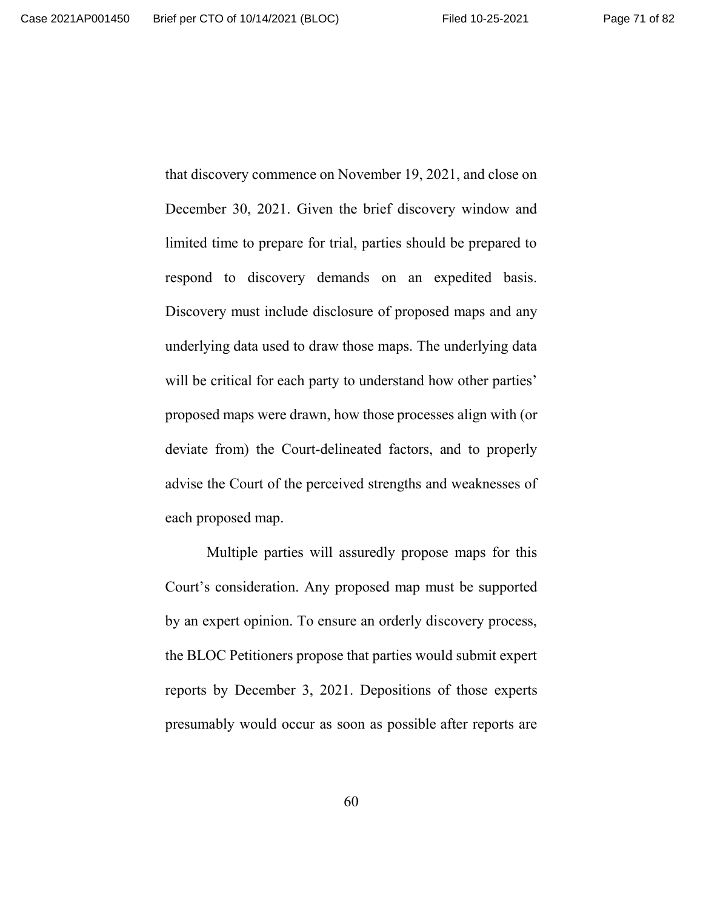that discovery commence on November 19, 2021, and close on December 30, 2021. Given the brief discovery window and limited time to prepare for trial, parties should be prepared to respond to discovery demands on an expedited basis. Discovery must include disclosure of proposed maps and any underlying data used to draw those maps. The underlying data will be critical for each party to understand how other parties' proposed maps were drawn, how those processes align with (or deviate from) the Court-delineated factors, and to properly advise the Court of the perceived strengths and weaknesses of each proposed map.

Multiple parties will assuredly propose maps for this Court's consideration. Any proposed map must be supported by an expert opinion. To ensure an orderly discovery process, the BLOC Petitioners propose that parties would submit expert reports by December 3, 2021. Depositions of those experts presumably would occur as soon as possible after reports are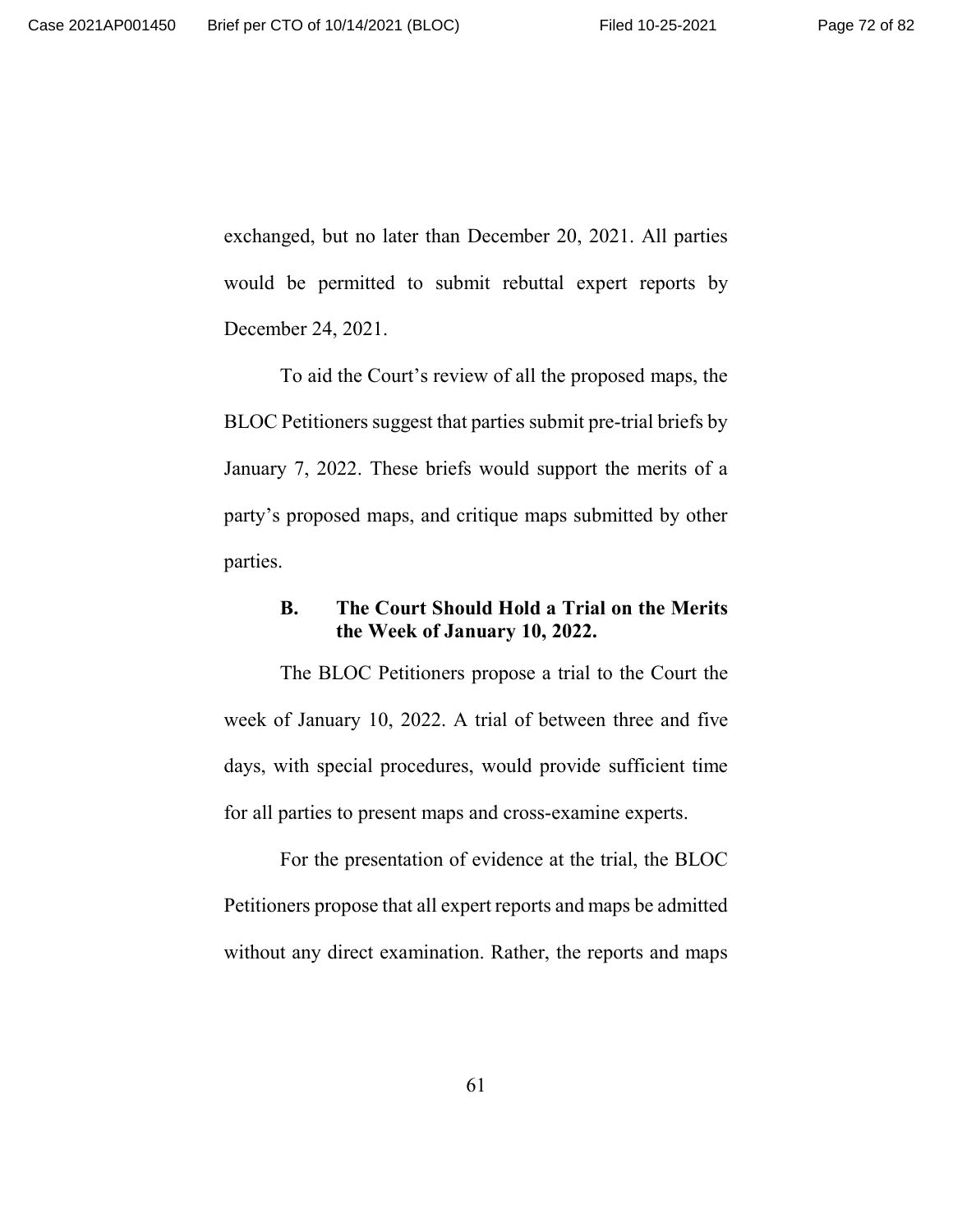exchanged, but no later than December 20, 2021. All parties would be permitted to submit rebuttal expert reports by December 24, 2021.

To aid the Court's review of all the proposed maps, the BLOC Petitioners suggest that parties submit pre-trial briefs by January 7, 2022. These briefs would support the merits of a party's proposed maps, and critique maps submitted by other parties.

### B. The Court Should Hold a Trial on the Merits the Week of January 10, 2022.

The BLOC Petitioners propose a trial to the Court the week of January 10, 2022. A trial of between three and five days, with special procedures, would provide sufficient time for all parties to present maps and cross-examine experts.

For the presentation of evidence at the trial, the BLOC Petitioners propose that all expert reports and maps be admitted without any direct examination. Rather, the reports and maps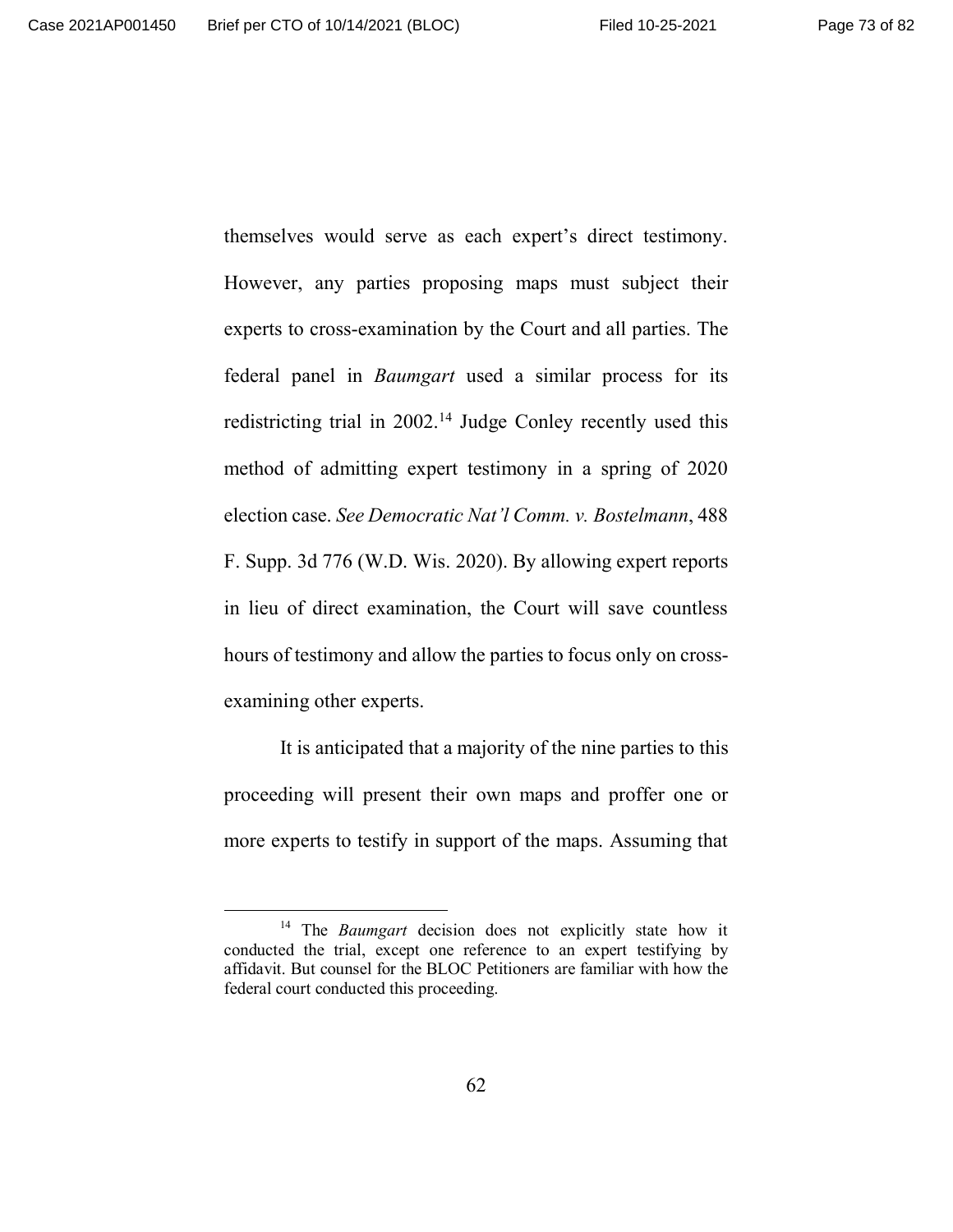themselves would serve as each expert's direct testimony. However, any parties proposing maps must subject their experts to cross-examination by the Court and all parties. The federal panel in *Baumgart* used a similar process for its redistricting trial in 2002.[14] Judge Conley recently used this method of admitting expert testimony in a spring of 2020 election case. *See Democratic Nat'l Comm. v. Bostelmann*, 488 F. Supp. 3d 776 (W.D. Wis. 2020). By allowing expert reports in lieu of direct examination, the Court will save countless hours of testimony and allow the parties to focus only on cross-examining other experts.

It is anticipated that a majority of the nine parties to this proceeding will present their own maps and proffer one or more experts to testify in support of the maps. Assuming that

---

[14] The *Baumgart* decision does not explicitly state how it conducted the trial, except one reference to an expert testifying by affidavit. But counsel for the BLOC Petitioners are familiar with how the federal court conducted this proceeding.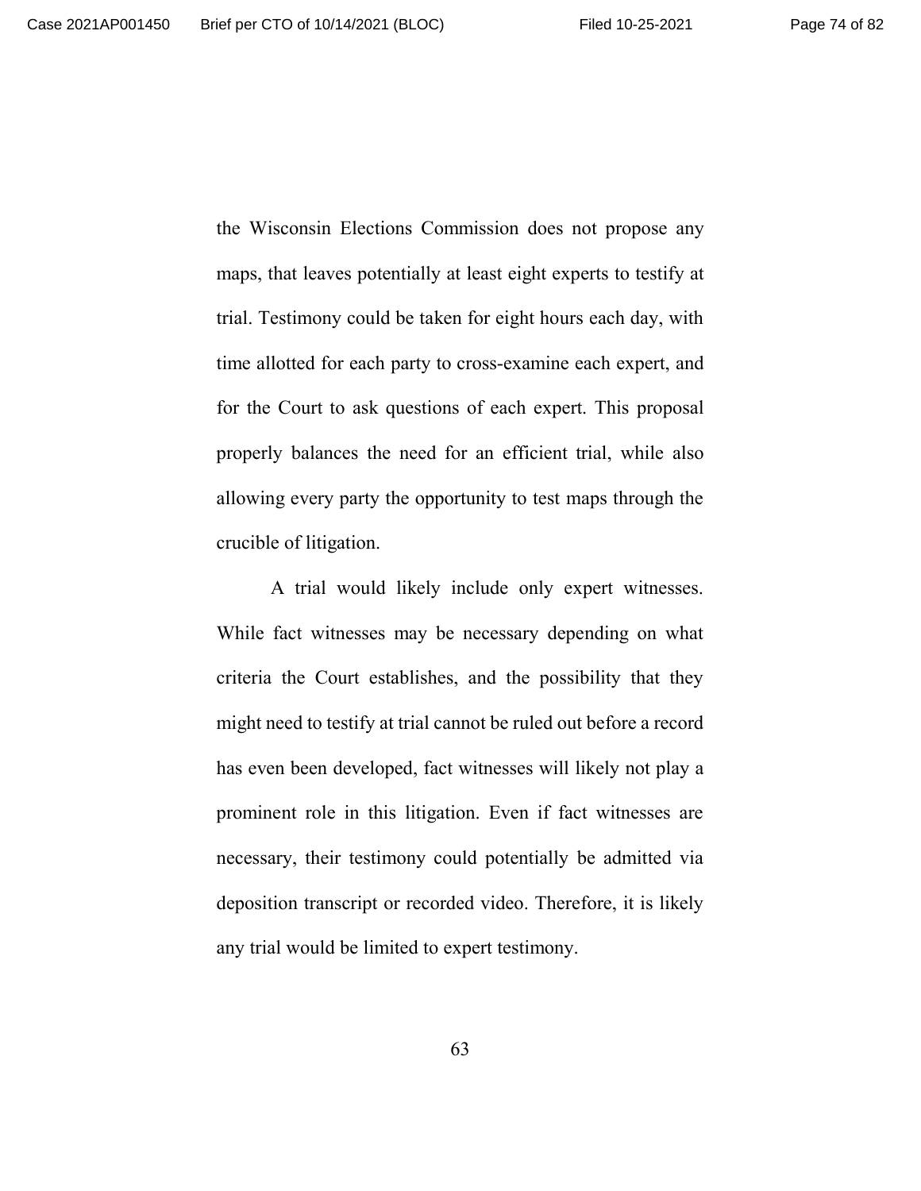the Wisconsin Elections Commission does not propose any maps, that leaves potentially at least eight experts to testify at trial. Testimony could be taken for eight hours each day, with time allotted for each party to cross-examine each expert, and for the Court to ask questions of each expert. This proposal properly balances the need for an efficient trial, while also allowing every party the opportunity to test maps through the crucible of litigation.

A trial would likely include only expert witnesses. While fact witnesses may be necessary depending on what criteria the Court establishes, and the possibility that they might need to testify at trial cannot be ruled out before a record has even been developed, fact witnesses will likely not play a prominent role in this litigation. Even if fact witnesses are necessary, their testimony could potentially be admitted via deposition transcript or recorded video. Therefore, it is likely any trial would be limited to expert testimony.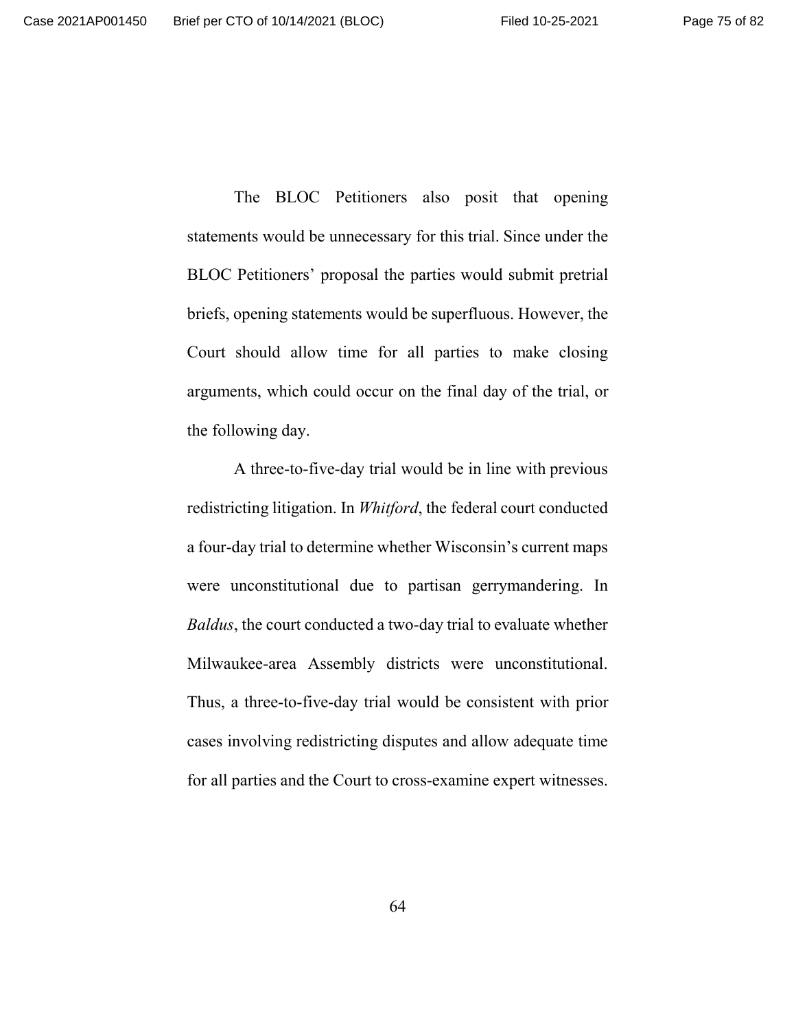The BLOC Petitioners also posit that opening statements would be unnecessary for this trial. Since under the BLOC Petitioners' proposal the parties would submit pretrial briefs, opening statements would be superfluous. However, the Court should allow time for all parties to make closing arguments, which could occur on the final day of the trial, or the following day.

A three-to-five-day trial would be in line with previous redistricting litigation. In *Whitford*, the federal court conducted a four-day trial to determine whether Wisconsin's current maps were unconstitutional due to partisan gerrymandering. In *Baldus*, the court conducted a two-day trial to evaluate whether Milwaukee-area Assembly districts were unconstitutional. Thus, a three-to-five-day trial would be consistent with prior cases involving redistricting disputes and allow adequate time for all parties and the Court to cross-examine expert witnesses.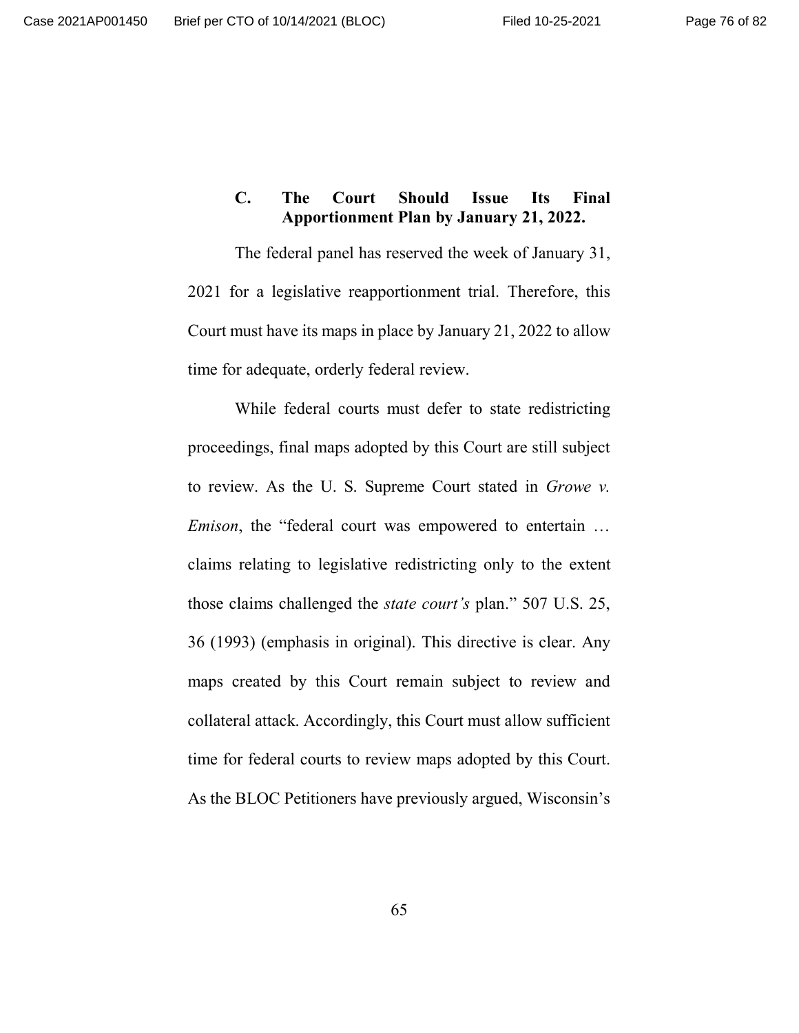### C. The Court Should Issue Its Final Apportionment Plan by January 21, 2022.

The federal panel has reserved the week of January 31, 2021 for a legislative reapportionment trial. Therefore, this Court must have its maps in place by January 21, 2022 to allow time for adequate, orderly federal review.

While federal courts must defer to state redistricting proceedings, final maps adopted by this Court are still subject to review. As the U. S. Supreme Court stated in *Growe v. Emison*, the "federal court was empowered to entertain … claims relating to legislative redistricting only to the extent those claims challenged the *state court's* plan." 507 U.S. 25, 36 (1993) (emphasis in original). This directive is clear. Any maps created by this Court remain subject to review and collateral attack. Accordingly, this Court must allow sufficient time for federal courts to review maps adopted by this Court. As the BLOC Petitioners have previously argued, Wisconsin's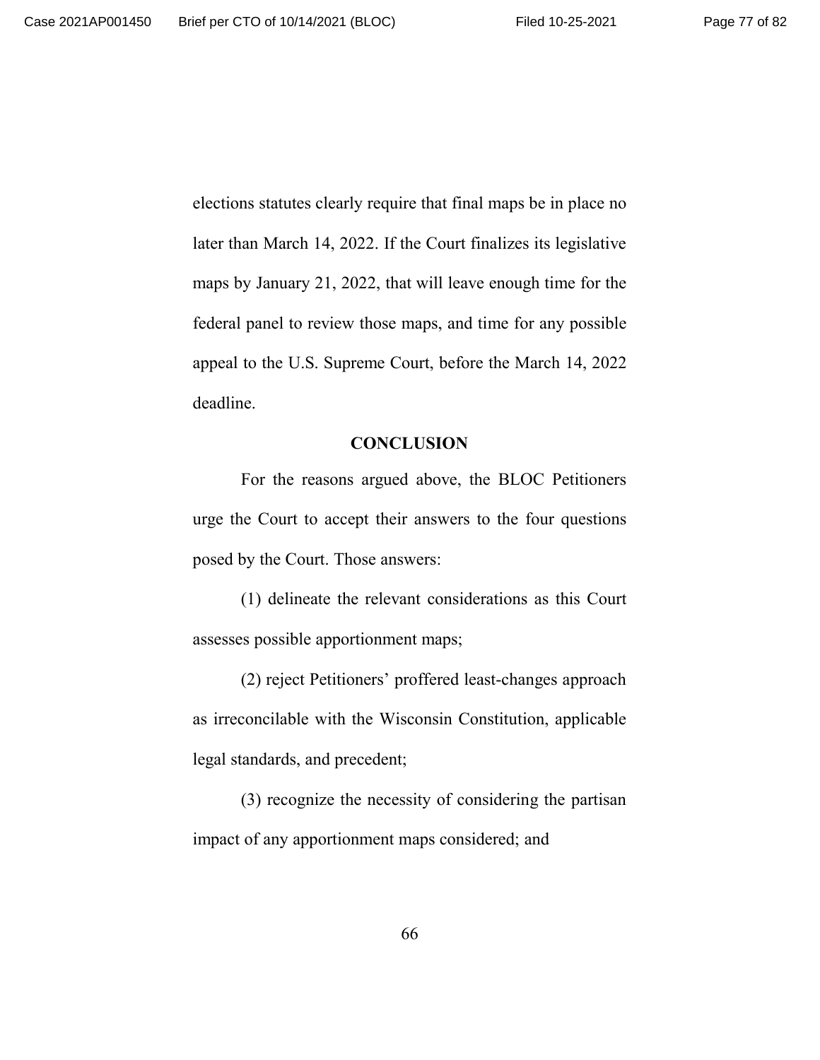elections statutes clearly require that final maps be in place no later than March 14, 2022. If the Court finalizes its legislative maps by January 21, 2022, that will leave enough time for the federal panel to review those maps, and time for any possible appeal to the U.S. Supreme Court, before the March 14, 2022 deadline.

## CONCLUSION

For the reasons argued above, the BLOC Petitioners urge the Court to accept their answers to the four questions posed by the Court. Those answers:

(1) delineate the relevant considerations as this Court assesses possible apportionment maps;

(2) reject Petitioners' proffered least-changes approach as irreconcilable with the Wisconsin Constitution, applicable legal standards, and precedent;

(3) recognize the necessity of considering the partisan impact of any apportionment maps considered; and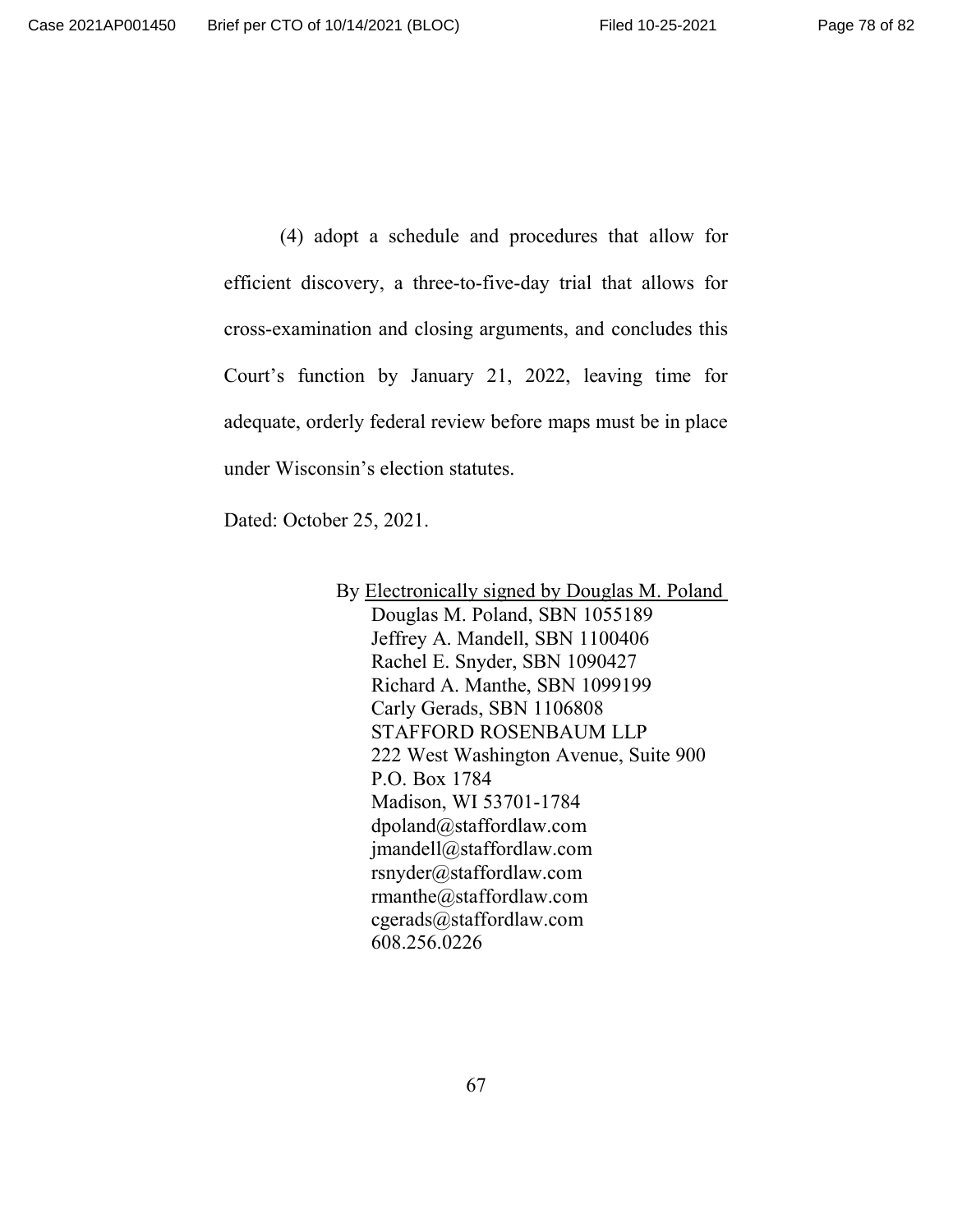(4) adopt a schedule and procedures that allow for efficient discovery, a three-to-five-day trial that allows for cross-examination and closing arguments, and concludes this Court's function by January 21, 2022, leaving time for adequate, orderly federal review before maps must be in place under Wisconsin's election statutes.

Dated: October 25, 2021.

By Electronically signed by Douglas M. Poland  
Douglas M. Poland, SBN 1055189  
Jeffrey A. Mandell, SBN 1100406  
Rachel E. Snyder, SBN 1090427  
Richard A. Manthe, SBN 1099199  
Carly Gerads, SBN 1106808  
STAFFORD ROSENBAUM LLP  
222 West Washington Avenue, Suite 900  
P.O. Box 1784  
Madison, WI 53701-1784  
dpoland@staffordlaw.com  
jmandell@staffordlaw.com  
rsnyder@staffordlaw.com  
rmanthe@staffordlaw.com  
cgerads@staffordlaw.com  
608.256.0226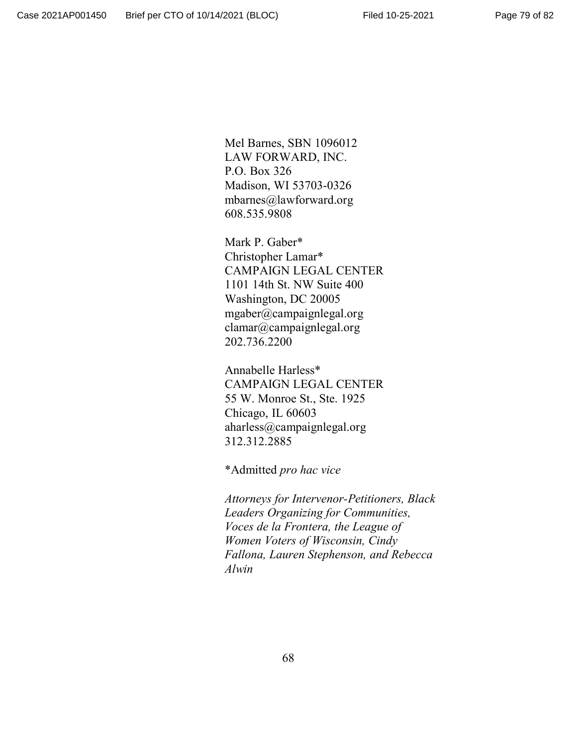Mel Barnes, SBN 1096012
LAW FORWARD, INC.
P.O. Box 326
Madison, WI 53703-0326
mbarnes@lawforward.org
608.535.9808

Mark P. Gaber*
Christopher Lamar*
CAMPAIGN LEGAL CENTER
1101 14th St. NW Suite 400
Washington, DC 20005
mgaber@campaignlegal.org
clamar@campaignlegal.org
202.736.2200

Annabelle Harless*
CAMPAIGN LEGAL CENTER
55 W. Monroe St., Ste. 1925
Chicago, IL 60603
aharless@campaignlegal.org
312.312.2885

*Admitted *pro hac vice*

*Attorneys for Intervenor-Petitioners, Black Leaders Organizing for Communities, Voces de la Frontera, the League of Women Voters of Wisconsin, Cindy Fallona, Lauren Stephenson, and Rebecca Alwin*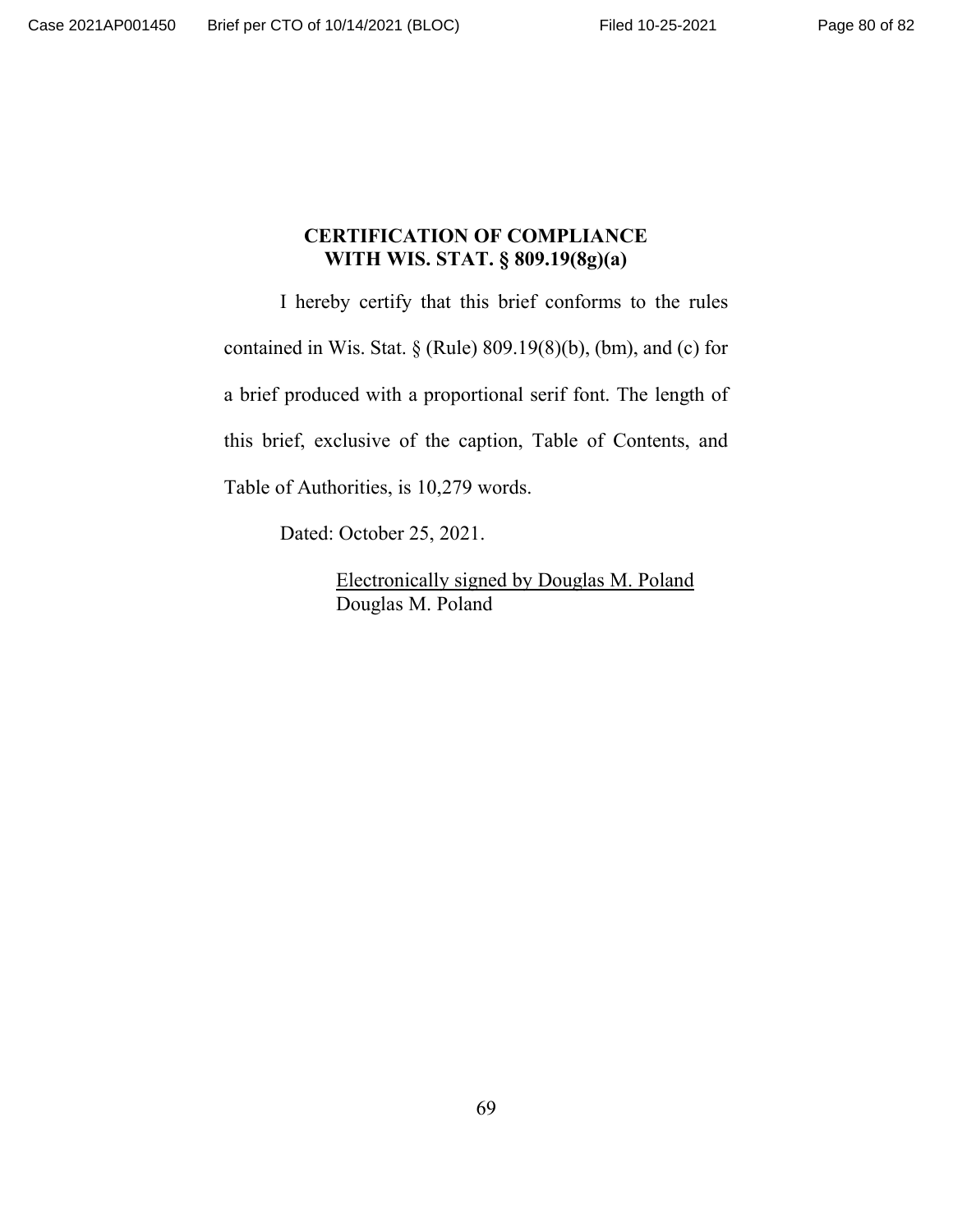**CERTIFICATION OF COMPLIANCE WITH WIS. STAT. § 809.19(8g)(a)**

I hereby certify that this brief conforms to the rules contained in Wis. Stat. § (Rule) 809.19(8)(b), (bm), and (c) for a brief produced with a proportional serif font. The length of this brief, exclusive of the caption, Table of Contents, and Table of Authorities, is 10,279 words.

Dated: October 25, 2021.

Electronically signed by Douglas M. Poland
Douglas M. Poland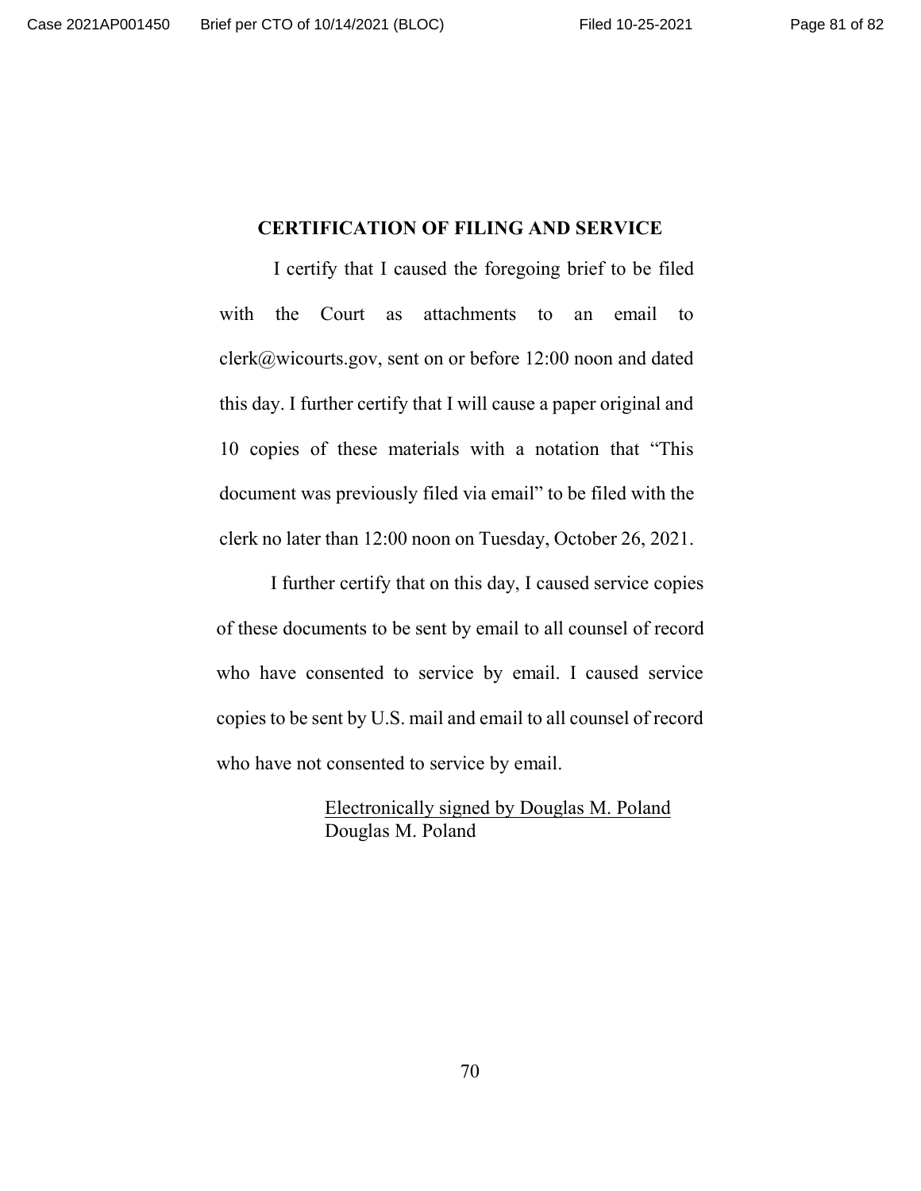## CERTIFICATION OF FILING AND SERVICE

I certify that I caused the foregoing brief to be filed with the Court as attachments to an email to clerk@wicourts.gov, sent on or before 12:00 noon and dated this day. I further certify that I will cause a paper original and 10 copies of these materials with a notation that "This document was previously filed via email" to be filed with the clerk no later than 12:00 noon on Tuesday, October 26, 2021.

I further certify that on this day, I caused service copies of these documents to be sent by email to all counsel of record who have consented to service by email. I caused service copies to be sent by U.S. mail and email to all counsel of record who have not consented to service by email.

Electronically signed by Douglas M. Poland
Douglas M. Poland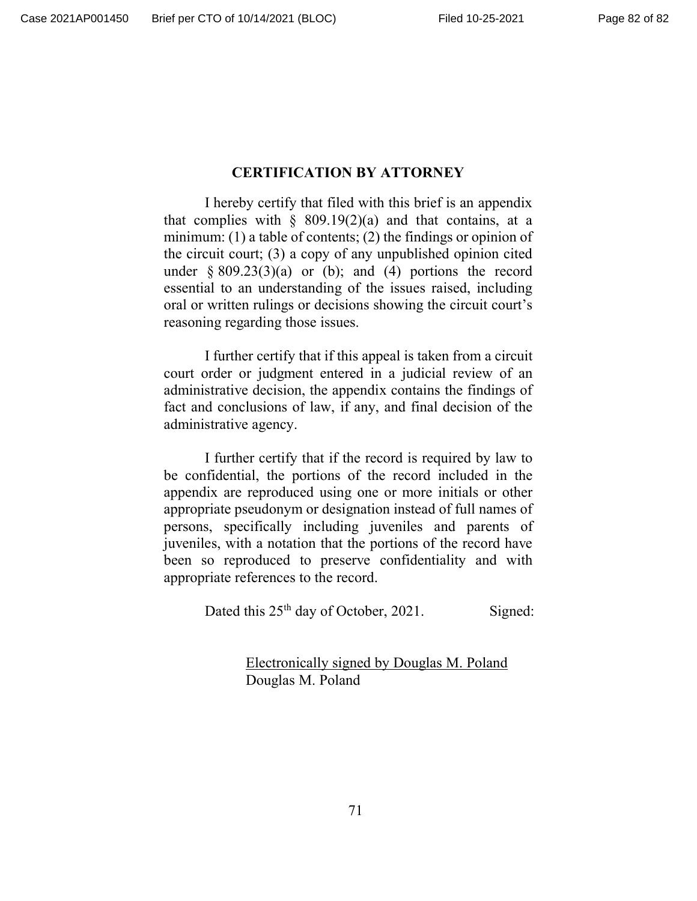## CERTIFICATION BY ATTORNEY

I hereby certify that filed with this brief is an appendix that complies with § 809.19(2)(a) and that contains, at a minimum: (1) a table of contents; (2) the findings or opinion of the circuit court; (3) a copy of any unpublished opinion cited under § 809.23(3)(a) or (b); and (4) portions the record essential to an understanding of the issues raised, including oral or written rulings or decisions showing the circuit court's reasoning regarding those issues.

I further certify that if this appeal is taken from a circuit court order or judgment entered in a judicial review of an administrative decision, the appendix contains the findings of fact and conclusions of law, if any, and final decision of the administrative agency.

I further certify that if the record is required by law to be confidential, the portions of the record included in the appendix are reproduced using one or more initials or other appropriate pseudonym or designation instead of full names of persons, specifically including juveniles and parents of juveniles, with a notation that the portions of the record have been so reproduced to preserve confidentiality and with appropriate references to the record.

Dated this 25th day of October, 2021. Signed:

Electronically signed by Douglas M. Poland
Douglas M. Poland